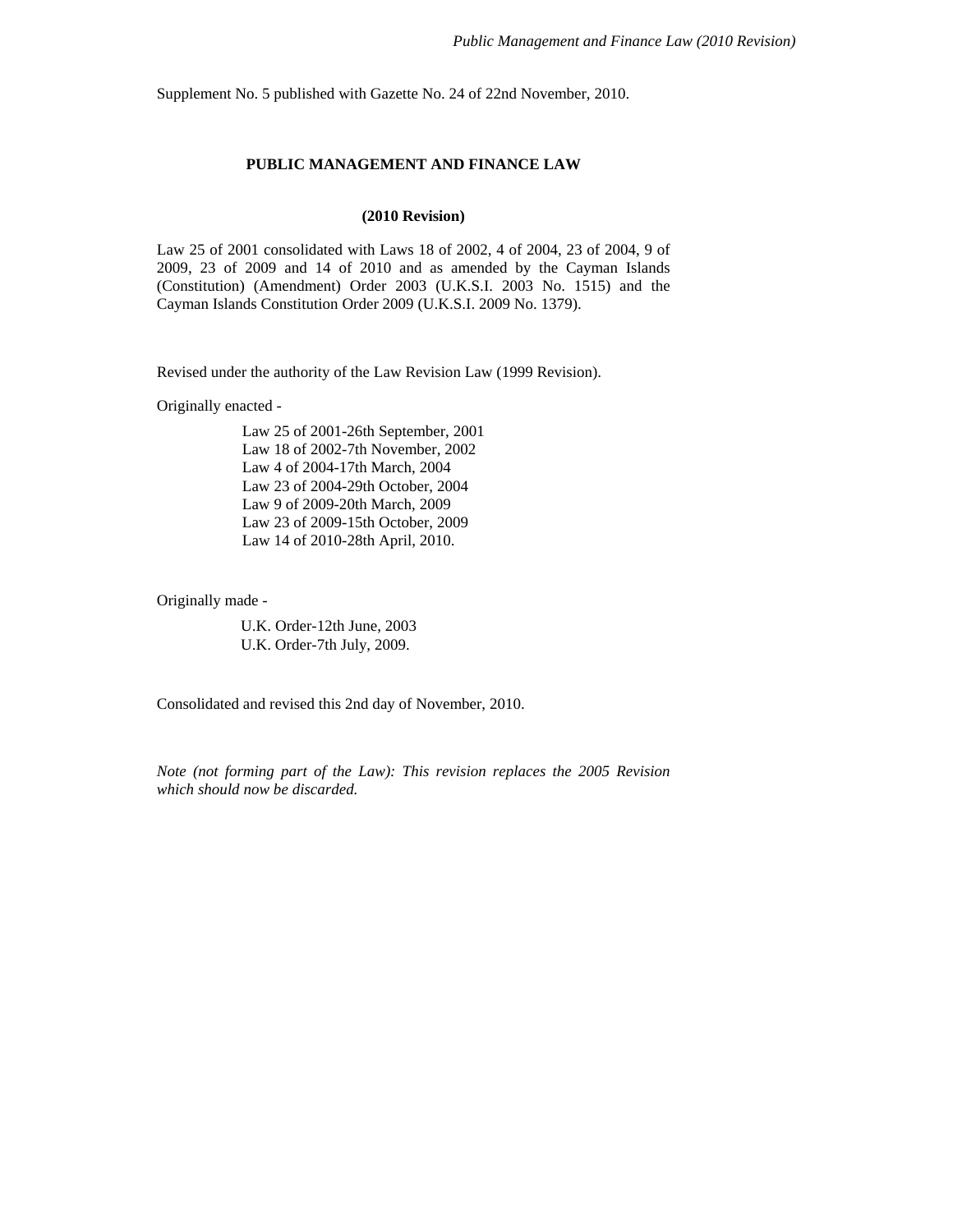Supplement No. 5 published with Gazette No. 24 of 22nd November, 2010.

# PUBLIC MANAGEMENT AND FINANCE LAW

## (2010 Revision)

Law 25 of 2001 consolidated with Laws 18 of 2002, 4 of 2004, 23 of 2004, 9 of 2009, 23 of 2009 and 14 of 2010 and as amended by the Cayman Islands (Constitution) (Amendment) Order 2003 (U.K.S.I. 2003 No. 1515) and the Cayman Islands Constitution Order 2009 (U.K.S.I. 2009 No. 1379).

Revised under the authority of the Law Revision Law (1999 Revision).

Originally enacted -

Law 25 of 2001-26th September, 2001
Law 18 of 2002-7th November, 2002
Law 4 of 2004-17th March, 2004
Law 23 of 2004-29th October, 2004
Law 9 of 2009-20th March, 2009
Law 23 of 2009-15th October, 2009
Law 14 of 2010-28th April, 2010.

Originally made -

U.K. Order-12th June, 2003
U.K. Order-7th July, 2009.

Consolidated and revised this 2nd day of November, 2010.

*Note (not forming part of the Law): This revision replaces the 2005 Revision which should now be discarded.*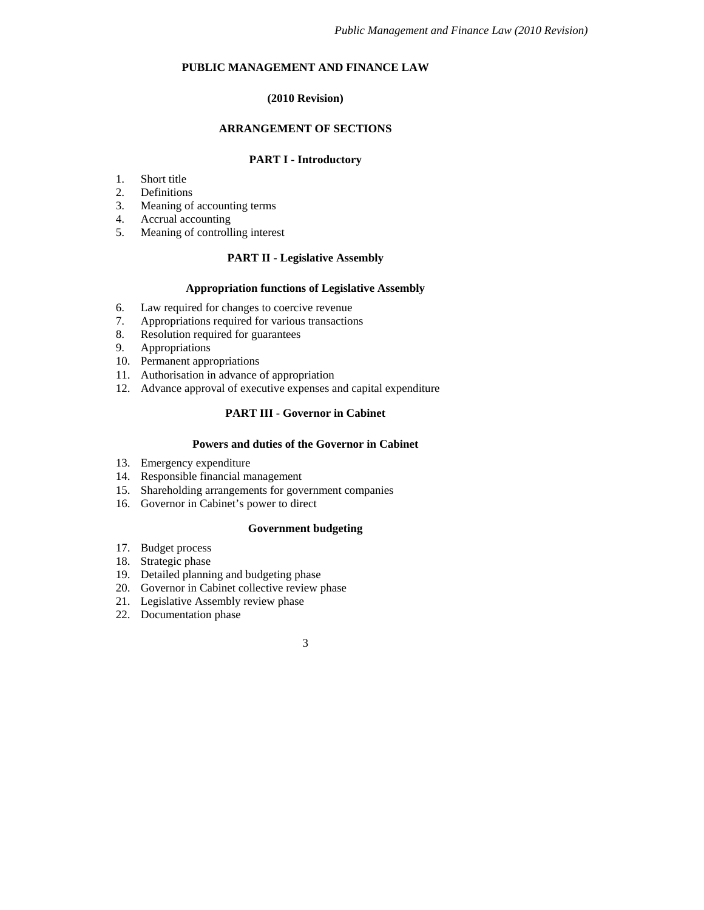# PUBLIC MANAGEMENT AND FINANCE LAW

## (2010 Revision)

## ARRANGEMENT OF SECTIONS

### PART I - Introductory

1. Short title
2. Definitions
3. Meaning of accounting terms
4. Accrual accounting
5. Meaning of controlling interest

### PART II - Legislative Assembly

#### Appropriation functions of Legislative Assembly

6. Law required for changes to coercive revenue
7. Appropriations required for various transactions
8. Resolution required for guarantees
9. Appropriations
10. Permanent appropriations
11. Authorisation in advance of appropriation
12. Advance approval of executive expenses and capital expenditure

### PART III - Governor in Cabinet

#### Powers and duties of the Governor in Cabinet

13. Emergency expenditure
14. Responsible financial management
15. Shareholding arrangements for government companies
16. Governor in Cabinet's power to direct

#### Government budgeting

17. Budget process
18. Strategic phase
19. Detailed planning and budgeting phase
20. Governor in Cabinet collective review phase
21. Legislative Assembly review phase
22. Documentation phase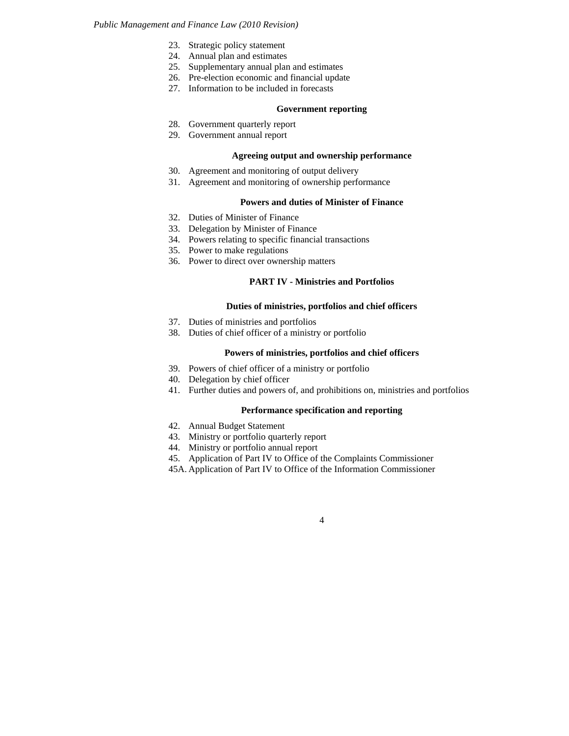23. Strategic policy statement
24. Annual plan and estimates
25. Supplementary annual plan and estimates
26. Pre-election economic and financial update
27. Information to be included in forecasts

**Government reporting**

28. Government quarterly report
29. Government annual report

**Agreeing output and ownership performance**

30. Agreement and monitoring of output delivery
31. Agreement and monitoring of ownership performance

**Powers and duties of Minister of Finance**

32. Duties of Minister of Finance
33. Delegation by Minister of Finance
34. Powers relating to specific financial transactions
35. Power to make regulations
36. Power to direct over ownership matters

**PART IV - Ministries and Portfolios**

**Duties of ministries, portfolios and chief officers**

37. Duties of ministries and portfolios
38. Duties of chief officer of a ministry or portfolio

**Powers of ministries, portfolios and chief officers**

39. Powers of chief officer of a ministry or portfolio
40. Delegation by chief officer
41. Further duties and powers of, and prohibitions on, ministries and portfolios

**Performance specification and reporting**

42. Annual Budget Statement
43. Ministry or portfolio quarterly report
44. Ministry or portfolio annual report
45. Application of Part IV to Office of the Complaints Commissioner

45A. Application of Part IV to Office of the Information Commissioner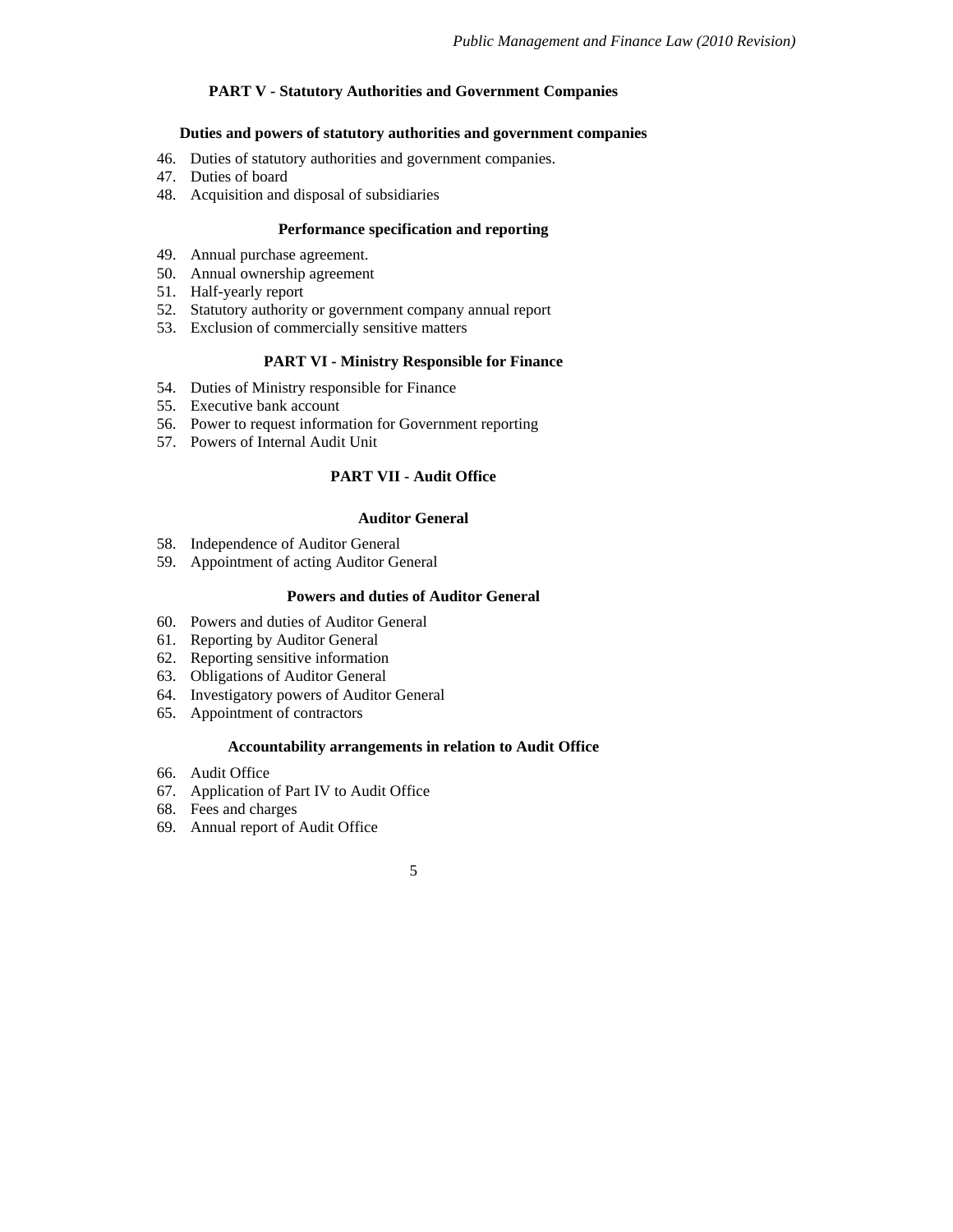## PART V - Statutory Authorities and Government Companies

### Duties and powers of statutory authorities and government companies

46. Duties of statutory authorities and government companies.
47. Duties of board
48. Acquisition and disposal of subsidiaries

### Performance specification and reporting

49. Annual purchase agreement.
50. Annual ownership agreement
51. Half-yearly report
52. Statutory authority or government company annual report
53. Exclusion of commercially sensitive matters

## PART VI - Ministry Responsible for Finance

54. Duties of Ministry responsible for Finance
55. Executive bank account
56. Power to request information for Government reporting
57. Powers of Internal Audit Unit

## PART VII - Audit Office

### Auditor General

58. Independence of Auditor General
59. Appointment of acting Auditor General

### Powers and duties of Auditor General

60. Powers and duties of Auditor General
61. Reporting by Auditor General
62. Reporting sensitive information
63. Obligations of Auditor General
64. Investigatory powers of Auditor General
65. Appointment of contractors

### Accountability arrangements in relation to Audit Office

66. Audit Office
67. Application of Part IV to Audit Office
68. Fees and charges
69. Annual report of Audit Office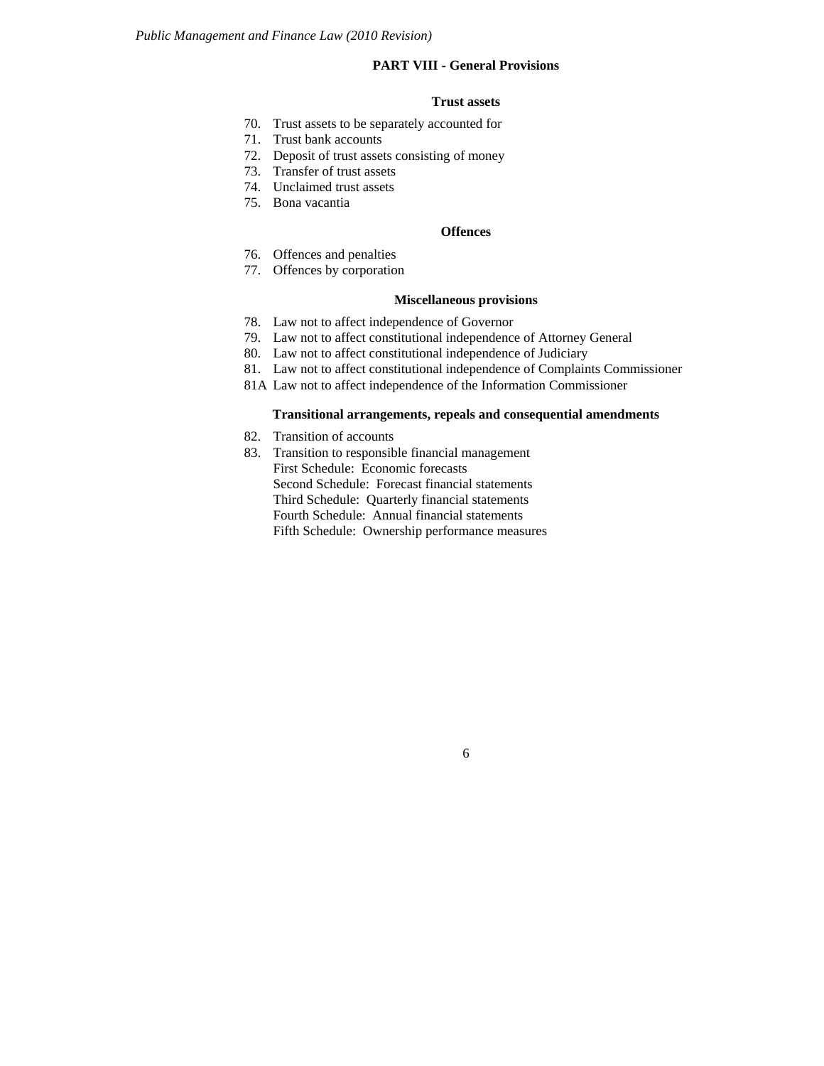## PART VIII - General Provisions

### Trust assets

70. Trust assets to be separately accounted for
71. Trust bank accounts
72. Deposit of trust assets consisting of money
73. Transfer of trust assets
74. Unclaimed trust assets
75. Bona vacantia

### Offences

76. Offences and penalties
77. Offences by corporation

### Miscellaneous provisions

78. Law not to affect independence of Governor
79. Law not to affect constitutional independence of Attorney General
80. Law not to affect constitutional independence of Judiciary
81. Law not to affect constitutional independence of Complaints Commissioner

81A Law not to affect independence of the Information Commissioner

### Transitional arrangements, repeals and consequential amendments

82. Transition of accounts
83. Transition to responsible financial management

First Schedule: Economic forecasts

Second Schedule: Forecast financial statements

Third Schedule: Quarterly financial statements

Fourth Schedule: Annual financial statements

Fifth Schedule: Ownership performance measures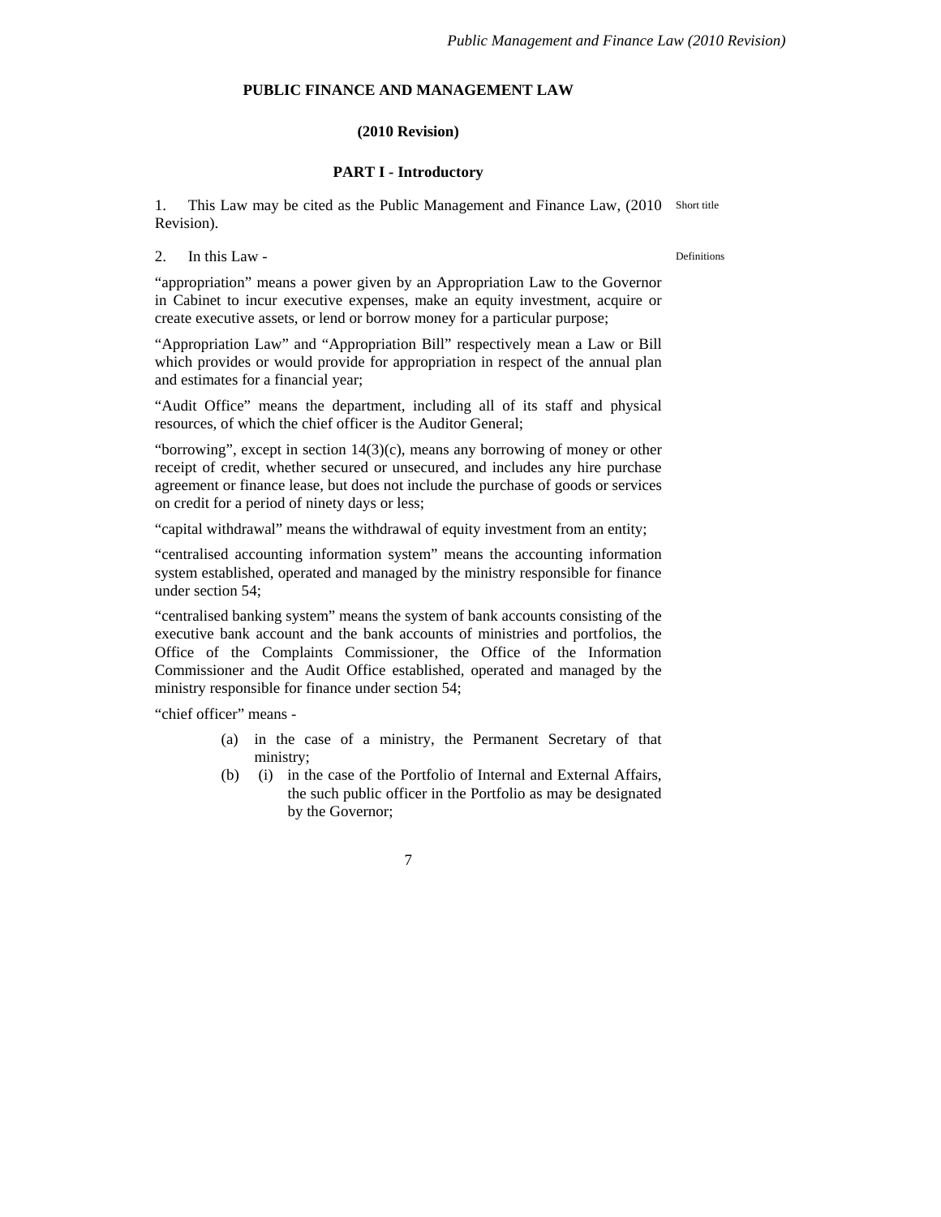# PUBLIC FINANCE AND MANAGEMENT LAW

## (2010 Revision)

### PART I - Introductory

1. This Law may be cited as the Public Management and Finance Law, (2010 Revision). Short title

2. In this Law - Definitions

"appropriation" means a power given by an Appropriation Law to the Governor in Cabinet to incur executive expenses, make an equity investment, acquire or create executive assets, or lend or borrow money for a particular purpose;

"Appropriation Law" and "Appropriation Bill" respectively mean a Law or Bill which provides or would provide for appropriation in respect of the annual plan and estimates for a financial year;

"Audit Office" means the department, including all of its staff and physical resources, of which the chief officer is the Auditor General;

"borrowing", except in section 14(3)(c), means any borrowing of money or other receipt of credit, whether secured or unsecured, and includes any hire purchase agreement or finance lease, but does not include the purchase of goods or services on credit for a period of ninety days or less;

"capital withdrawal" means the withdrawal of equity investment from an entity;

"centralised accounting information system" means the accounting information system established, operated and managed by the ministry responsible for finance under section 54;

"centralised banking system" means the system of bank accounts consisting of the executive bank account and the bank accounts of ministries and portfolios, the Office of the Complaints Commissioner, the Office of the Information Commissioner and the Audit Office established, operated and managed by the ministry responsible for finance under section 54;

"chief officer" means -

(a) in the case of a ministry, the Permanent Secretary of that ministry;

(b) (i) in the case of the Portfolio of Internal and External Affairs, the such public officer in the Portfolio as may be designated by the Governor;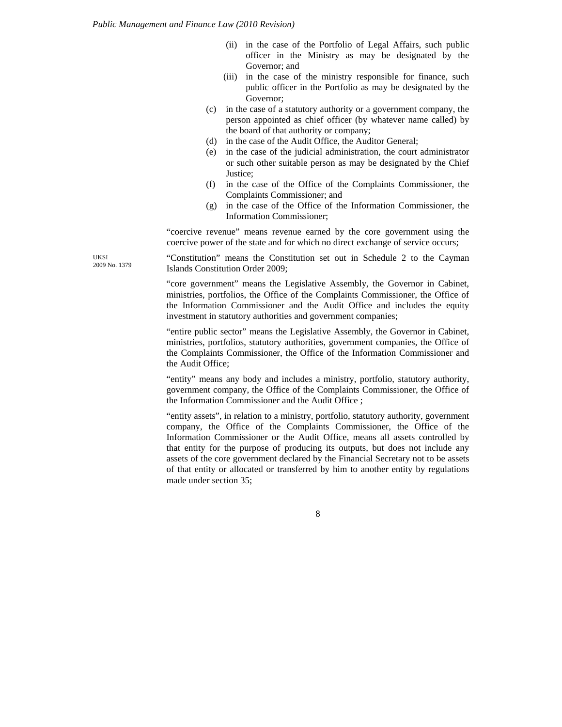(ii) in the case of the Portfolio of Legal Affairs, such public officer in the Ministry as may be designated by the Governor; and

(iii) in the case of the ministry responsible for finance, such public officer in the Portfolio as may be designated by the Governor;

(c) in the case of a statutory authority or a government company, the person appointed as chief officer (by whatever name called) by the board of that authority or company;

(d) in the case of the Audit Office, the Auditor General;

(e) in the case of the judicial administration, the court administrator or such other suitable person as may be designated by the Chief Justice;

(f) in the case of the Office of the Complaints Commissioner, the Complaints Commissioner; and

(g) in the case of the Office of the Information Commissioner, the Information Commissioner;

"coercive revenue" means revenue earned by the core government using the coercive power of the state and for which no direct exchange of service occurs;

UKSI 2009 No. 1379

"Constitution" means the Constitution set out in Schedule 2 to the Cayman Islands Constitution Order 2009;

"core government" means the Legislative Assembly, the Governor in Cabinet, ministries, portfolios, the Office of the Complaints Commissioner, the Office of the Information Commissioner and the Audit Office and includes the equity investment in statutory authorities and government companies;

"entire public sector" means the Legislative Assembly, the Governor in Cabinet, ministries, portfolios, statutory authorities, government companies, the Office of the Complaints Commissioner, the Office of the Information Commissioner and the Audit Office;

"entity" means any body and includes a ministry, portfolio, statutory authority, government company, the Office of the Complaints Commissioner, the Office of the Information Commissioner and the Audit Office ;

"entity assets", in relation to a ministry, portfolio, statutory authority, government company, the Office of the Complaints Commissioner, the Office of the Information Commissioner or the Audit Office, means all assets controlled by that entity for the purpose of producing its outputs, but does not include any assets of the core government declared by the Financial Secretary not to be assets of that entity or allocated or transferred by him to another entity by regulations made under section 35;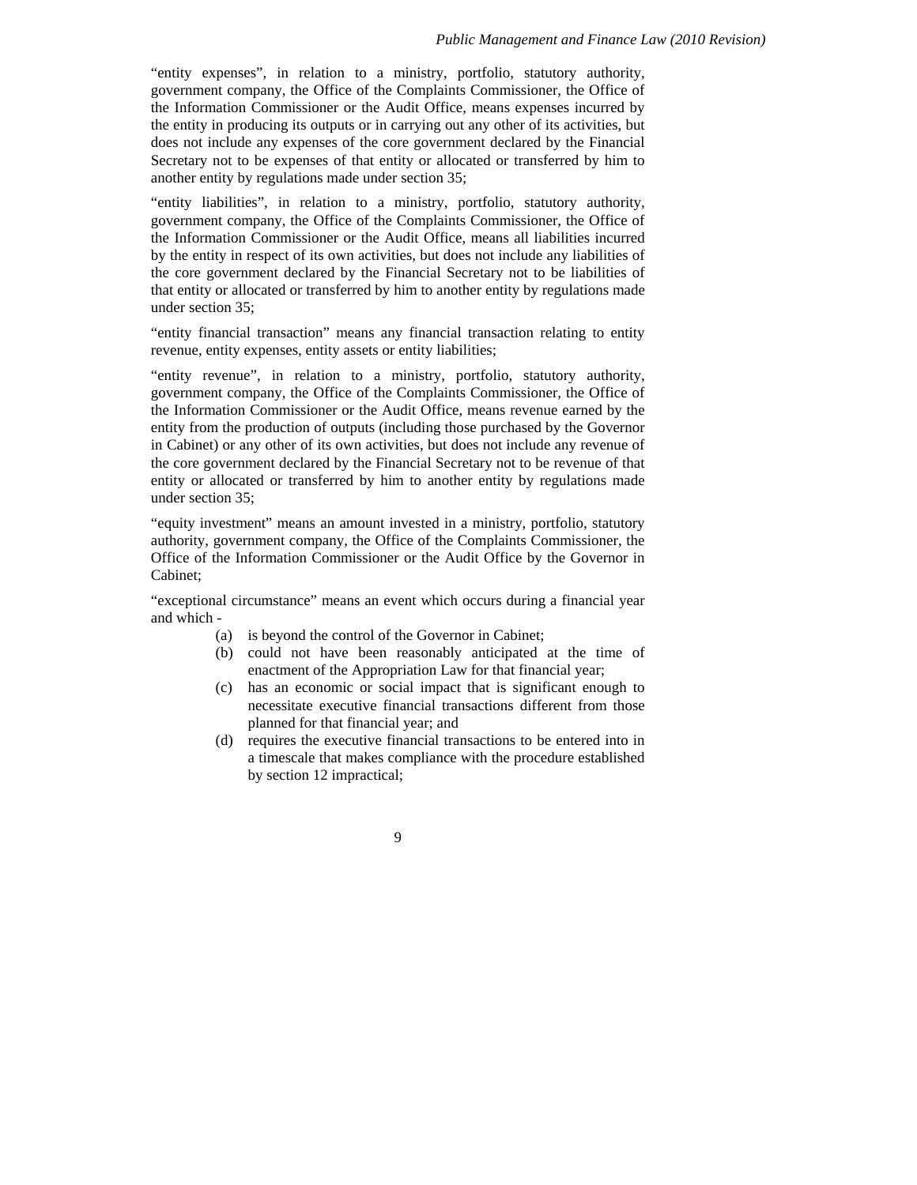"entity expenses", in relation to a ministry, portfolio, statutory authority, government company, the Office of the Complaints Commissioner, the Office of the Information Commissioner or the Audit Office, means expenses incurred by the entity in producing its outputs or in carrying out any other of its activities, but does not include any expenses of the core government declared by the Financial Secretary not to be expenses of that entity or allocated or transferred by him to another entity by regulations made under section 35;

"entity liabilities", in relation to a ministry, portfolio, statutory authority, government company, the Office of the Complaints Commissioner, the Office of the Information Commissioner or the Audit Office, means all liabilities incurred by the entity in respect of its own activities, but does not include any liabilities of the core government declared by the Financial Secretary not to be liabilities of that entity or allocated or transferred by him to another entity by regulations made under section 35;

"entity financial transaction" means any financial transaction relating to entity revenue, entity expenses, entity assets or entity liabilities;

"entity revenue", in relation to a ministry, portfolio, statutory authority, government company, the Office of the Complaints Commissioner, the Office of the Information Commissioner or the Audit Office, means revenue earned by the entity from the production of outputs (including those purchased by the Governor in Cabinet) or any other of its own activities, but does not include any revenue of the core government declared by the Financial Secretary not to be revenue of that entity or allocated or transferred by him to another entity by regulations made under section 35;

"equity investment" means an amount invested in a ministry, portfolio, statutory authority, government company, the Office of the Complaints Commissioner, the Office of the Information Commissioner or the Audit Office by the Governor in Cabinet;

"exceptional circumstance" means an event which occurs during a financial year and which -

(a) is beyond the control of the Governor in Cabinet;

(b) could not have been reasonably anticipated at the time of enactment of the Appropriation Law for that financial year;

(c) has an economic or social impact that is significant enough to necessitate executive financial transactions different from those planned for that financial year; and

(d) requires the executive financial transactions to be entered into in a timescale that makes compliance with the procedure established by section 12 impractical;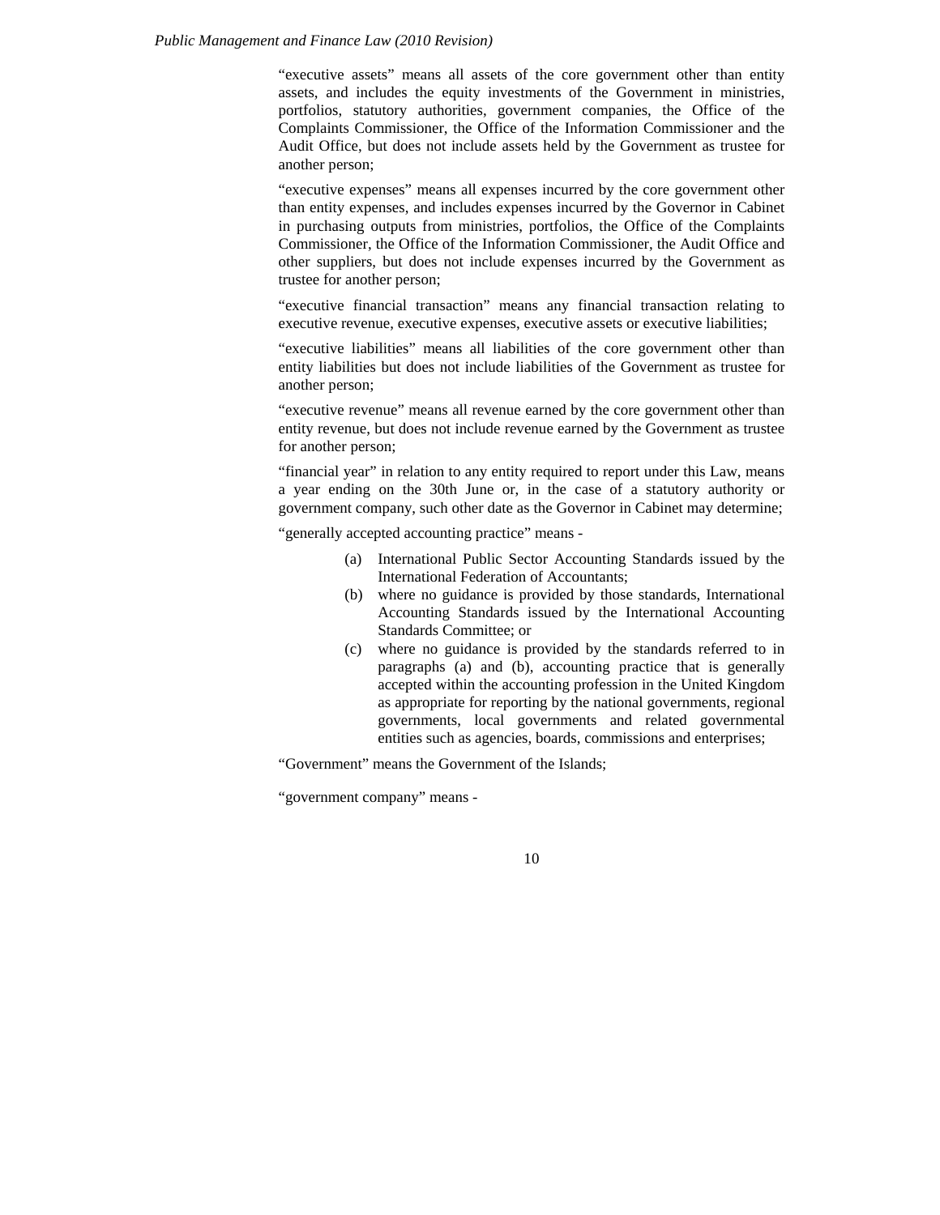"executive assets" means all assets of the core government other than entity assets, and includes the equity investments of the Government in ministries, portfolios, statutory authorities, government companies, the Office of the Complaints Commissioner, the Office of the Information Commissioner and the Audit Office, but does not include assets held by the Government as trustee for another person;

"executive expenses" means all expenses incurred by the core government other than entity expenses, and includes expenses incurred by the Governor in Cabinet in purchasing outputs from ministries, portfolios, the Office of the Complaints Commissioner, the Office of the Information Commissioner, the Audit Office and other suppliers, but does not include expenses incurred by the Government as trustee for another person;

"executive financial transaction" means any financial transaction relating to executive revenue, executive expenses, executive assets or executive liabilities;

"executive liabilities" means all liabilities of the core government other than entity liabilities but does not include liabilities of the Government as trustee for another person;

"executive revenue" means all revenue earned by the core government other than entity revenue, but does not include revenue earned by the Government as trustee for another person;

"financial year" in relation to any entity required to report under this Law, means a year ending on the 30th June or, in the case of a statutory authority or government company, such other date as the Governor in Cabinet may determine;

"generally accepted accounting practice" means -

(a) International Public Sector Accounting Standards issued by the International Federation of Accountants;

(b) where no guidance is provided by those standards, International Accounting Standards issued by the International Accounting Standards Committee; or

(c) where no guidance is provided by the standards referred to in paragraphs (a) and (b), accounting practice that is generally accepted within the accounting profession in the United Kingdom as appropriate for reporting by the national governments, regional governments, local governments and related governmental entities such as agencies, boards, commissions and enterprises;

"Government" means the Government of the Islands;

"government company" means -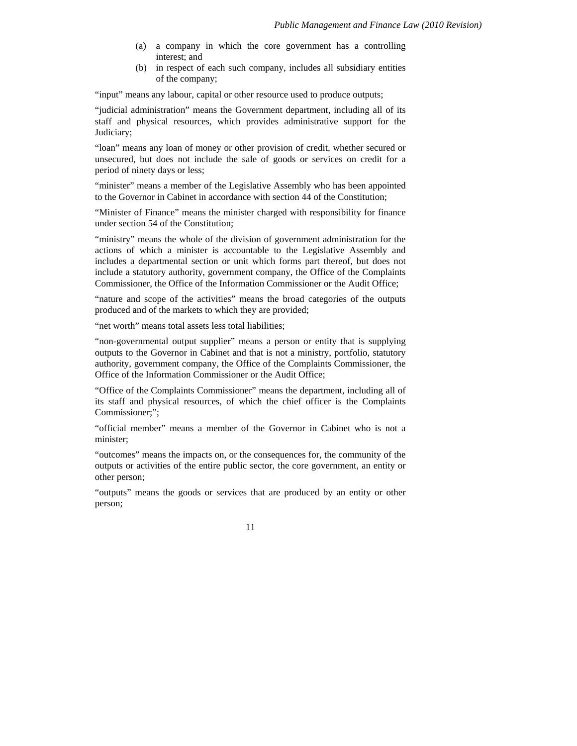(a) a company in which the core government has a controlling interest; and
(b) in respect of each such company, includes all subsidiary entities of the company;

"input" means any labour, capital or other resource used to produce outputs;

"judicial administration" means the Government department, including all of its staff and physical resources, which provides administrative support for the Judiciary;

"loan" means any loan of money or other provision of credit, whether secured or unsecured, but does not include the sale of goods or services on credit for a period of ninety days or less;

"minister" means a member of the Legislative Assembly who has been appointed to the Governor in Cabinet in accordance with section 44 of the Constitution;

"Minister of Finance" means the minister charged with responsibility for finance under section 54 of the Constitution;

"ministry" means the whole of the division of government administration for the actions of which a minister is accountable to the Legislative Assembly and includes a departmental section or unit which forms part thereof, but does not include a statutory authority, government company, the Office of the Complaints Commissioner, the Office of the Information Commissioner or the Audit Office;

"nature and scope of the activities" means the broad categories of the outputs produced and of the markets to which they are provided;

"net worth" means total assets less total liabilities;

"non-governmental output supplier" means a person or entity that is supplying outputs to the Governor in Cabinet and that is not a ministry, portfolio, statutory authority, government company, the Office of the Complaints Commissioner, the Office of the Information Commissioner or the Audit Office;

"Office of the Complaints Commissioner" means the department, including all of its staff and physical resources, of which the chief officer is the Complaints Commissioner;";

"official member" means a member of the Governor in Cabinet who is not a minister;

"outcomes" means the impacts on, or the consequences for, the community of the outputs or activities of the entire public sector, the core government, an entity or other person;

"outputs" means the goods or services that are produced by an entity or other person;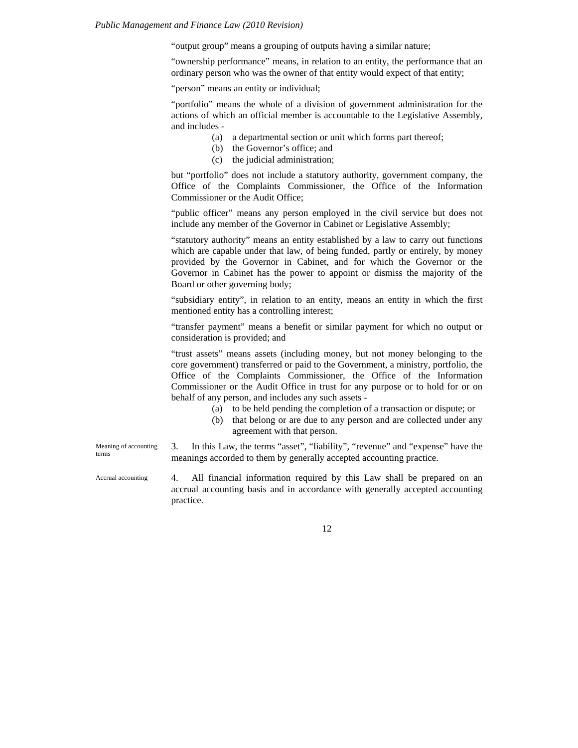"output group" means a grouping of outputs having a similar nature;

"ownership performance" means, in relation to an entity, the performance that an ordinary person who was the owner of that entity would expect of that entity;

"person" means an entity or individual;

"portfolio" means the whole of a division of government administration for the actions of which an official member is accountable to the Legislative Assembly, and includes -

(a) a departmental section or unit which forms part thereof;
(b) the Governor's office; and
(c) the judicial administration;

but "portfolio" does not include a statutory authority, government company, the Office of the Complaints Commissioner, the Office of the Information Commissioner or the Audit Office;

"public officer" means any person employed in the civil service but does not include any member of the Governor in Cabinet or Legislative Assembly;

"statutory authority" means an entity established by a law to carry out functions which are capable under that law, of being funded, partly or entirely, by money provided by the Governor in Cabinet, and for which the Governor or the Governor in Cabinet has the power to appoint or dismiss the majority of the Board or other governing body;

"subsidiary entity", in relation to an entity, means an entity in which the first mentioned entity has a controlling interest;

"transfer payment" means a benefit or similar payment for which no output or consideration is provided; and

"trust assets" means assets (including money, but not money belonging to the core government) transferred or paid to the Government, a ministry, portfolio, the Office of the Complaints Commissioner, the Office of the Information Commissioner or the Audit Office in trust for any purpose or to hold for or on behalf of any person, and includes any such assets -

(a) to be held pending the completion of a transaction or dispute; or
(b) that belong or are due to any person and are collected under any agreement with that person.

*Meaning of accounting terms*

3. In this Law, the terms "asset", "liability", "revenue" and "expense" have the meanings accorded to them by generally accepted accounting practice.

*Accrual accounting*

4. All financial information required by this Law shall be prepared on an accrual accounting basis and in accordance with generally accepted accounting practice.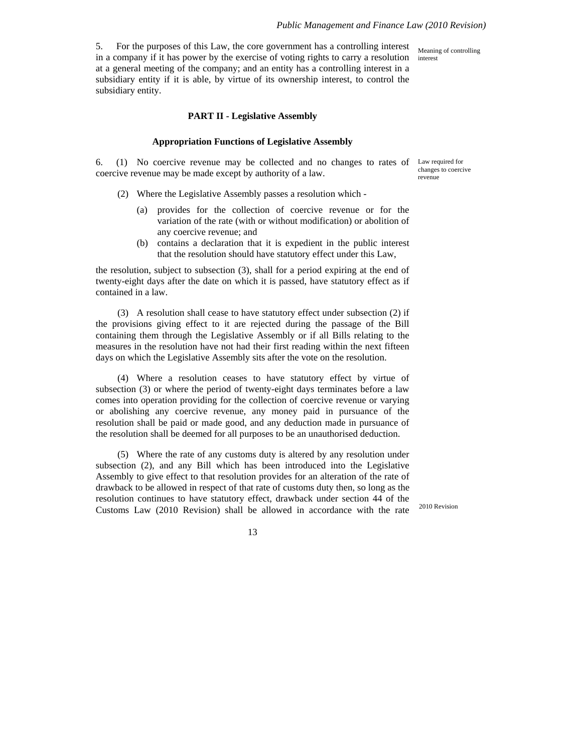5. For the purposes of this Law, the core government has a controlling interest in a company if it has power by the exercise of voting rights to carry a resolution at a general meeting of the company; and an entity has a controlling interest in a subsidiary entity if it is able, by virtue of its ownership interest, to control the subsidiary entity.

Meaning of controlling interest

## PART II - Legislative Assembly

### Appropriation Functions of Legislative Assembly

6. (1) No coercive revenue may be collected and no changes to rates of coercive revenue may be made except by authority of a law.

Law required for changes to coercive revenue

(2) Where the Legislative Assembly passes a resolution which -

(a) provides for the collection of coercive revenue or for the variation of the rate (with or without modification) or abolition of any coercive revenue; and

(b) contains a declaration that it is expedient in the public interest that the resolution should have statutory effect under this Law,

the resolution, subject to subsection (3), shall for a period expiring at the end of twenty-eight days after the date on which it is passed, have statutory effect as if contained in a law.

(3) A resolution shall cease to have statutory effect under subsection (2) if the provisions giving effect to it are rejected during the passage of the Bill containing them through the Legislative Assembly or if all Bills relating to the measures in the resolution have not had their first reading within the next fifteen days on which the Legislative Assembly sits after the vote on the resolution.

(4) Where a resolution ceases to have statutory effect by virtue of subsection (3) or where the period of twenty-eight days terminates before a law comes into operation providing for the collection of coercive revenue or varying or abolishing any coercive revenue, any money paid in pursuance of the resolution shall be paid or made good, and any deduction made in pursuance of the resolution shall be deemed for all purposes to be an unauthorised deduction.

(5) Where the rate of any customs duty is altered by any resolution under subsection (2), and any Bill which has been introduced into the Legislative Assembly to give effect to that resolution provides for an alteration of the rate of drawback to be allowed in respect of that rate of customs duty then, so long as the resolution continues to have statutory effect, drawback under section 44 of the Customs Law (2010 Revision) shall be allowed in accordance with the rate

2010 Revision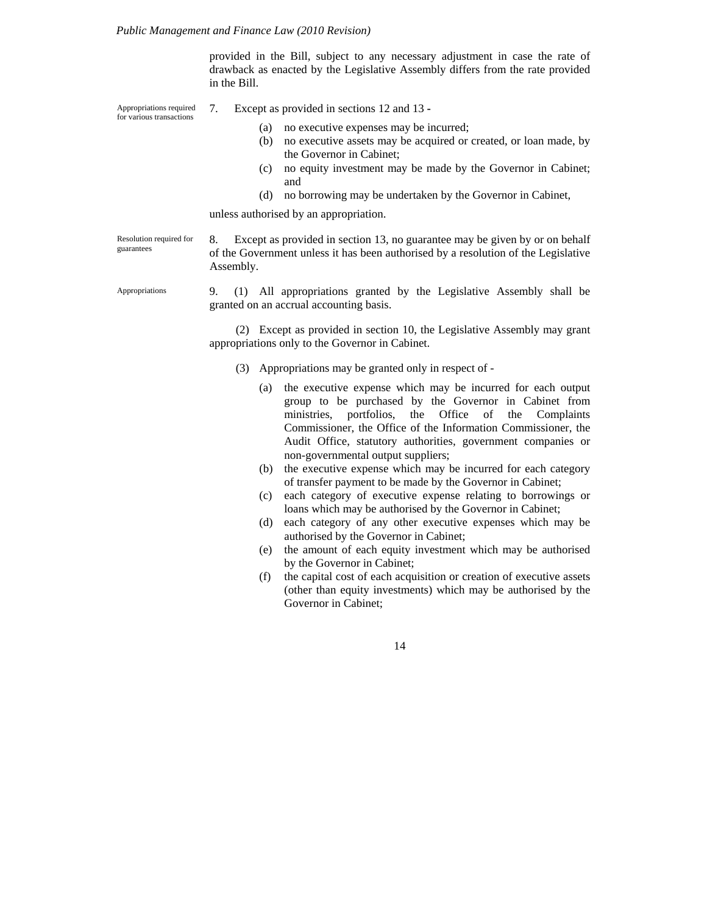provided in the Bill, subject to any necessary adjustment in case the rate of drawback as enacted by the Legislative Assembly differs from the rate provided in the Bill.

*Appropriations required for various transactions*

7. Except as provided in sections 12 and 13 -

(a) no executive expenses may be incurred;
(b) no executive assets may be acquired or created, or loan made, by the Governor in Cabinet;
(c) no equity investment may be made by the Governor in Cabinet; and
(d) no borrowing may be undertaken by the Governor in Cabinet,

unless authorised by an appropriation.

*Resolution required for guarantees*

8. Except as provided in section 13, no guarantee may be given by or on behalf of the Government unless it has been authorised by a resolution of the Legislative Assembly.

*Appropriations*

9. (1) All appropriations granted by the Legislative Assembly shall be granted on an accrual accounting basis.

(2) Except as provided in section 10, the Legislative Assembly may grant appropriations only to the Governor in Cabinet.

(3) Appropriations may be granted only in respect of -

(a) the executive expense which may be incurred for each output group to be purchased by the Governor in Cabinet from ministries, portfolios, the Office of the Complaints Commissioner, the Office of the Information Commissioner, the Audit Office, statutory authorities, government companies or non-governmental output suppliers;
(b) the executive expense which may be incurred for each category of transfer payment to be made by the Governor in Cabinet;
(c) each category of executive expense relating to borrowings or loans which may be authorised by the Governor in Cabinet;
(d) each category of any other executive expenses which may be authorised by the Governor in Cabinet;
(e) the amount of each equity investment which may be authorised by the Governor in Cabinet;
(f) the capital cost of each acquisition or creation of executive assets (other than equity investments) which may be authorised by the Governor in Cabinet;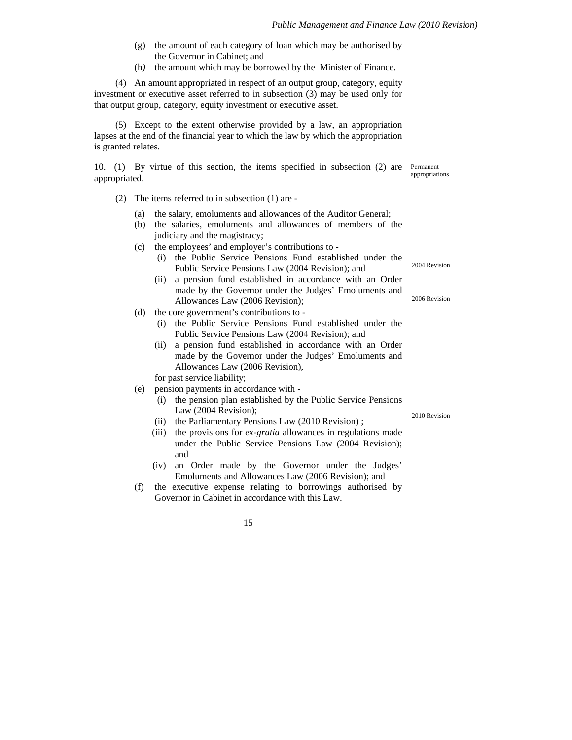(g) the amount of each category of loan which may be authorised by the Governor in Cabinet; and

(h) the amount which may be borrowed by the Minister of Finance.

(4) An amount appropriated in respect of an output group, category, equity investment or executive asset referred to in subsection (3) may be used only for that output group, category, equity investment or executive asset.

(5) Except to the extent otherwise provided by a law, an appropriation lapses at the end of the financial year to which the law by which the appropriation is granted relates.

Permanent appropriations

10. (1) By virtue of this section, the items specified in subsection (2) are appropriated.

(2) The items referred to in subsection (1) are -

(a) the salary, emoluments and allowances of the Auditor General;

(b) the salaries, emoluments and allowances of members of the judiciary and the magistracy;

(c) the employees' and employer's contributions to -

(i) the Public Service Pensions Fund established under the Public Service Pensions Law (2004 Revision); and [2004 Revision]

(ii) a pension fund established in accordance with an Order made by the Governor under the Judges' Emoluments and Allowances Law (2006 Revision); [2006 Revision]

(d) the core government's contributions to -

(i) the Public Service Pensions Fund established under the Public Service Pensions Law (2004 Revision); and

(ii) a pension fund established in accordance with an Order made by the Governor under the Judges' Emoluments and Allowances Law (2006 Revision),

for past service liability;

(e) pension payments in accordance with -

(i) the pension plan established by the Public Service Pensions Law (2004 Revision);

(ii) the Parliamentary Pensions Law (2010 Revision) ; [2010 Revision]

(iii) the provisions for *ex-gratia* allowances in regulations made under the Public Service Pensions Law (2004 Revision); and

(iv) an Order made by the Governor under the Judges' Emoluments and Allowances Law (2006 Revision); and

(f) the executive expense relating to borrowings authorised by Governor in Cabinet in accordance with this Law.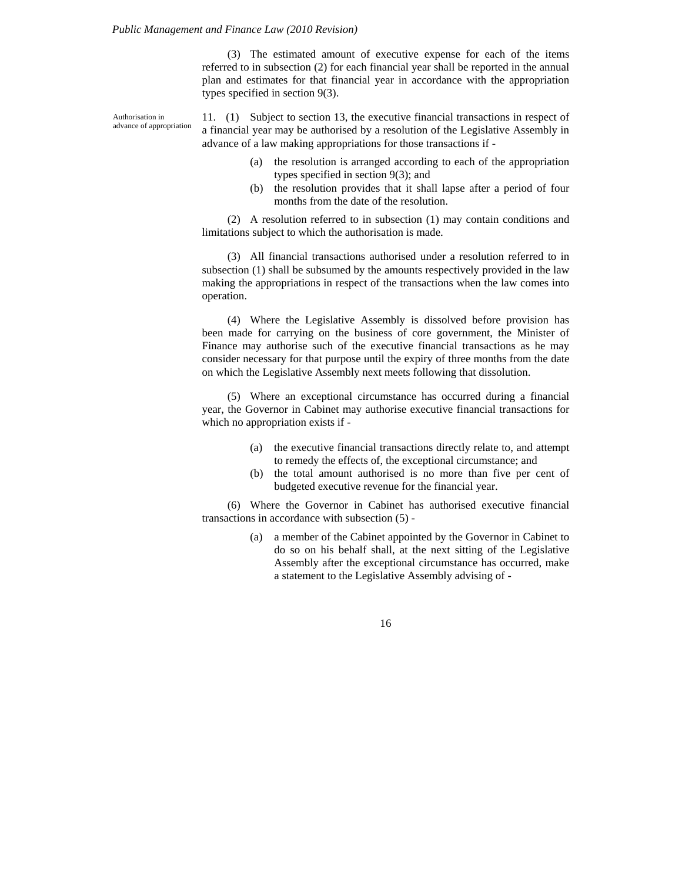(3) The estimated amount of executive expense for each of the items referred to in subsection (2) for each financial year shall be reported in the annual plan and estimates for that financial year in accordance with the appropriation types specified in section 9(3).

*Authorisation in advance of appropriation*

11. (1) Subject to section 13, the executive financial transactions in respect of a financial year may be authorised by a resolution of the Legislative Assembly in advance of a law making appropriations for those transactions if -

(a) the resolution is arranged according to each of the appropriation types specified in section 9(3); and

(b) the resolution provides that it shall lapse after a period of four months from the date of the resolution.

(2) A resolution referred to in subsection (1) may contain conditions and limitations subject to which the authorisation is made.

(3) All financial transactions authorised under a resolution referred to in subsection (1) shall be subsumed by the amounts respectively provided in the law making the appropriations in respect of the transactions when the law comes into operation.

(4) Where the Legislative Assembly is dissolved before provision has been made for carrying on the business of core government, the Minister of Finance may authorise such of the executive financial transactions as he may consider necessary for that purpose until the expiry of three months from the date on which the Legislative Assembly next meets following that dissolution.

(5) Where an exceptional circumstance has occurred during a financial year, the Governor in Cabinet may authorise executive financial transactions for which no appropriation exists if -

(a) the executive financial transactions directly relate to, and attempt to remedy the effects of, the exceptional circumstance; and

(b) the total amount authorised is no more than five per cent of budgeted executive revenue for the financial year.

(6) Where the Governor in Cabinet has authorised executive financial transactions in accordance with subsection (5) -

(a) a member of the Cabinet appointed by the Governor in Cabinet to do so on his behalf shall, at the next sitting of the Legislative Assembly after the exceptional circumstance has occurred, make a statement to the Legislative Assembly advising of -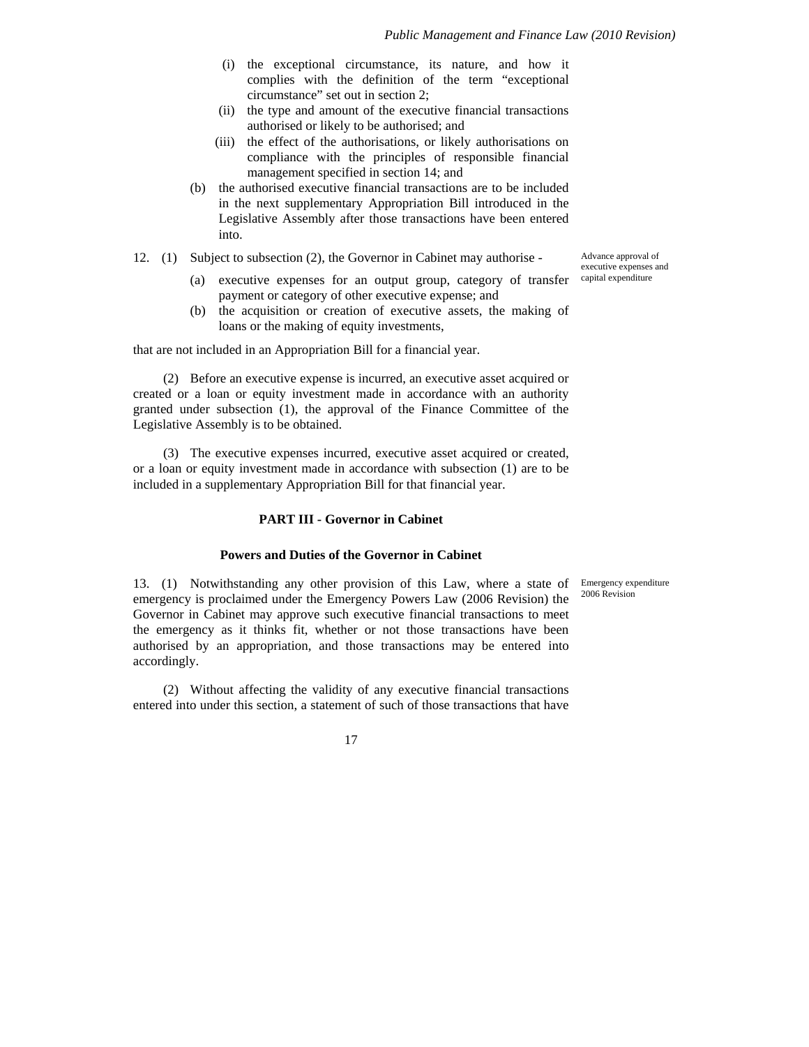(i) the exceptional circumstance, its nature, and how it complies with the definition of the term "exceptional circumstance" set out in section 2;

(ii) the type and amount of the executive financial transactions authorised or likely to be authorised; and

(iii) the effect of the authorisations, or likely authorisations on compliance with the principles of responsible financial management specified in section 14; and

(b) the authorised executive financial transactions are to be included in the next supplementary Appropriation Bill introduced in the Legislative Assembly after those transactions have been entered into.

*Advance approval of executive expenses and capital expenditure*

12. (1) Subject to subsection (2), the Governor in Cabinet may authorise -

(a) executive expenses for an output group, category of transfer payment or category of other executive expense; and

(b) the acquisition or creation of executive assets, the making of loans or the making of equity investments,

that are not included in an Appropriation Bill for a financial year.

(2) Before an executive expense is incurred, an executive asset acquired or created or a loan or equity investment made in accordance with an authority granted under subsection (1), the approval of the Finance Committee of the Legislative Assembly is to be obtained.

(3) The executive expenses incurred, executive asset acquired or created, or a loan or equity investment made in accordance with subsection (1) are to be included in a supplementary Appropriation Bill for that financial year.

## PART III - Governor in Cabinet

### Powers and Duties of the Governor in Cabinet

*Emergency expenditure 2006 Revision*

13. (1) Notwithstanding any other provision of this Law, where a state of emergency is proclaimed under the Emergency Powers Law (2006 Revision) the Governor in Cabinet may approve such executive financial transactions to meet the emergency as it thinks fit, whether or not those transactions have been authorised by an appropriation, and those transactions may be entered into accordingly.

(2) Without affecting the validity of any executive financial transactions entered into under this section, a statement of such of those transactions that have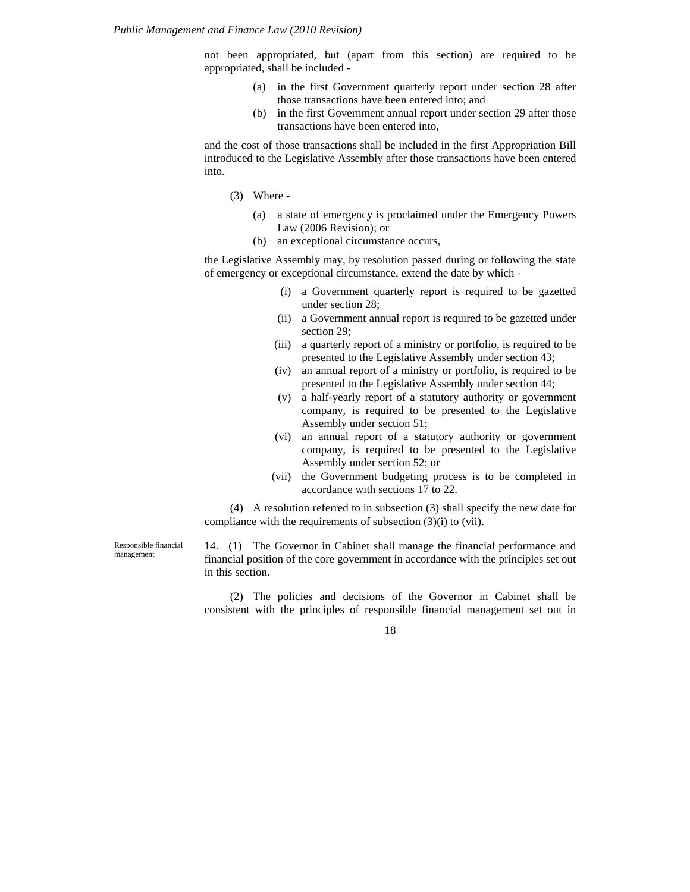not been appropriated, but (apart from this section) are required to be appropriated, shall be included -

(a) in the first Government quarterly report under section 28 after those transactions have been entered into; and

(b) in the first Government annual report under section 29 after those transactions have been entered into,

and the cost of those transactions shall be included in the first Appropriation Bill introduced to the Legislative Assembly after those transactions have been entered into.

(3) Where -

(a) a state of emergency is proclaimed under the Emergency Powers Law (2006 Revision); or

(b) an exceptional circumstance occurs,

the Legislative Assembly may, by resolution passed during or following the state of emergency or exceptional circumstance, extend the date by which -

(i) a Government quarterly report is required to be gazetted under section 28;

(ii) a Government annual report is required to be gazetted under section 29;

(iii) a quarterly report of a ministry or portfolio, is required to be presented to the Legislative Assembly under section 43;

(iv) an annual report of a ministry or portfolio, is required to be presented to the Legislative Assembly under section 44;

(v) a half-yearly report of a statutory authority or government company, is required to be presented to the Legislative Assembly under section 51;

(vi) an annual report of a statutory authority or government company, is required to be presented to the Legislative Assembly under section 52; or

(vii) the Government budgeting process is to be completed in accordance with sections 17 to 22.

(4) A resolution referred to in subsection (3) shall specify the new date for compliance with the requirements of subsection (3)(i) to (vii).

Responsible financial management

14. (1) The Governor in Cabinet shall manage the financial performance and financial position of the core government in accordance with the principles set out in this section.

(2) The policies and decisions of the Governor in Cabinet shall be consistent with the principles of responsible financial management set out in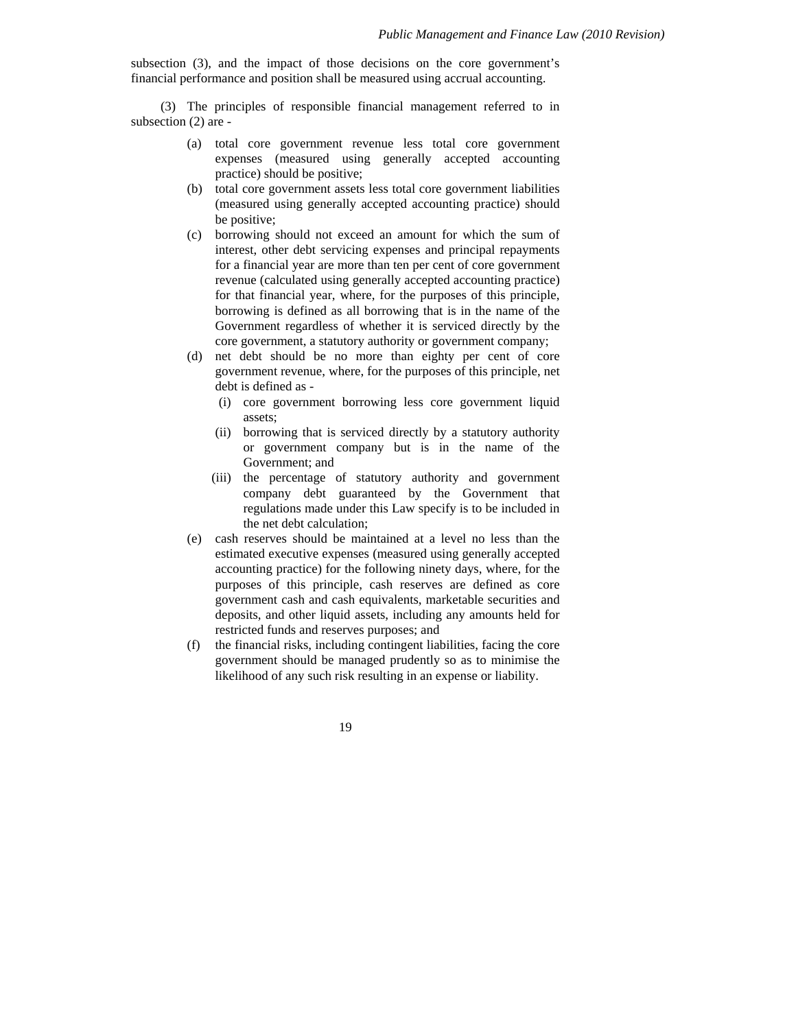subsection (3), and the impact of those decisions on the core government's financial performance and position shall be measured using accrual accounting.

(3) The principles of responsible financial management referred to in subsection (2) are -

- (a) total core government revenue less total core government expenses (measured using generally accepted accounting practice) should be positive;
- (b) total core government assets less total core government liabilities (measured using generally accepted accounting practice) should be positive;
- (c) borrowing should not exceed an amount for which the sum of interest, other debt servicing expenses and principal repayments for a financial year are more than ten per cent of core government revenue (calculated using generally accepted accounting practice) for that financial year, where, for the purposes of this principle, borrowing is defined as all borrowing that is in the name of the Government regardless of whether it is serviced directly by the core government, a statutory authority or government company;
- (d) net debt should be no more than eighty per cent of core government revenue, where, for the purposes of this principle, net debt is defined as -
  - (i) core government borrowing less core government liquid assets;
  - (ii) borrowing that is serviced directly by a statutory authority or government company but is in the name of the Government; and
  - (iii) the percentage of statutory authority and government company debt guaranteed by the Government that regulations made under this Law specify is to be included in the net debt calculation;
- (e) cash reserves should be maintained at a level no less than the estimated executive expenses (measured using generally accepted accounting practice) for the following ninety days, where, for the purposes of this principle, cash reserves are defined as core government cash and cash equivalents, marketable securities and deposits, and other liquid assets, including any amounts held for restricted funds and reserves purposes; and
- (f) the financial risks, including contingent liabilities, facing the core government should be managed prudently so as to minimise the likelihood of any such risk resulting in an expense or liability.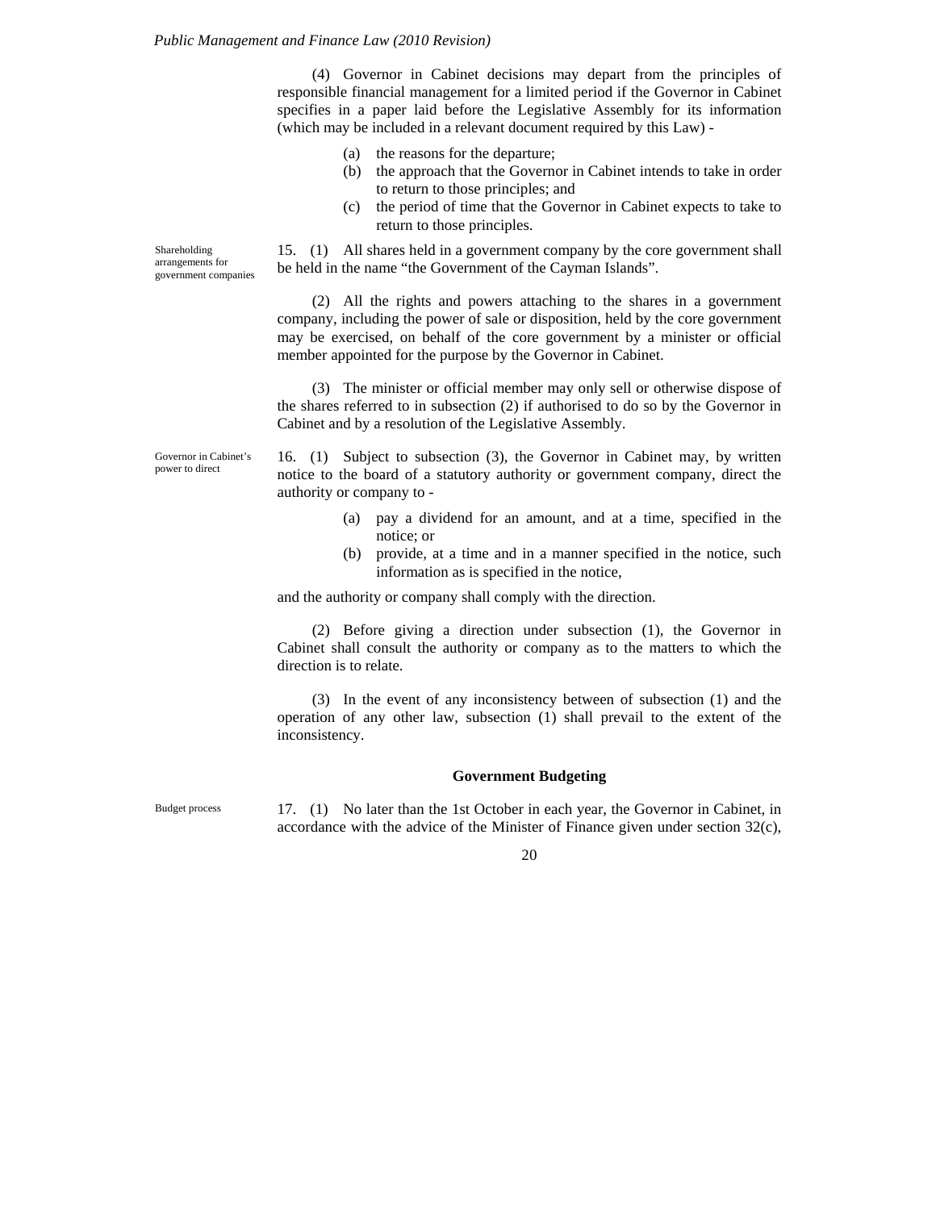(4) Governor in Cabinet decisions may depart from the principles of responsible financial management for a limited period if the Governor in Cabinet specifies in a paper laid before the Legislative Assembly for its information (which may be included in a relevant document required by this Law) -

(a) the reasons for the departure;
(b) the approach that the Governor in Cabinet intends to take in order to return to those principles; and
(c) the period of time that the Governor in Cabinet expects to take to return to those principles.

Shareholding arrangements for government companies

15. (1) All shares held in a government company by the core government shall be held in the name "the Government of the Cayman Islands".

(2) All the rights and powers attaching to the shares in a government company, including the power of sale or disposition, held by the core government may be exercised, on behalf of the core government by a minister or official member appointed for the purpose by the Governor in Cabinet.

(3) The minister or official member may only sell or otherwise dispose of the shares referred to in subsection (2) if authorised to do so by the Governor in Cabinet and by a resolution of the Legislative Assembly.

Governor in Cabinet's power to direct

16. (1) Subject to subsection (3), the Governor in Cabinet may, by written notice to the board of a statutory authority or government company, direct the authority or company to -

(a) pay a dividend for an amount, and at a time, specified in the notice; or
(b) provide, at a time and in a manner specified in the notice, such information as is specified in the notice,

and the authority or company shall comply with the direction.

(2) Before giving a direction under subsection (1), the Governor in Cabinet shall consult the authority or company as to the matters to which the direction is to relate.

(3) In the event of any inconsistency between of subsection (1) and the operation of any other law, subsection (1) shall prevail to the extent of the inconsistency.

## Government Budgeting

Budget process

17. (1) No later than the 1st October in each year, the Governor in Cabinet, in accordance with the advice of the Minister of Finance given under section 32(c),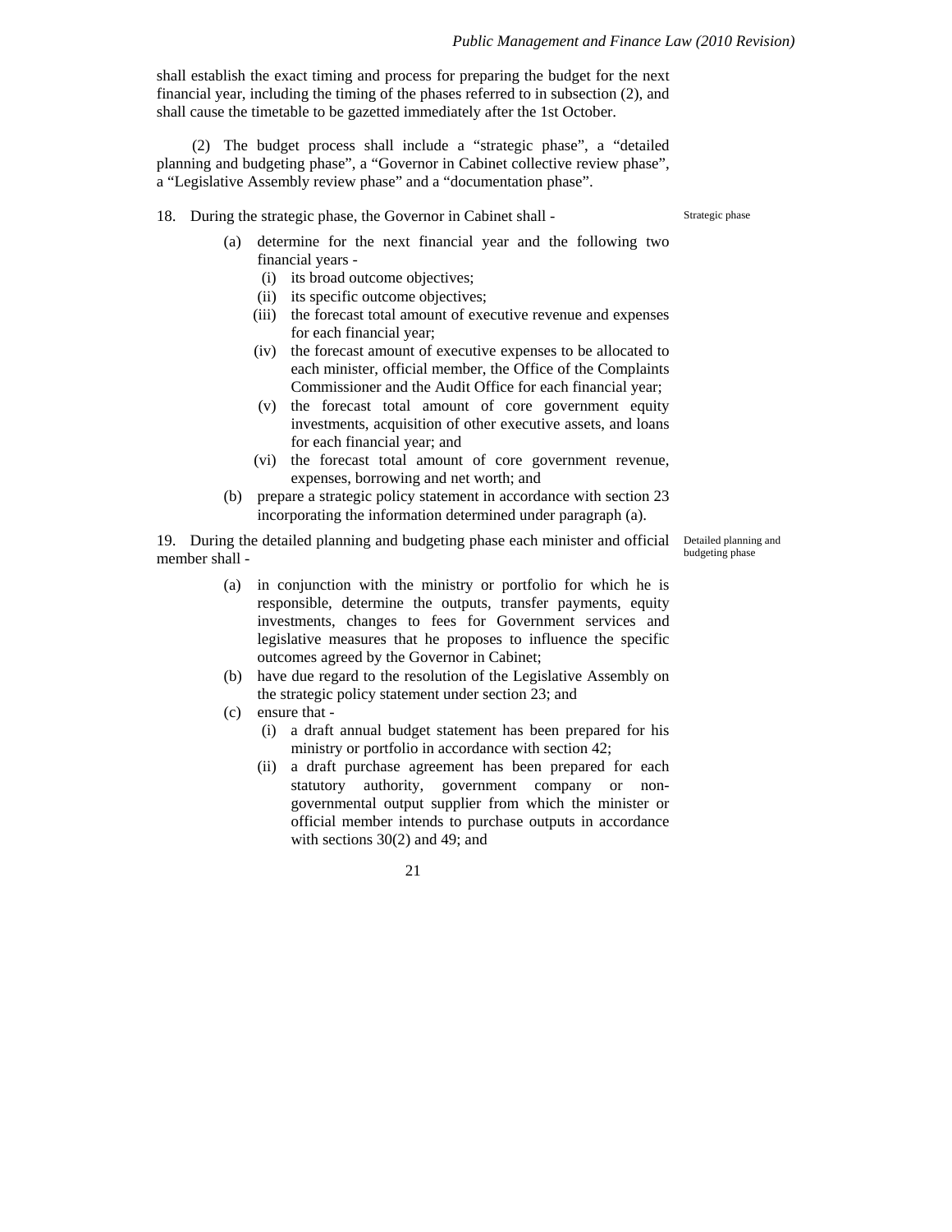shall establish the exact timing and process for preparing the budget for the next financial year, including the timing of the phases referred to in subsection (2), and shall cause the timetable to be gazetted immediately after the 1st October.

(2) The budget process shall include a "strategic phase", a "detailed planning and budgeting phase", a "Governor in Cabinet collective review phase", a "Legislative Assembly review phase" and a "documentation phase".

**Strategic phase**

18. During the strategic phase, the Governor in Cabinet shall -

- (a) determine for the next financial year and the following two financial years -
  - (i) its broad outcome objectives;
  - (ii) its specific outcome objectives;
  - (iii) the forecast total amount of executive revenue and expenses for each financial year;
  - (iv) the forecast amount of executive expenses to be allocated to each minister, official member, the Office of the Complaints Commissioner and the Audit Office for each financial year;
  - (v) the forecast total amount of core government equity investments, acquisition of other executive assets, and loans for each financial year; and
  - (vi) the forecast total amount of core government revenue, expenses, borrowing and net worth; and
- (b) prepare a strategic policy statement in accordance with section 23 incorporating the information determined under paragraph (a).

**Detailed planning and budgeting phase**

19. During the detailed planning and budgeting phase each minister and official member shall -

- (a) in conjunction with the ministry or portfolio for which he is responsible, determine the outputs, transfer payments, equity investments, changes to fees for Government services and legislative measures that he proposes to influence the specific outcomes agreed by the Governor in Cabinet;
- (b) have due regard to the resolution of the Legislative Assembly on the strategic policy statement under section 23; and
- (c) ensure that -
  - (i) a draft annual budget statement has been prepared for his ministry or portfolio in accordance with section 42;
  - (ii) a draft purchase agreement has been prepared for each statutory authority, government company or non-governmental output supplier from which the minister or official member intends to purchase outputs in accordance with sections 30(2) and 49; and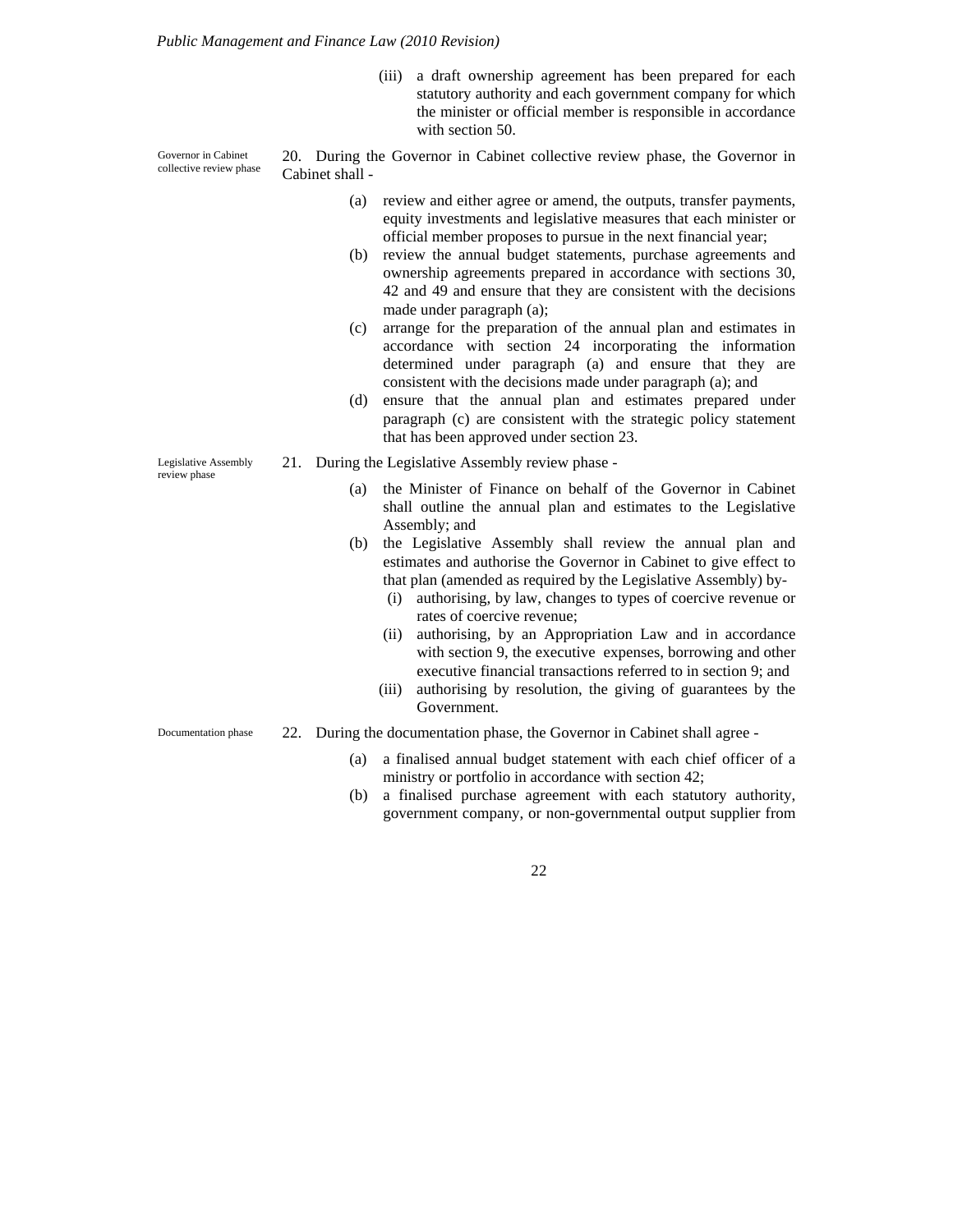(iii) a draft ownership agreement has been prepared for each statutory authority and each government company for which the minister or official member is responsible in accordance with section 50.

Governor in Cabinet collective review phase

20. During the Governor in Cabinet collective review phase, the Governor in Cabinet shall -

(a) review and either agree or amend, the outputs, transfer payments, equity investments and legislative measures that each minister or official member proposes to pursue in the next financial year;

(b) review the annual budget statements, purchase agreements and ownership agreements prepared in accordance with sections 30, 42 and 49 and ensure that they are consistent with the decisions made under paragraph (a);

(c) arrange for the preparation of the annual plan and estimates in accordance with section 24 incorporating the information determined under paragraph (a) and ensure that they are consistent with the decisions made under paragraph (a); and

(d) ensure that the annual plan and estimates prepared under paragraph (c) are consistent with the strategic policy statement that has been approved under section 23.

Legislative Assembly review phase

21. During the Legislative Assembly review phase -

(a) the Minister of Finance on behalf of the Governor in Cabinet shall outline the annual plan and estimates to the Legislative Assembly; and

(b) the Legislative Assembly shall review the annual plan and estimates and authorise the Governor in Cabinet to give effect to that plan (amended as required by the Legislative Assembly) by-

(i) authorising, by law, changes to types of coercive revenue or rates of coercive revenue;

(ii) authorising, by an Appropriation Law and in accordance with section 9, the executive expenses, borrowing and other executive financial transactions referred to in section 9; and

(iii) authorising by resolution, the giving of guarantees by the Government.

Documentation phase

22. During the documentation phase, the Governor in Cabinet shall agree -

(a) a finalised annual budget statement with each chief officer of a ministry or portfolio in accordance with section 42;

(b) a finalised purchase agreement with each statutory authority, government company, or non-governmental output supplier from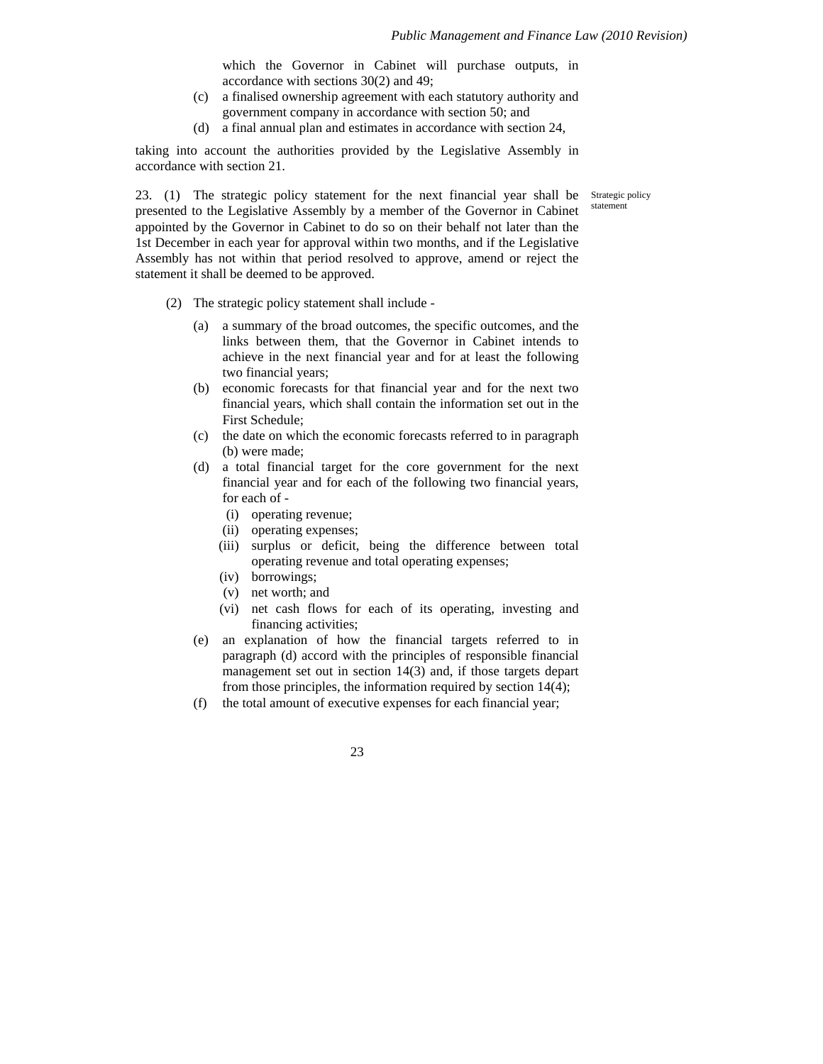which the Governor in Cabinet will purchase outputs, in accordance with sections 30(2) and 49;

(c) a finalised ownership agreement with each statutory authority and government company in accordance with section 50; and

(d) a final annual plan and estimates in accordance with section 24,

taking into account the authorities provided by the Legislative Assembly in accordance with section 21.

Strategic policy statement

23. (1) The strategic policy statement for the next financial year shall be presented to the Legislative Assembly by a member of the Governor in Cabinet appointed by the Governor in Cabinet to do so on their behalf not later than the 1st December in each year for approval within two months, and if the Legislative Assembly has not within that period resolved to approve, amend or reject the statement it shall be deemed to be approved.

(2) The strategic policy statement shall include -

(a) a summary of the broad outcomes, the specific outcomes, and the links between them, that the Governor in Cabinet intends to achieve in the next financial year and for at least the following two financial years;

(b) economic forecasts for that financial year and for the next two financial years, which shall contain the information set out in the First Schedule;

(c) the date on which the economic forecasts referred to in paragraph (b) were made;

(d) a total financial target for the core government for the next financial year and for each of the following two financial years, for each of -

 (i) operating revenue;

 (ii) operating expenses;

 (iii) surplus or deficit, being the difference between total operating revenue and total operating expenses;

 (iv) borrowings;

 (v) net worth; and

 (vi) net cash flows for each of its operating, investing and financing activities;

(e) an explanation of how the financial targets referred to in paragraph (d) accord with the principles of responsible financial management set out in section 14(3) and, if those targets depart from those principles, the information required by section 14(4);

(f) the total amount of executive expenses for each financial year;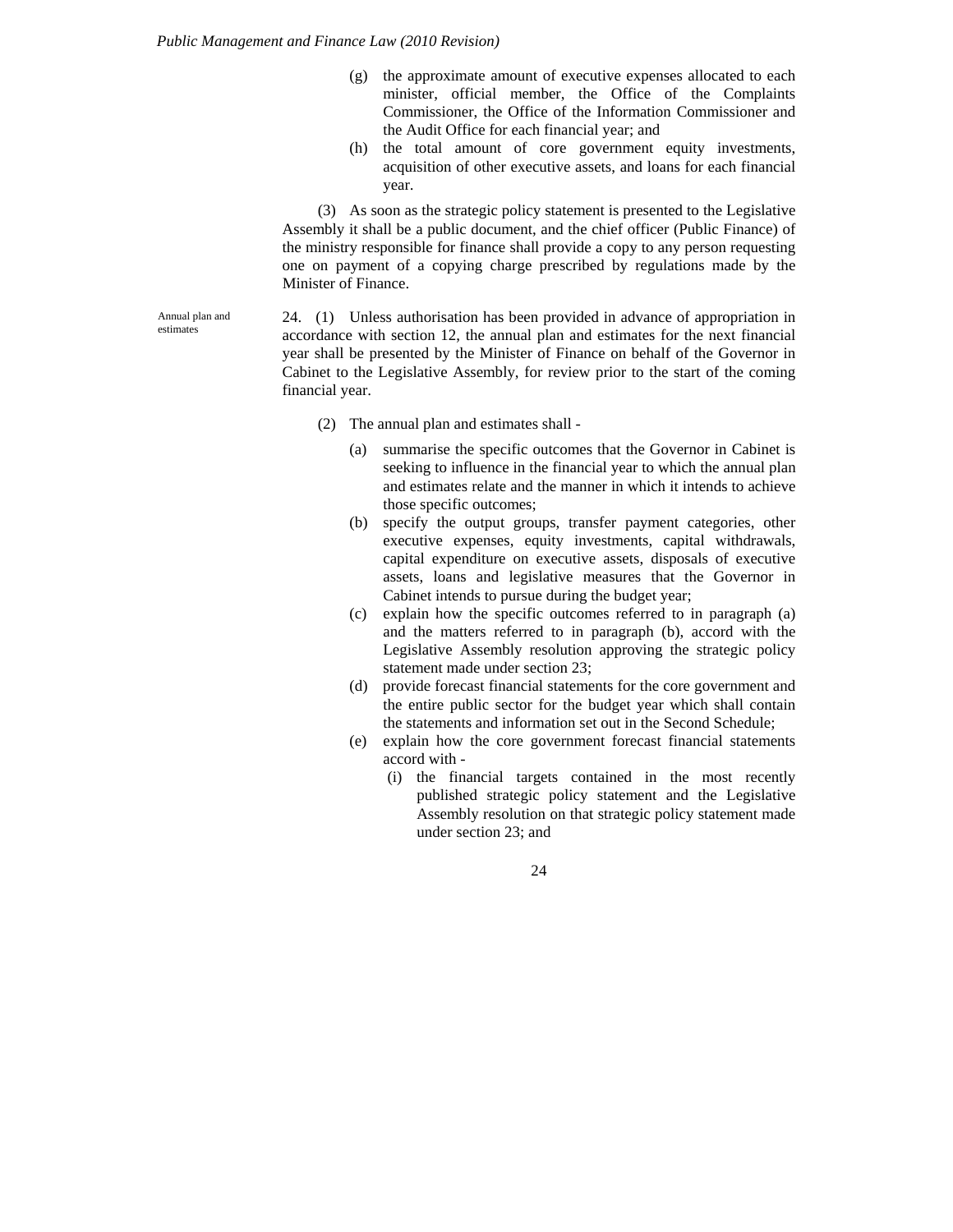(g) the approximate amount of executive expenses allocated to each minister, official member, the Office of the Complaints Commissioner, the Office of the Information Commissioner and the Audit Office for each financial year; and

(h) the total amount of core government equity investments, acquisition of other executive assets, and loans for each financial year.

(3) As soon as the strategic policy statement is presented to the Legislative Assembly it shall be a public document, and the chief officer (Public Finance) of the ministry responsible for finance shall provide a copy to any person requesting one on payment of a copying charge prescribed by regulations made by the Minister of Finance.

Annual plan and estimates

24. (1) Unless authorisation has been provided in advance of appropriation in accordance with section 12, the annual plan and estimates for the next financial year shall be presented by the Minister of Finance on behalf of the Governor in Cabinet to the Legislative Assembly, for review prior to the start of the coming financial year.

(2) The annual plan and estimates shall -

(a) summarise the specific outcomes that the Governor in Cabinet is seeking to influence in the financial year to which the annual plan and estimates relate and the manner in which it intends to achieve those specific outcomes;

(b) specify the output groups, transfer payment categories, other executive expenses, equity investments, capital withdrawals, capital expenditure on executive assets, disposals of executive assets, loans and legislative measures that the Governor in Cabinet intends to pursue during the budget year;

(c) explain how the specific outcomes referred to in paragraph (a) and the matters referred to in paragraph (b), accord with the Legislative Assembly resolution approving the strategic policy statement made under section 23;

(d) provide forecast financial statements for the core government and the entire public sector for the budget year which shall contain the statements and information set out in the Second Schedule;

(e) explain how the core government forecast financial statements accord with -

(i) the financial targets contained in the most recently published strategic policy statement and the Legislative Assembly resolution on that strategic policy statement made under section 23; and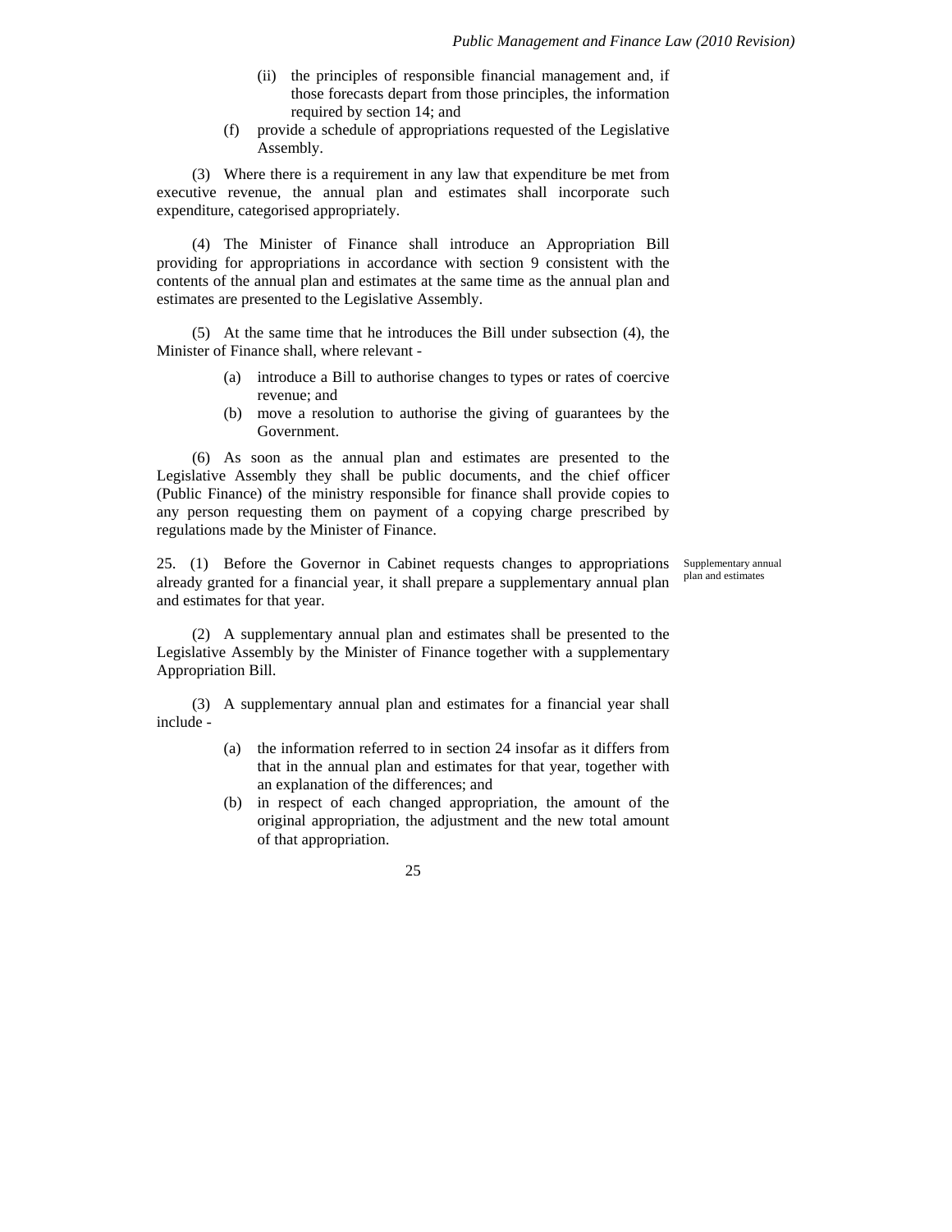(ii) the principles of responsible financial management and, if those forecasts depart from those principles, the information required by section 14; and

(f) provide a schedule of appropriations requested of the Legislative Assembly.

(3) Where there is a requirement in any law that expenditure be met from executive revenue, the annual plan and estimates shall incorporate such expenditure, categorised appropriately.

(4) The Minister of Finance shall introduce an Appropriation Bill providing for appropriations in accordance with section 9 consistent with the contents of the annual plan and estimates at the same time as the annual plan and estimates are presented to the Legislative Assembly.

(5) At the same time that he introduces the Bill under subsection (4), the Minister of Finance shall, where relevant -

(a) introduce a Bill to authorise changes to types or rates of coercive revenue; and

(b) move a resolution to authorise the giving of guarantees by the Government.

(6) As soon as the annual plan and estimates are presented to the Legislative Assembly they shall be public documents, and the chief officer (Public Finance) of the ministry responsible for finance shall provide copies to any person requesting them on payment of a copying charge prescribed by regulations made by the Minister of Finance.

*Supplementary annual plan and estimates*

25. (1) Before the Governor in Cabinet requests changes to appropriations already granted for a financial year, it shall prepare a supplementary annual plan and estimates for that year.

(2) A supplementary annual plan and estimates shall be presented to the Legislative Assembly by the Minister of Finance together with a supplementary Appropriation Bill.

(3) A supplementary annual plan and estimates for a financial year shall include -

(a) the information referred to in section 24 insofar as it differs from that in the annual plan and estimates for that year, together with an explanation of the differences; and

(b) in respect of each changed appropriation, the amount of the original appropriation, the adjustment and the new total amount of that appropriation.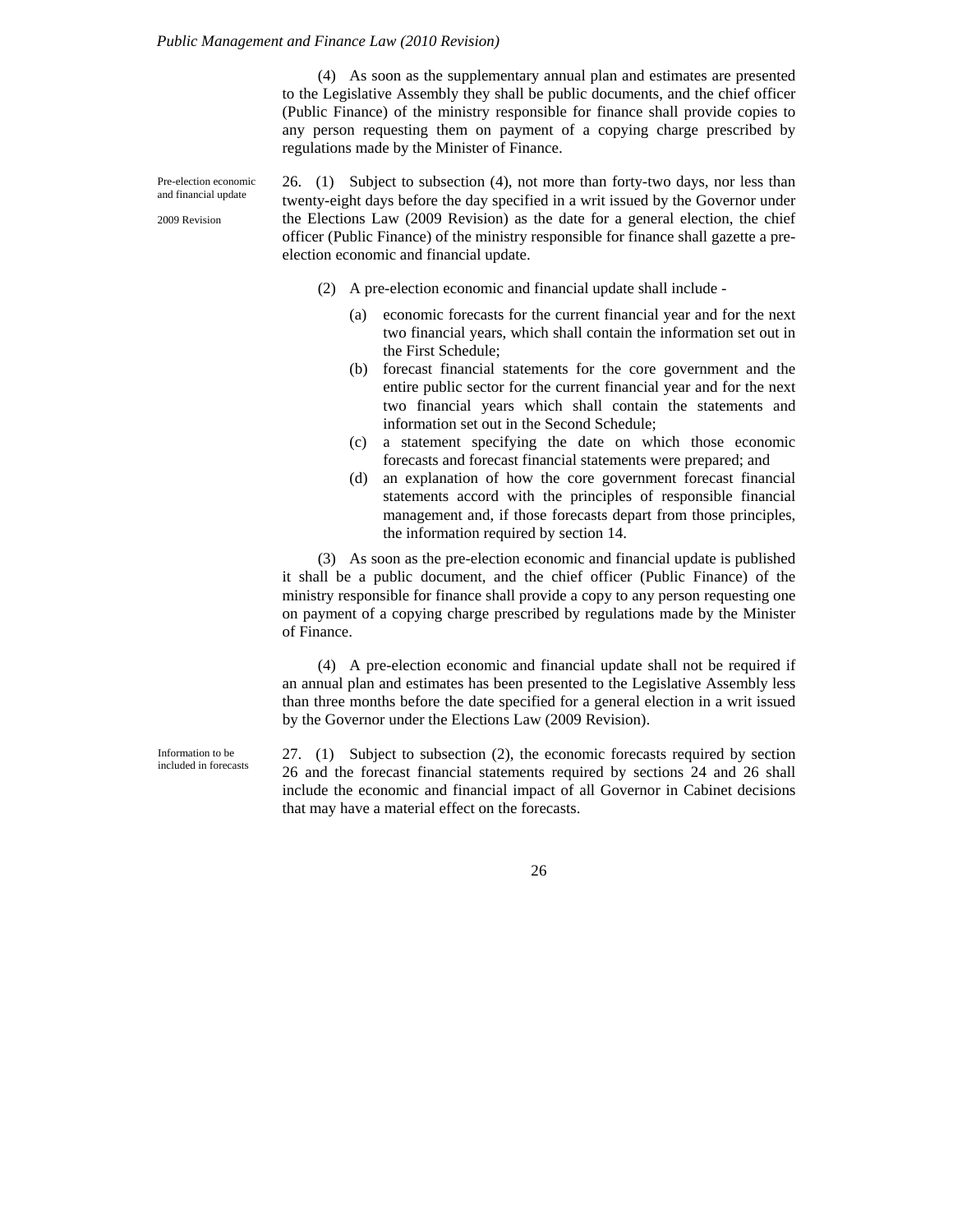(4) As soon as the supplementary annual plan and estimates are presented to the Legislative Assembly they shall be public documents, and the chief officer (Public Finance) of the ministry responsible for finance shall provide copies to any person requesting them on payment of a copying charge prescribed by regulations made by the Minister of Finance.

*Pre-election economic and financial update*

*2009 Revision*

26. (1) Subject to subsection (4), not more than forty-two days, nor less than twenty-eight days before the day specified in a writ issued by the Governor under the Elections Law (2009 Revision) as the date for a general election, the chief officer (Public Finance) of the ministry responsible for finance shall gazette a pre-election economic and financial update.

(2) A pre-election economic and financial update shall include -

(a) economic forecasts for the current financial year and for the next two financial years, which shall contain the information set out in the First Schedule;

(b) forecast financial statements for the core government and the entire public sector for the current financial year and for the next two financial years which shall contain the statements and information set out in the Second Schedule;

(c) a statement specifying the date on which those economic forecasts and forecast financial statements were prepared; and

(d) an explanation of how the core government forecast financial statements accord with the principles of responsible financial management and, if those forecasts depart from those principles, the information required by section 14.

(3) As soon as the pre-election economic and financial update is published it shall be a public document, and the chief officer (Public Finance) of the ministry responsible for finance shall provide a copy to any person requesting one on payment of a copying charge prescribed by regulations made by the Minister of Finance.

(4) A pre-election economic and financial update shall not be required if an annual plan and estimates has been presented to the Legislative Assembly less than three months before the date specified for a general election in a writ issued by the Governor under the Elections Law (2009 Revision).

*Information to be included in forecasts*

27. (1) Subject to subsection (2), the economic forecasts required by section 26 and the forecast financial statements required by sections 24 and 26 shall include the economic and financial impact of all Governor in Cabinet decisions that may have a material effect on the forecasts.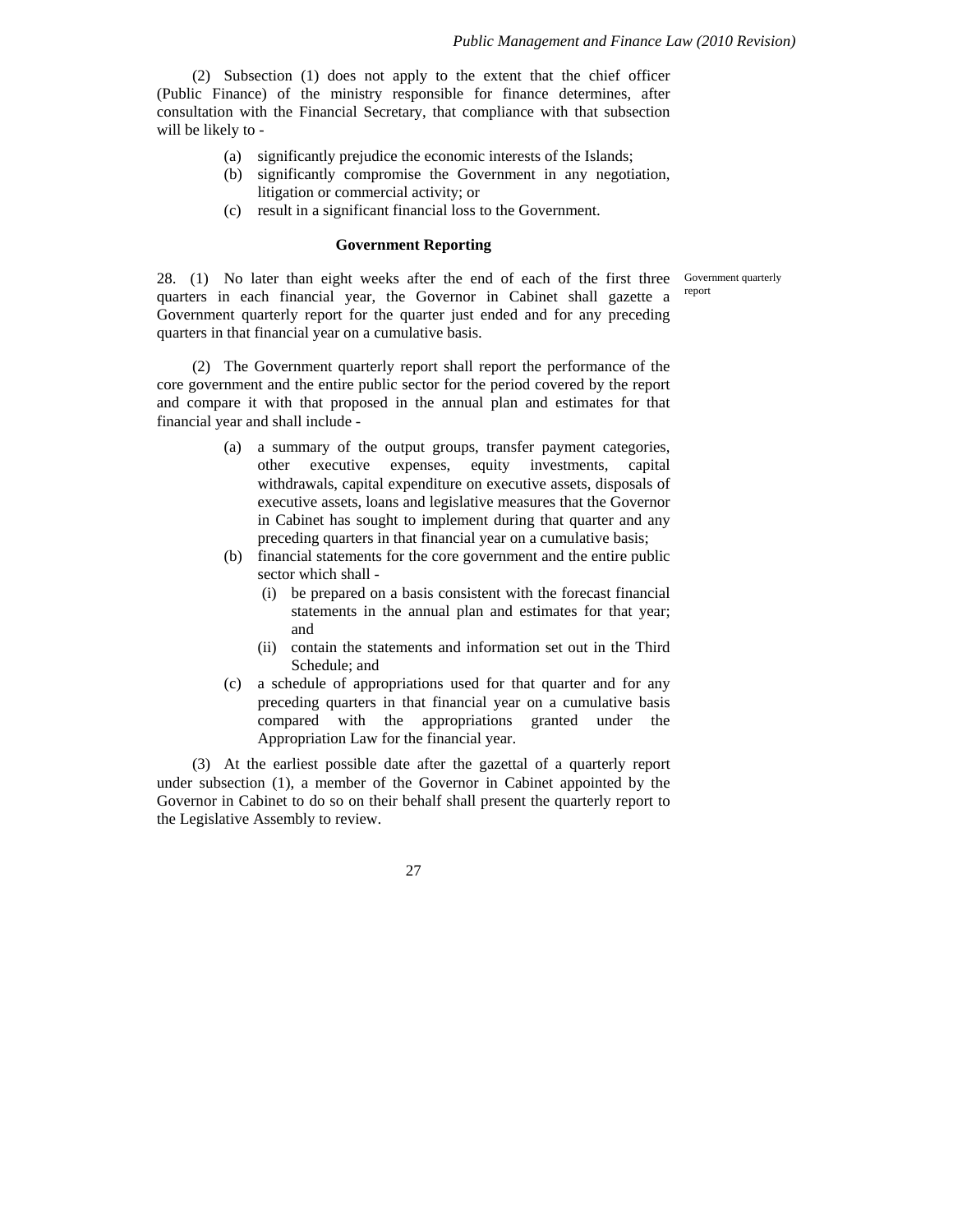(2) Subsection (1) does not apply to the extent that the chief officer (Public Finance) of the ministry responsible for finance determines, after consultation with the Financial Secretary, that compliance with that subsection will be likely to -

- (a) significantly prejudice the economic interests of the Islands;
- (b) significantly compromise the Government in any negotiation, litigation or commercial activity; or
- (c) result in a significant financial loss to the Government.

### Government Reporting

*Government quarterly report*

28. (1) No later than eight weeks after the end of each of the first three quarters in each financial year, the Governor in Cabinet shall gazette a Government quarterly report for the quarter just ended and for any preceding quarters in that financial year on a cumulative basis.

(2) The Government quarterly report shall report the performance of the core government and the entire public sector for the period covered by the report and compare it with that proposed in the annual plan and estimates for that financial year and shall include -

- (a) a summary of the output groups, transfer payment categories, other executive expenses, equity investments, capital withdrawals, capital expenditure on executive assets, disposals of executive assets, loans and legislative measures that the Governor in Cabinet has sought to implement during that quarter and any preceding quarters in that financial year on a cumulative basis;
- (b) financial statements for the core government and the entire public sector which shall -
  - (i) be prepared on a basis consistent with the forecast financial statements in the annual plan and estimates for that year; and
  - (ii) contain the statements and information set out in the Third Schedule; and
- (c) a schedule of appropriations used for that quarter and for any preceding quarters in that financial year on a cumulative basis compared with the appropriations granted under the Appropriation Law for the financial year.

(3) At the earliest possible date after the gazettal of a quarterly report under subsection (1), a member of the Governor in Cabinet appointed by the Governor in Cabinet to do so on their behalf shall present the quarterly report to the Legislative Assembly to review.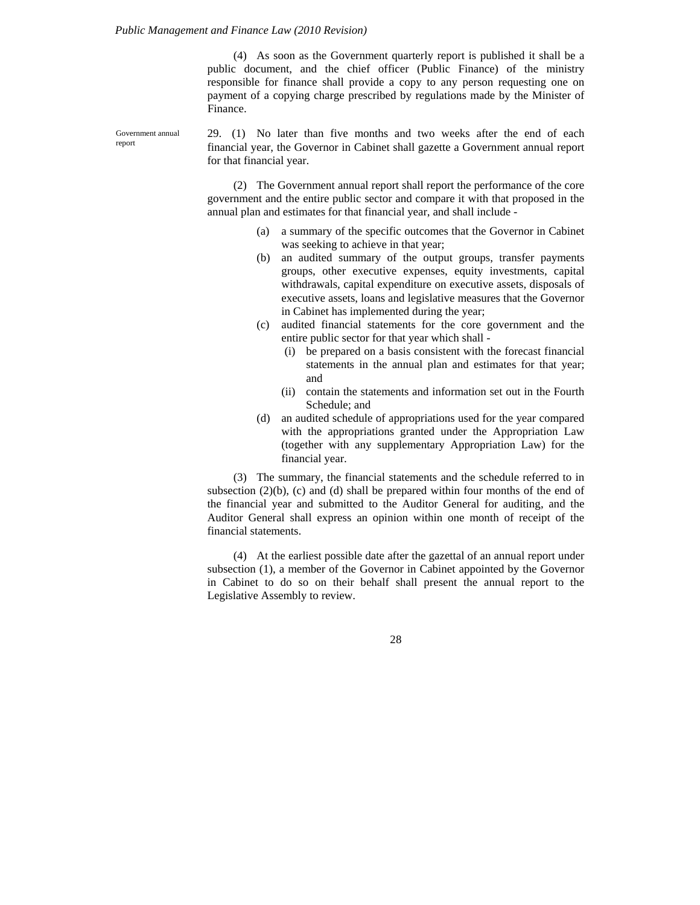(4) As soon as the Government quarterly report is published it shall be a public document, and the chief officer (Public Finance) of the ministry responsible for finance shall provide a copy to any person requesting one on payment of a copying charge prescribed by regulations made by the Minister of Finance.

*Government annual report*

29. (1) No later than five months and two weeks after the end of each financial year, the Governor in Cabinet shall gazette a Government annual report for that financial year.

(2) The Government annual report shall report the performance of the core government and the entire public sector and compare it with that proposed in the annual plan and estimates for that financial year, and shall include -

- (a) a summary of the specific outcomes that the Governor in Cabinet was seeking to achieve in that year;
- (b) an audited summary of the output groups, transfer payments groups, other executive expenses, equity investments, capital withdrawals, capital expenditure on executive assets, disposals of executive assets, loans and legislative measures that the Governor in Cabinet has implemented during the year;
- (c) audited financial statements for the core government and the entire public sector for that year which shall -
  - (i) be prepared on a basis consistent with the forecast financial statements in the annual plan and estimates for that year; and
  - (ii) contain the statements and information set out in the Fourth Schedule; and
- (d) an audited schedule of appropriations used for the year compared with the appropriations granted under the Appropriation Law (together with any supplementary Appropriation Law) for the financial year.

(3) The summary, the financial statements and the schedule referred to in subsection (2)(b), (c) and (d) shall be prepared within four months of the end of the financial year and submitted to the Auditor General for auditing, and the Auditor General shall express an opinion within one month of receipt of the financial statements.

(4) At the earliest possible date after the gazettal of an annual report under subsection (1), a member of the Governor in Cabinet appointed by the Governor in Cabinet to do so on their behalf shall present the annual report to the Legislative Assembly to review.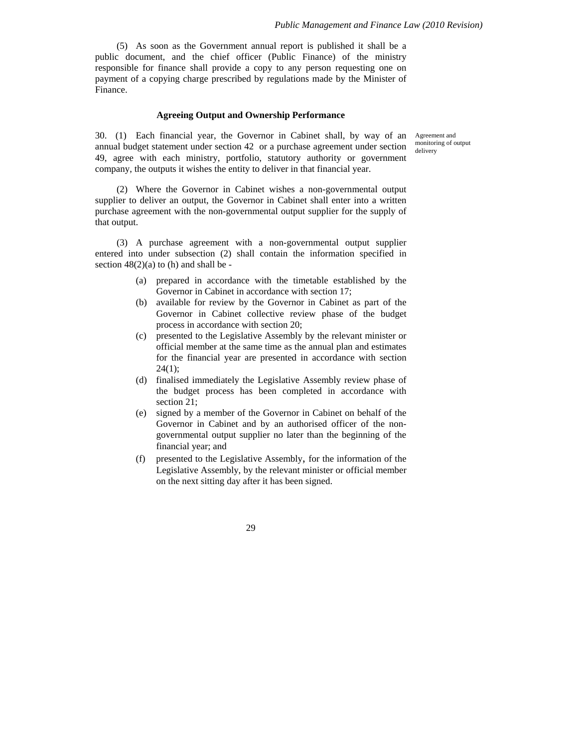(5) As soon as the Government annual report is published it shall be a public document, and the chief officer (Public Finance) of the ministry responsible for finance shall provide a copy to any person requesting one on payment of a copying charge prescribed by regulations made by the Minister of Finance.

### Agreeing Output and Ownership Performance

Agreement and monitoring of output delivery

30. (1) Each financial year, the Governor in Cabinet shall, by way of an annual budget statement under section 42 or a purchase agreement under section 49, agree with each ministry, portfolio, statutory authority or government company, the outputs it wishes the entity to deliver in that financial year.

(2) Where the Governor in Cabinet wishes a non-governmental output supplier to deliver an output, the Governor in Cabinet shall enter into a written purchase agreement with the non-governmental output supplier for the supply of that output.

(3) A purchase agreement with a non-governmental output supplier entered into under subsection (2) shall contain the information specified in section 48(2)(a) to (h) and shall be -

- (a) prepared in accordance with the timetable established by the Governor in Cabinet in accordance with section 17;
- (b) available for review by the Governor in Cabinet as part of the Governor in Cabinet collective review phase of the budget process in accordance with section 20;
- (c) presented to the Legislative Assembly by the relevant minister or official member at the same time as the annual plan and estimates for the financial year are presented in accordance with section 24(1);
- (d) finalised immediately the Legislative Assembly review phase of the budget process has been completed in accordance with section 21;
- (e) signed by a member of the Governor in Cabinet on behalf of the Governor in Cabinet and by an authorised officer of the non-governmental output supplier no later than the beginning of the financial year; and
- (f) presented to the Legislative Assembly, for the information of the Legislative Assembly, by the relevant minister or official member on the next sitting day after it has been signed.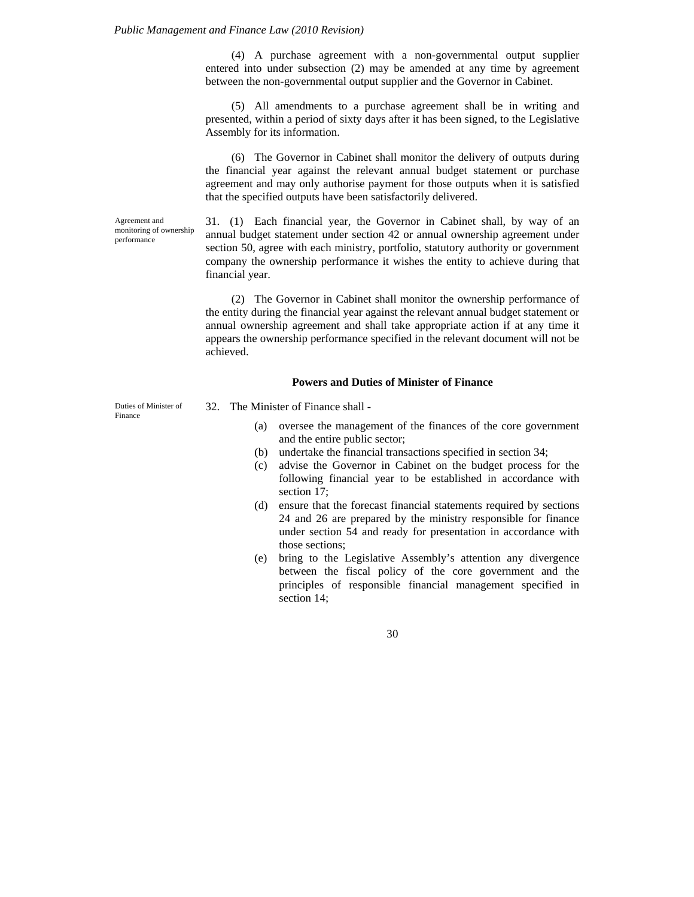(4) A purchase agreement with a non-governmental output supplier entered into under subsection (2) may be amended at any time by agreement between the non-governmental output supplier and the Governor in Cabinet.

(5) All amendments to a purchase agreement shall be in writing and presented, within a period of sixty days after it has been signed, to the Legislative Assembly for its information.

(6) The Governor in Cabinet shall monitor the delivery of outputs during the financial year against the relevant annual budget statement or purchase agreement and may only authorise payment for those outputs when it is satisfied that the specified outputs have been satisfactorily delivered.

*Agreement and monitoring of ownership performance*

31. (1) Each financial year, the Governor in Cabinet shall, by way of an annual budget statement under section 42 or annual ownership agreement under section 50, agree with each ministry, portfolio, statutory authority or government company the ownership performance it wishes the entity to achieve during that financial year.

(2) The Governor in Cabinet shall monitor the ownership performance of the entity during the financial year against the relevant annual budget statement or annual ownership agreement and shall take appropriate action if at any time it appears the ownership performance specified in the relevant document will not be achieved.

## Powers and Duties of Minister of Finance

*Duties of Minister of Finance*

32. The Minister of Finance shall -

(a) oversee the management of the finances of the core government and the entire public sector;

(b) undertake the financial transactions specified in section 34;

(c) advise the Governor in Cabinet on the budget process for the following financial year to be established in accordance with section 17;

(d) ensure that the forecast financial statements required by sections 24 and 26 are prepared by the ministry responsible for finance under section 54 and ready for presentation in accordance with those sections;

(e) bring to the Legislative Assembly's attention any divergence between the fiscal policy of the core government and the principles of responsible financial management specified in section 14;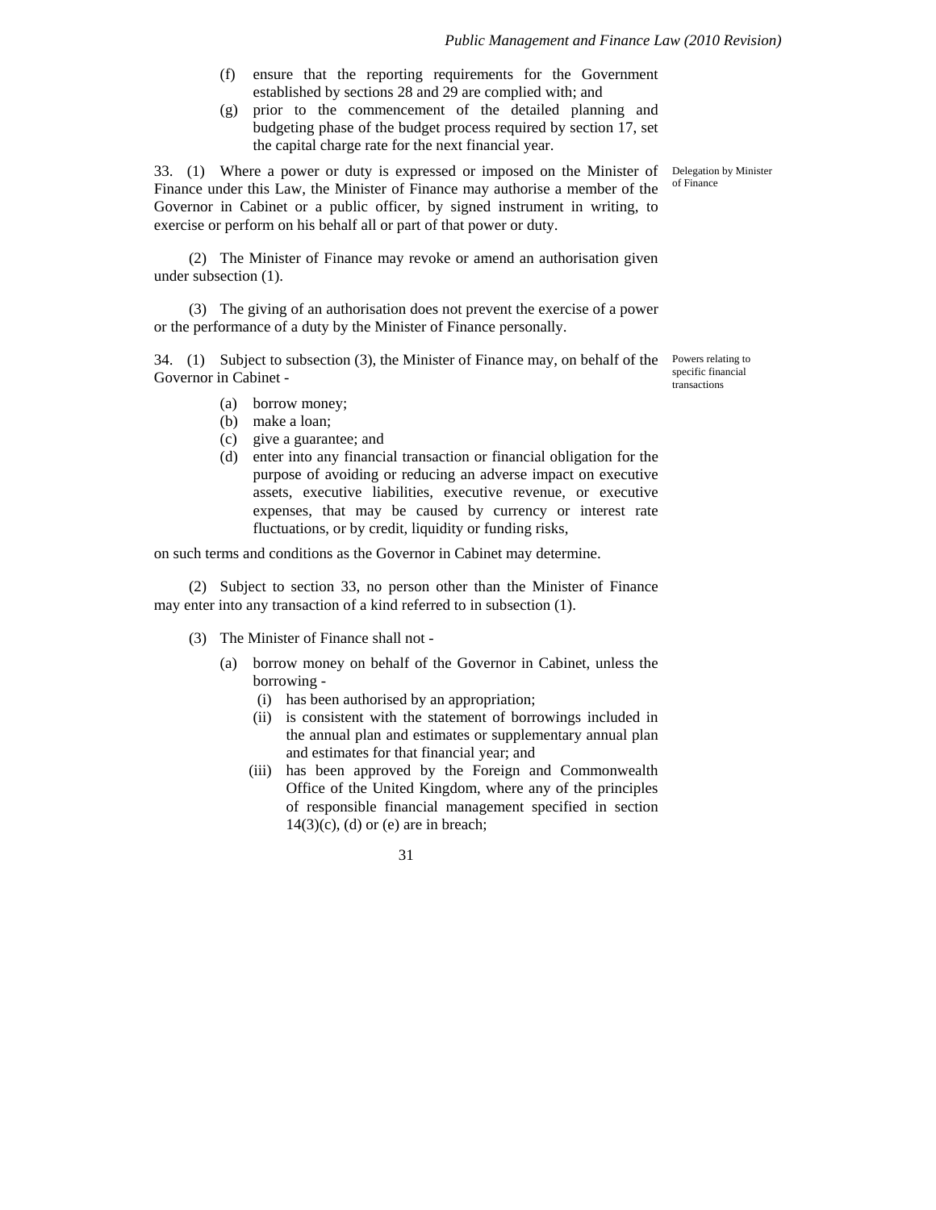(f) ensure that the reporting requirements for the Government established by sections 28 and 29 are complied with; and

(g) prior to the commencement of the detailed planning and budgeting phase of the budget process required by section 17, set the capital charge rate for the next financial year.

*Delegation by Minister of Finance*

33. (1) Where a power or duty is expressed or imposed on the Minister of Finance under this Law, the Minister of Finance may authorise a member of the Governor in Cabinet or a public officer, by signed instrument in writing, to exercise or perform on his behalf all or part of that power or duty.

(2) The Minister of Finance may revoke or amend an authorisation given under subsection (1).

(3) The giving of an authorisation does not prevent the exercise of a power or the performance of a duty by the Minister of Finance personally.

*Powers relating to specific financial transactions*

34. (1) Subject to subsection (3), the Minister of Finance may, on behalf of the Governor in Cabinet -

(a) borrow money;

(b) make a loan;

(c) give a guarantee; and

(d) enter into any financial transaction or financial obligation for the purpose of avoiding or reducing an adverse impact on executive assets, executive liabilities, executive revenue, or executive expenses, that may be caused by currency or interest rate fluctuations, or by credit, liquidity or funding risks,

on such terms and conditions as the Governor in Cabinet may determine.

(2) Subject to section 33, no person other than the Minister of Finance may enter into any transaction of a kind referred to in subsection (1).

(3) The Minister of Finance shall not -

(a) borrow money on behalf of the Governor in Cabinet, unless the borrowing -

(i) has been authorised by an appropriation;

(ii) is consistent with the statement of borrowings included in the annual plan and estimates or supplementary annual plan and estimates for that financial year; and

(iii) has been approved by the Foreign and Commonwealth Office of the United Kingdom, where any of the principles of responsible financial management specified in section 14(3)(c), (d) or (e) are in breach;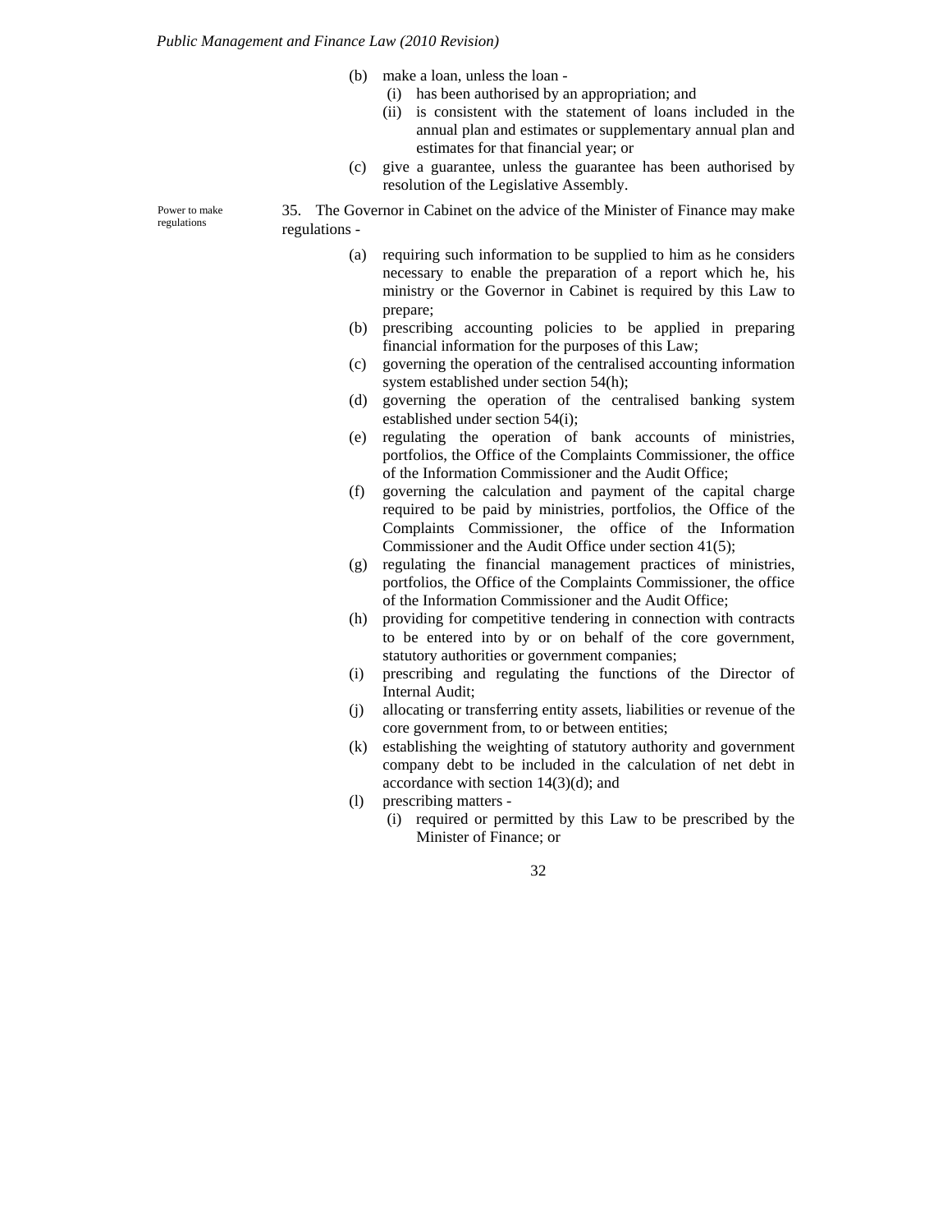(b) make a loan, unless the loan -

  (i) has been authorised by an appropriation; and

  (ii) is consistent with the statement of loans included in the annual plan and estimates or supplementary annual plan and estimates for that financial year; or

(c) give a guarantee, unless the guarantee has been authorised by resolution of the Legislative Assembly.

Power to make regulations

35. The Governor in Cabinet on the advice of the Minister of Finance may make regulations -

(a) requiring such information to be supplied to him as he considers necessary to enable the preparation of a report which he, his ministry or the Governor in Cabinet is required by this Law to prepare;

(b) prescribing accounting policies to be applied in preparing financial information for the purposes of this Law;

(c) governing the operation of the centralised accounting information system established under section 54(h);

(d) governing the operation of the centralised banking system established under section 54(i);

(e) regulating the operation of bank accounts of ministries, portfolios, the Office of the Complaints Commissioner, the office of the Information Commissioner and the Audit Office;

(f) governing the calculation and payment of the capital charge required to be paid by ministries, portfolios, the Office of the Complaints Commissioner, the office of the Information Commissioner and the Audit Office under section 41(5);

(g) regulating the financial management practices of ministries, portfolios, the Office of the Complaints Commissioner, the office of the Information Commissioner and the Audit Office;

(h) providing for competitive tendering in connection with contracts to be entered into by or on behalf of the core government, statutory authorities or government companies;

(i) prescribing and regulating the functions of the Director of Internal Audit;

(j) allocating or transferring entity assets, liabilities or revenue of the core government from, to or between entities;

(k) establishing the weighting of statutory authority and government company debt to be included in the calculation of net debt in accordance with section 14(3)(d); and

(l) prescribing matters -

  (i) required or permitted by this Law to be prescribed by the Minister of Finance; or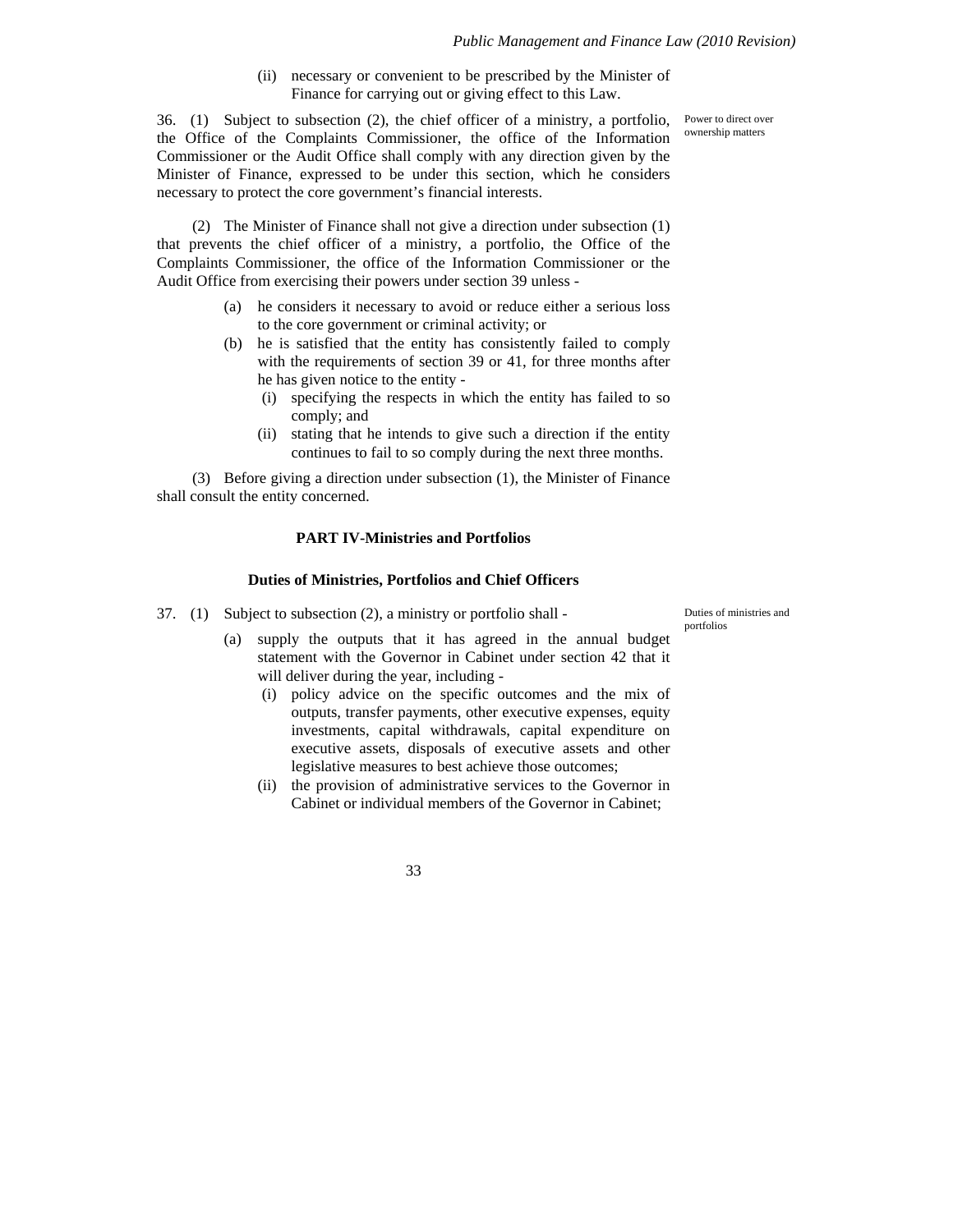(ii) necessary or convenient to be prescribed by the Minister of Finance for carrying out or giving effect to this Law.

Power to direct over ownership matters

36. (1) Subject to subsection (2), the chief officer of a ministry, a portfolio, the Office of the Complaints Commissioner, the office of the Information Commissioner or the Audit Office shall comply with any direction given by the Minister of Finance, expressed to be under this section, which he considers necessary to protect the core government's financial interests.

(2) The Minister of Finance shall not give a direction under subsection (1) that prevents the chief officer of a ministry, a portfolio, the Office of the Complaints Commissioner, the office of the Information Commissioner or the Audit Office from exercising their powers under section 39 unless -

- (a) he considers it necessary to avoid or reduce either a serious loss to the core government or criminal activity; or
- (b) he is satisfied that the entity has consistently failed to comply with the requirements of section 39 or 41, for three months after he has given notice to the entity -
  - (i) specifying the respects in which the entity has failed to so comply; and
  - (ii) stating that he intends to give such a direction if the entity continues to fail to so comply during the next three months.

(3) Before giving a direction under subsection (1), the Minister of Finance shall consult the entity concerned.

## PART IV-Ministries and Portfolios

### Duties of Ministries, Portfolios and Chief Officers

Duties of ministries and portfolios

37. (1) Subject to subsection (2), a ministry or portfolio shall -

- (a) supply the outputs that it has agreed in the annual budget statement with the Governor in Cabinet under section 42 that it will deliver during the year, including -
  - (i) policy advice on the specific outcomes and the mix of outputs, transfer payments, other executive expenses, equity investments, capital withdrawals, capital expenditure on executive assets, disposals of executive assets and other legislative measures to best achieve those outcomes;
  - (ii) the provision of administrative services to the Governor in Cabinet or individual members of the Governor in Cabinet;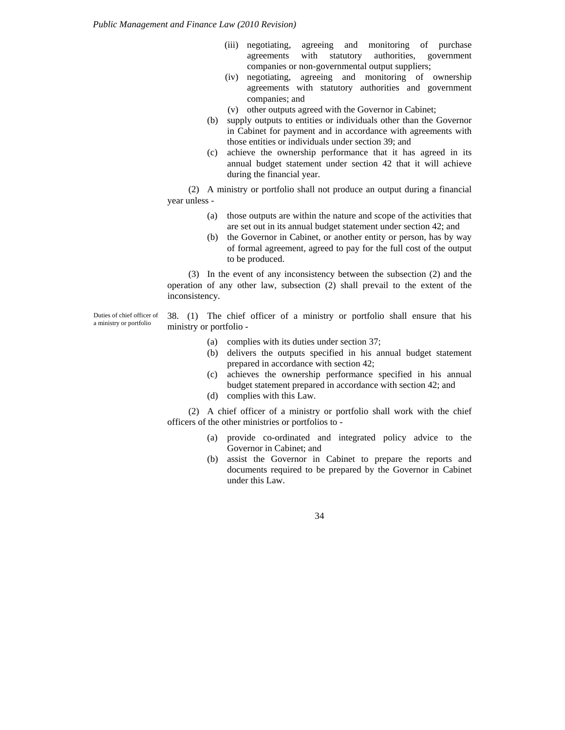(iii) negotiating, agreeing and monitoring of purchase agreements with statutory authorities, government companies or non-governmental output suppliers;

(iv) negotiating, agreeing and monitoring of ownership agreements with statutory authorities and government companies; and

(v) other outputs agreed with the Governor in Cabinet;

(b) supply outputs to entities or individuals other than the Governor in Cabinet for payment and in accordance with agreements with those entities or individuals under section 39; and

(c) achieve the ownership performance that it has agreed in its annual budget statement under section 42 that it will achieve during the financial year.

(2) A ministry or portfolio shall not produce an output during a financial year unless -

(a) those outputs are within the nature and scope of the activities that are set out in its annual budget statement under section 42; and

(b) the Governor in Cabinet, or another entity or person, has by way of formal agreement, agreed to pay for the full cost of the output to be produced.

(3) In the event of any inconsistency between the subsection (2) and the operation of any other law, subsection (2) shall prevail to the extent of the inconsistency.

*Duties of chief officer of a ministry or portfolio*

38. (1) The chief officer of a ministry or portfolio shall ensure that his ministry or portfolio -

(a) complies with its duties under section 37;

(b) delivers the outputs specified in his annual budget statement prepared in accordance with section 42;

(c) achieves the ownership performance specified in his annual budget statement prepared in accordance with section 42; and

(d) complies with this Law.

(2) A chief officer of a ministry or portfolio shall work with the chief officers of the other ministries or portfolios to -

(a) provide co-ordinated and integrated policy advice to the Governor in Cabinet; and

(b) assist the Governor in Cabinet to prepare the reports and documents required to be prepared by the Governor in Cabinet under this Law.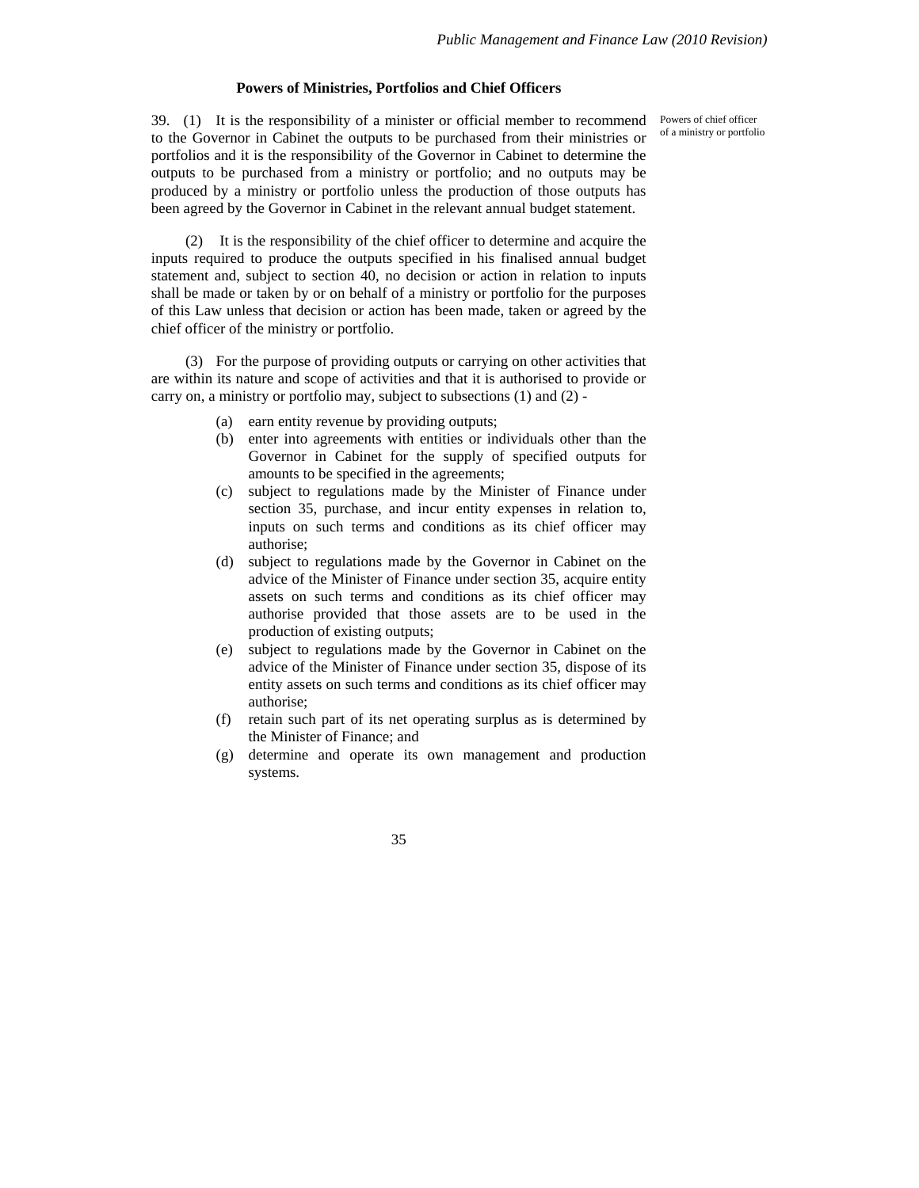### Powers of Ministries, Portfolios and Chief Officers

Powers of chief officer of a ministry or portfolio

39. (1) It is the responsibility of a minister or official member to recommend to the Governor in Cabinet the outputs to be purchased from their ministries or portfolios and it is the responsibility of the Governor in Cabinet to determine the outputs to be purchased from a ministry or portfolio; and no outputs may be produced by a ministry or portfolio unless the production of those outputs has been agreed by the Governor in Cabinet in the relevant annual budget statement.

(2) It is the responsibility of the chief officer to determine and acquire the inputs required to produce the outputs specified in his finalised annual budget statement and, subject to section 40, no decision or action in relation to inputs shall be made or taken by or on behalf of a ministry or portfolio for the purposes of this Law unless that decision or action has been made, taken or agreed by the chief officer of the ministry or portfolio.

(3) For the purpose of providing outputs or carrying on other activities that are within its nature and scope of activities and that it is authorised to provide or carry on, a ministry or portfolio may, subject to subsections (1) and (2) -

- (a) earn entity revenue by providing outputs;
- (b) enter into agreements with entities or individuals other than the Governor in Cabinet for the supply of specified outputs for amounts to be specified in the agreements;
- (c) subject to regulations made by the Minister of Finance under section 35, purchase, and incur entity expenses in relation to, inputs on such terms and conditions as its chief officer may authorise;
- (d) subject to regulations made by the Governor in Cabinet on the advice of the Minister of Finance under section 35, acquire entity assets on such terms and conditions as its chief officer may authorise provided that those assets are to be used in the production of existing outputs;
- (e) subject to regulations made by the Governor in Cabinet on the advice of the Minister of Finance under section 35, dispose of its entity assets on such terms and conditions as its chief officer may authorise;
- (f) retain such part of its net operating surplus as is determined by the Minister of Finance; and
- (g) determine and operate its own management and production systems.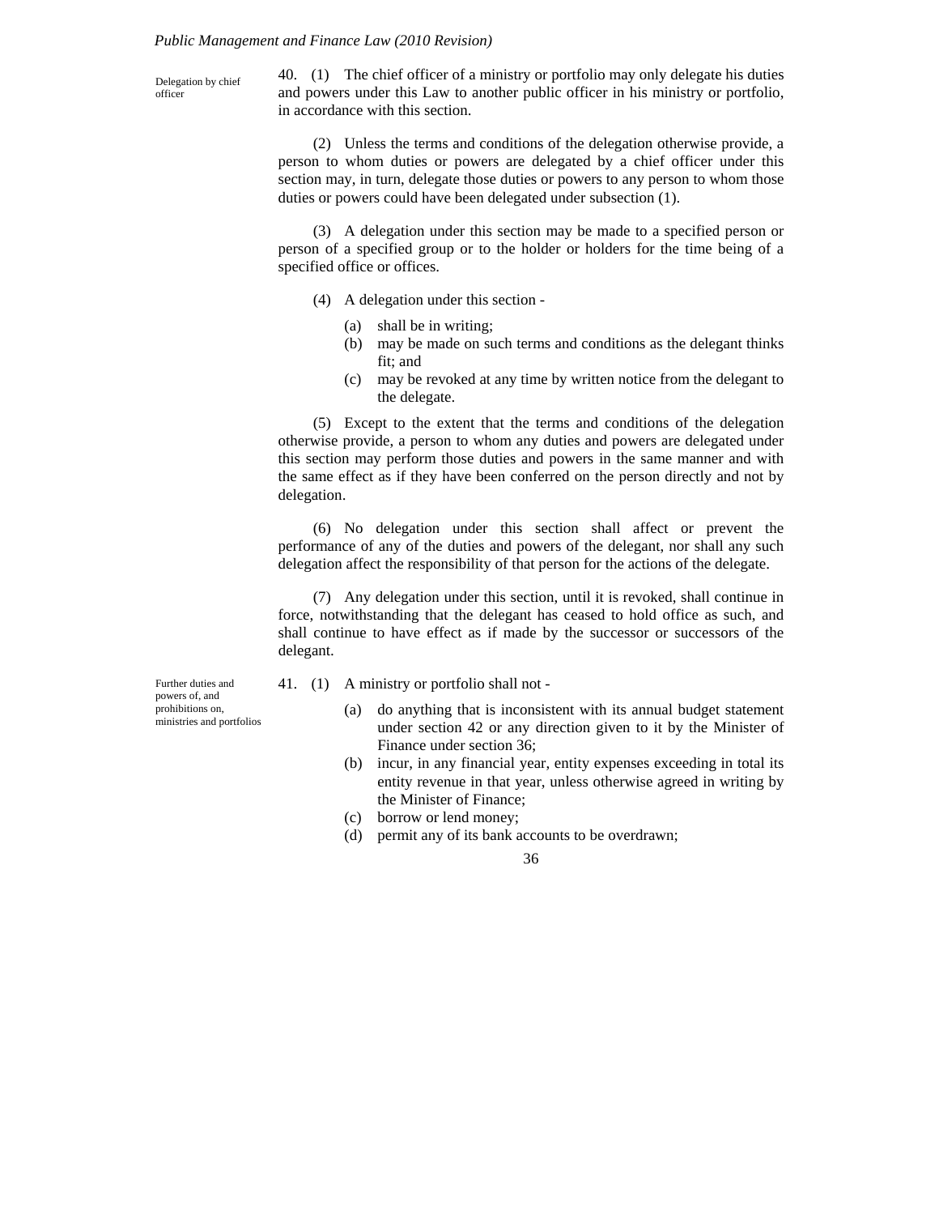**Delegation by chief officer**

40. (1) The chief officer of a ministry or portfolio may only delegate his duties and powers under this Law to another public officer in his ministry or portfolio, in accordance with this section.

(2) Unless the terms and conditions of the delegation otherwise provide, a person to whom duties or powers are delegated by a chief officer under this section may, in turn, delegate those duties or powers to any person to whom those duties or powers could have been delegated under subsection (1).

(3) A delegation under this section may be made to a specified person or person of a specified group or to the holder or holders for the time being of a specified office or offices.

(4) A delegation under this section -

- (a) shall be in writing;
- (b) may be made on such terms and conditions as the delegant thinks fit; and
- (c) may be revoked at any time by written notice from the delegant to the delegate.

(5) Except to the extent that the terms and conditions of the delegation otherwise provide, a person to whom any duties and powers are delegated under this section may perform those duties and powers in the same manner and with the same effect as if they have been conferred on the person directly and not by delegation.

(6) No delegation under this section shall affect or prevent the performance of any of the duties and powers of the delegant, nor shall any such delegation affect the responsibility of that person for the actions of the delegate.

(7) Any delegation under this section, until it is revoked, shall continue in force, notwithstanding that the delegant has ceased to hold office as such, and shall continue to have effect as if made by the successor or successors of the delegant.

**Further duties and powers of, and prohibitions on, ministries and portfolios**

41. (1) A ministry or portfolio shall not -

- (a) do anything that is inconsistent with its annual budget statement under section 42 or any direction given to it by the Minister of Finance under section 36;
- (b) incur, in any financial year, entity expenses exceeding in total its entity revenue in that year, unless otherwise agreed in writing by the Minister of Finance;
- (c) borrow or lend money;
- (d) permit any of its bank accounts to be overdrawn;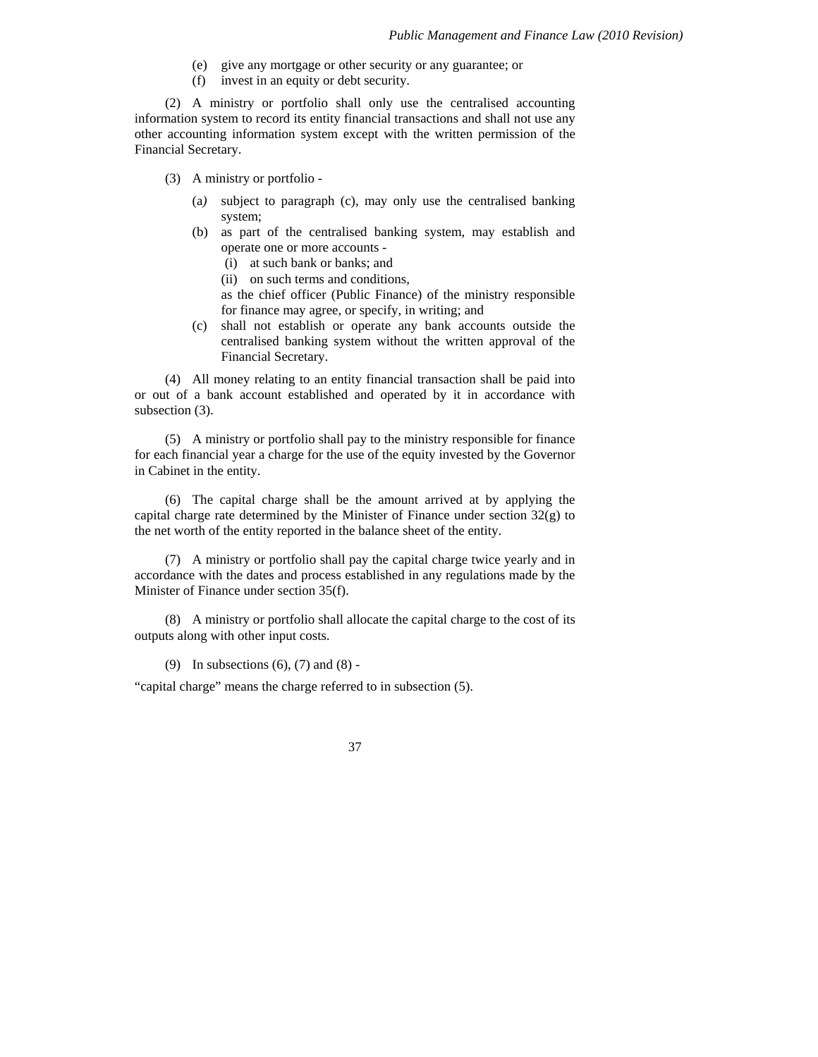(e) give any mortgage or other security or any guarantee; or

(f) invest in an equity or debt security.

(2) A ministry or portfolio shall only use the centralised accounting information system to record its entity financial transactions and shall not use any other accounting information system except with the written permission of the Financial Secretary.

(3) A ministry or portfolio -

(a) subject to paragraph (c), may only use the centralised banking system;

(b) as part of the centralised banking system, may establish and operate one or more accounts -

(i) at such bank or banks; and

(ii) on such terms and conditions,

as the chief officer (Public Finance) of the ministry responsible for finance may agree, or specify, in writing; and

(c) shall not establish or operate any bank accounts outside the centralised banking system without the written approval of the Financial Secretary.

(4) All money relating to an entity financial transaction shall be paid into or out of a bank account established and operated by it in accordance with subsection (3).

(5) A ministry or portfolio shall pay to the ministry responsible for finance for each financial year a charge for the use of the equity invested by the Governor in Cabinet in the entity.

(6) The capital charge shall be the amount arrived at by applying the capital charge rate determined by the Minister of Finance under section 32(g) to the net worth of the entity reported in the balance sheet of the entity.

(7) A ministry or portfolio shall pay the capital charge twice yearly and in accordance with the dates and process established in any regulations made by the Minister of Finance under section 35(f).

(8) A ministry or portfolio shall allocate the capital charge to the cost of its outputs along with other input costs.

(9) In subsections (6), (7) and (8) -

"capital charge" means the charge referred to in subsection (5).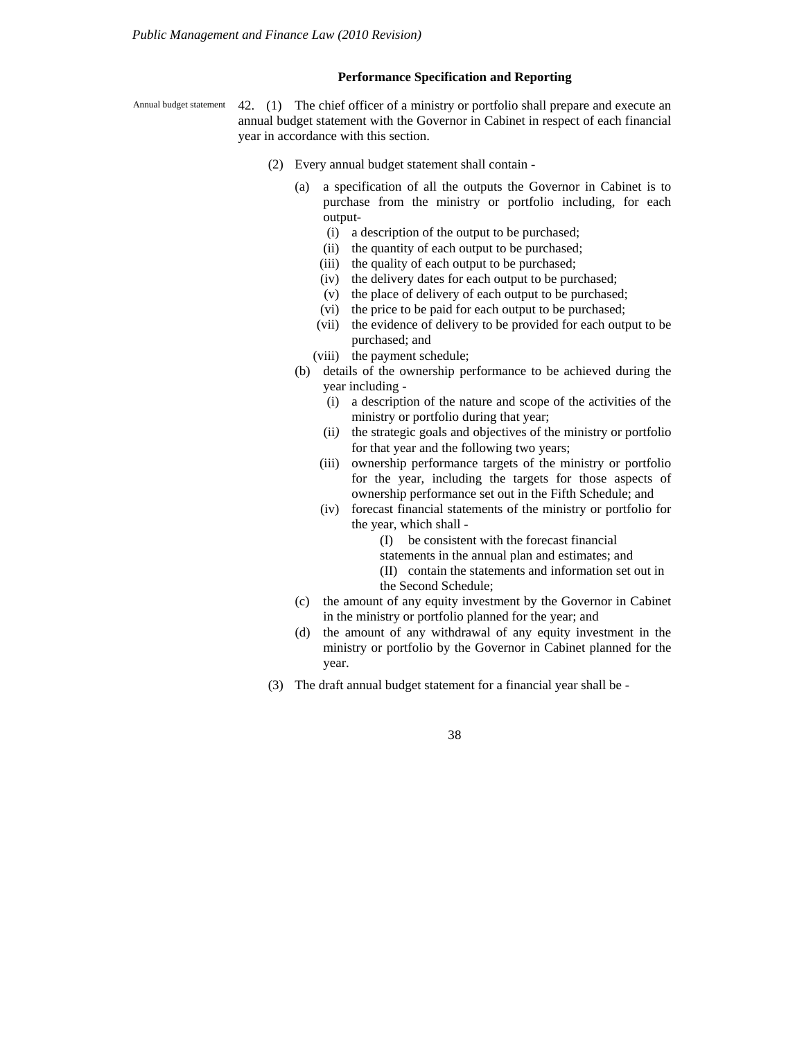### Performance Specification and Reporting

Annual budget statement

42. (1) The chief officer of a ministry or portfolio shall prepare and execute an annual budget statement with the Governor in Cabinet in respect of each financial year in accordance with this section.

(2) Every annual budget statement shall contain -

(a) a specification of all the outputs the Governor in Cabinet is to purchase from the ministry or portfolio including, for each output-

(i) a description of the output to be purchased;

(ii) the quantity of each output to be purchased;

(iii) the quality of each output to be purchased;

(iv) the delivery dates for each output to be purchased;

(v) the place of delivery of each output to be purchased;

(vi) the price to be paid for each output to be purchased;

(vii) the evidence of delivery to be provided for each output to be purchased; and

(viii) the payment schedule;

(b) details of the ownership performance to be achieved during the year including -

(i) a description of the nature and scope of the activities of the ministry or portfolio during that year;

(ii) the strategic goals and objectives of the ministry or portfolio for that year and the following two years;

(iii) ownership performance targets of the ministry or portfolio for the year, including the targets for those aspects of ownership performance set out in the Fifth Schedule; and

(iv) forecast financial statements of the ministry or portfolio for the year, which shall -

(I) be consistent with the forecast financial statements in the annual plan and estimates; and

(II) contain the statements and information set out in the Second Schedule;

(c) the amount of any equity investment by the Governor in Cabinet in the ministry or portfolio planned for the year; and

(d) the amount of any withdrawal of any equity investment in the ministry or portfolio by the Governor in Cabinet planned for the year.

(3) The draft annual budget statement for a financial year shall be -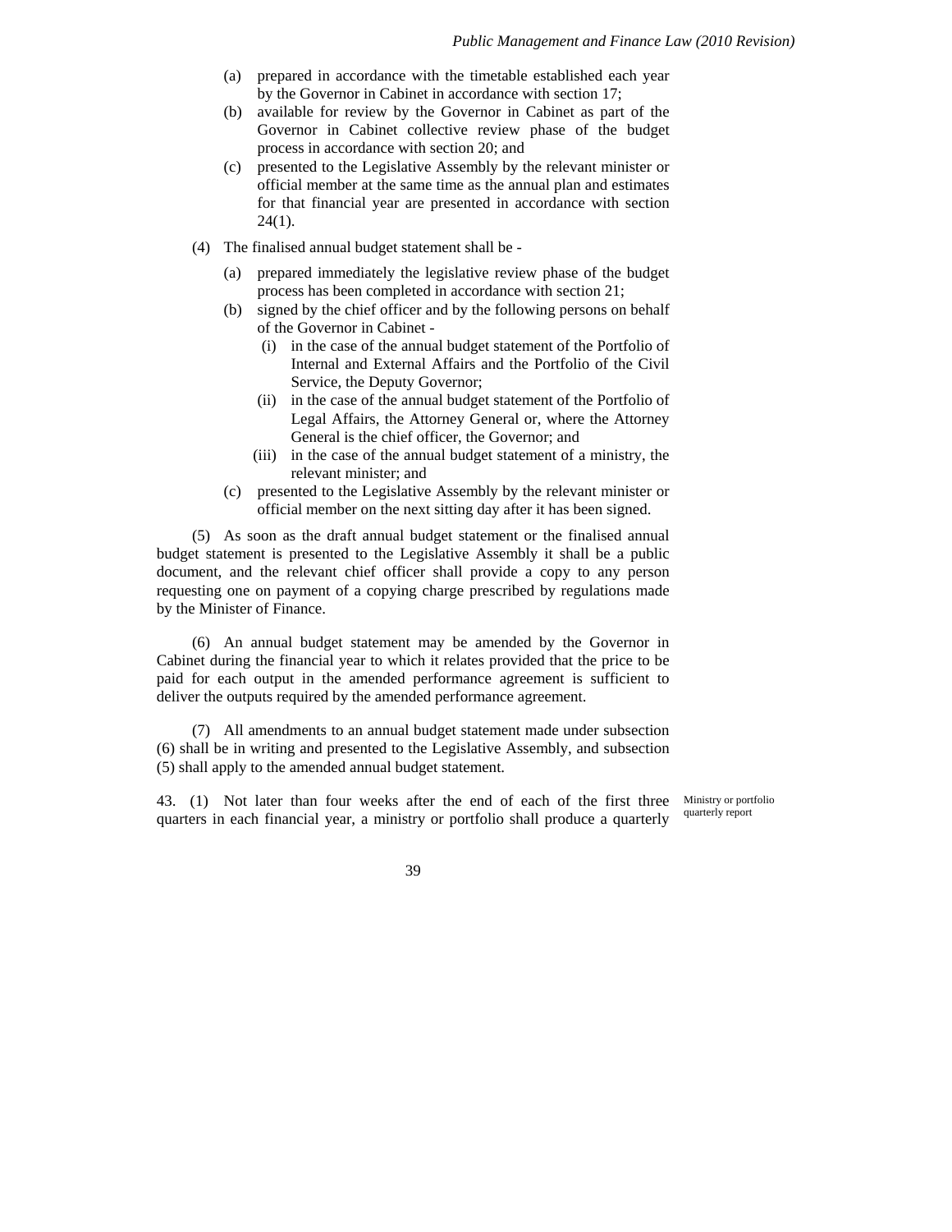(a) prepared in accordance with the timetable established each year by the Governor in Cabinet in accordance with section 17;

(b) available for review by the Governor in Cabinet as part of the Governor in Cabinet collective review phase of the budget process in accordance with section 20; and

(c) presented to the Legislative Assembly by the relevant minister or official member at the same time as the annual plan and estimates for that financial year are presented in accordance with section 24(1).

(4) The finalised annual budget statement shall be -

(a) prepared immediately the legislative review phase of the budget process has been completed in accordance with section 21;

(b) signed by the chief officer and by the following persons on behalf of the Governor in Cabinet -

(i) in the case of the annual budget statement of the Portfolio of Internal and External Affairs and the Portfolio of the Civil Service, the Deputy Governor;

(ii) in the case of the annual budget statement of the Portfolio of Legal Affairs, the Attorney General or, where the Attorney General is the chief officer, the Governor; and

(iii) in the case of the annual budget statement of a ministry, the relevant minister; and

(c) presented to the Legislative Assembly by the relevant minister or official member on the next sitting day after it has been signed.

(5) As soon as the draft annual budget statement or the finalised annual budget statement is presented to the Legislative Assembly it shall be a public document, and the relevant chief officer shall provide a copy to any person requesting one on payment of a copying charge prescribed by regulations made by the Minister of Finance.

(6) An annual budget statement may be amended by the Governor in Cabinet during the financial year to which it relates provided that the price to be paid for each output in the amended performance agreement is sufficient to deliver the outputs required by the amended performance agreement.

(7) All amendments to an annual budget statement made under subsection (6) shall be in writing and presented to the Legislative Assembly, and subsection (5) shall apply to the amended annual budget statement.

Ministry or portfolio quarterly report

43. (1) Not later than four weeks after the end of each of the first three quarters in each financial year, a ministry or portfolio shall produce a quarterly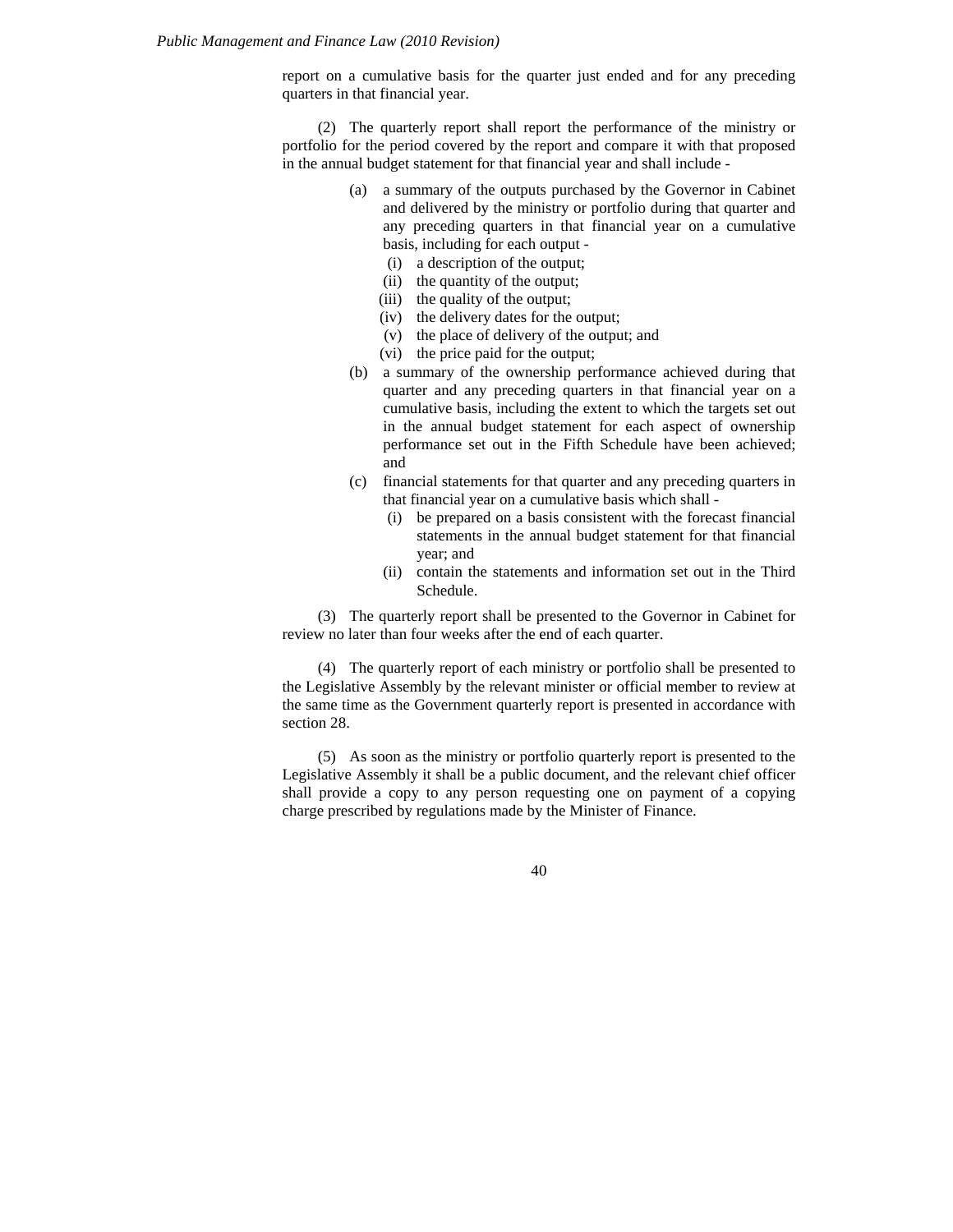report on a cumulative basis for the quarter just ended and for any preceding quarters in that financial year.

(2) The quarterly report shall report the performance of the ministry or portfolio for the period covered by the report and compare it with that proposed in the annual budget statement for that financial year and shall include -

- (a) a summary of the outputs purchased by the Governor in Cabinet and delivered by the ministry or portfolio during that quarter and any preceding quarters in that financial year on a cumulative basis, including for each output -
  - (i) a description of the output;
  - (ii) the quantity of the output;
  - (iii) the quality of the output;
  - (iv) the delivery dates for the output;
  - (v) the place of delivery of the output; and
  - (vi) the price paid for the output;
- (b) a summary of the ownership performance achieved during that quarter and any preceding quarters in that financial year on a cumulative basis, including the extent to which the targets set out in the annual budget statement for each aspect of ownership performance set out in the Fifth Schedule have been achieved; and
- (c) financial statements for that quarter and any preceding quarters in that financial year on a cumulative basis which shall -
  - (i) be prepared on a basis consistent with the forecast financial statements in the annual budget statement for that financial year; and
  - (ii) contain the statements and information set out in the Third Schedule.

(3) The quarterly report shall be presented to the Governor in Cabinet for review no later than four weeks after the end of each quarter.

(4) The quarterly report of each ministry or portfolio shall be presented to the Legislative Assembly by the relevant minister or official member to review at the same time as the Government quarterly report is presented in accordance with section 28.

(5) As soon as the ministry or portfolio quarterly report is presented to the Legislative Assembly it shall be a public document, and the relevant chief officer shall provide a copy to any person requesting one on payment of a copying charge prescribed by regulations made by the Minister of Finance.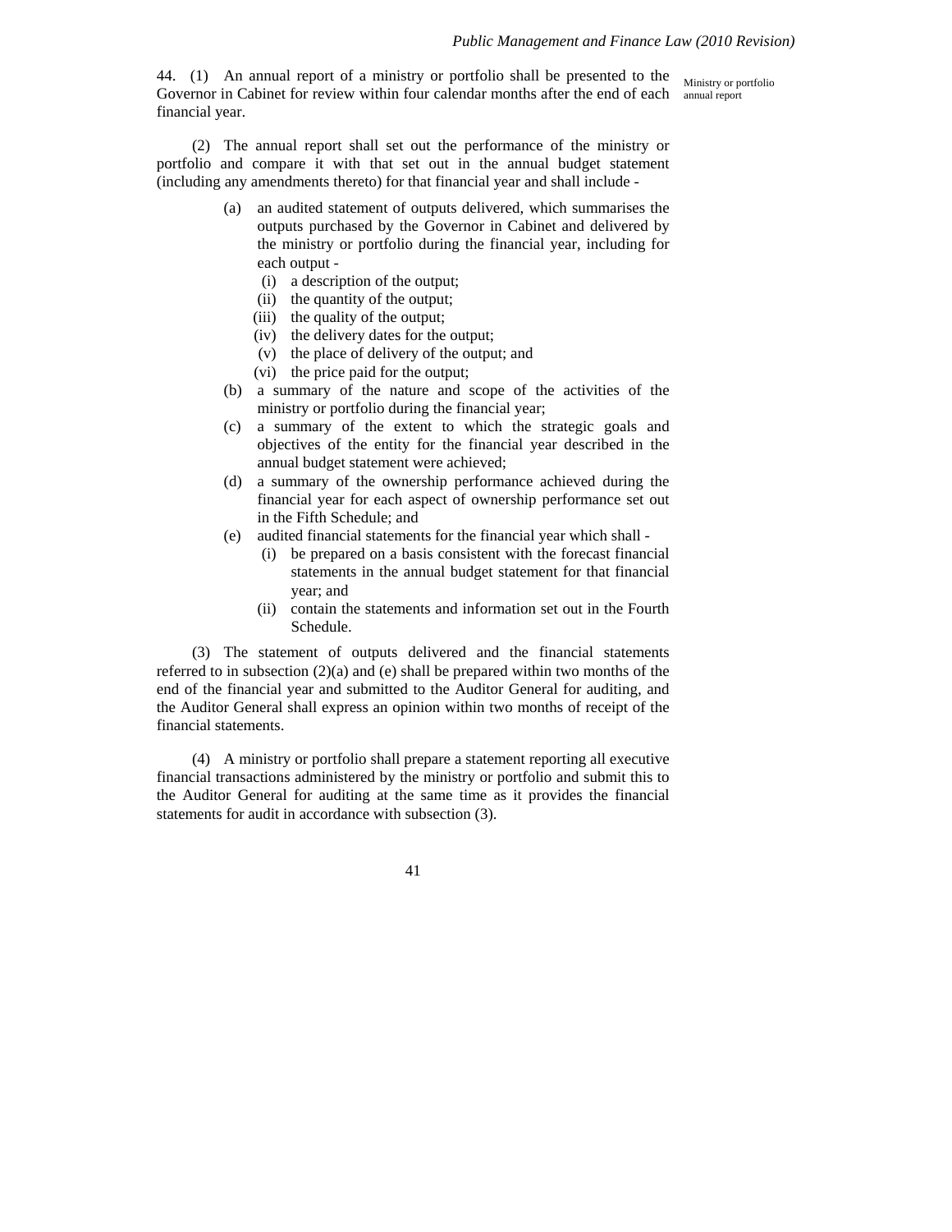**Ministry or portfolio annual report**

44. (1) An annual report of a ministry or portfolio shall be presented to the Governor in Cabinet for review within four calendar months after the end of each financial year.

(2) The annual report shall set out the performance of the ministry or portfolio and compare it with that set out in the annual budget statement (including any amendments thereto) for that financial year and shall include -

- (a) an audited statement of outputs delivered, which summarises the outputs purchased by the Governor in Cabinet and delivered by the ministry or portfolio during the financial year, including for each output -
  - (i) a description of the output;
  - (ii) the quantity of the output;
  - (iii) the quality of the output;
  - (iv) the delivery dates for the output;
  - (v) the place of delivery of the output; and
  - (vi) the price paid for the output;
- (b) a summary of the nature and scope of the activities of the ministry or portfolio during the financial year;
- (c) a summary of the extent to which the strategic goals and objectives of the entity for the financial year described in the annual budget statement were achieved;
- (d) a summary of the ownership performance achieved during the financial year for each aspect of ownership performance set out in the Fifth Schedule; and
- (e) audited financial statements for the financial year which shall -
  - (i) be prepared on a basis consistent with the forecast financial statements in the annual budget statement for that financial year; and
  - (ii) contain the statements and information set out in the Fourth Schedule.

(3) The statement of outputs delivered and the financial statements referred to in subsection (2)(a) and (e) shall be prepared within two months of the end of the financial year and submitted to the Auditor General for auditing, and the Auditor General shall express an opinion within two months of receipt of the financial statements.

(4) A ministry or portfolio shall prepare a statement reporting all executive financial transactions administered by the ministry or portfolio and submit this to the Auditor General for auditing at the same time as it provides the financial statements for audit in accordance with subsection (3).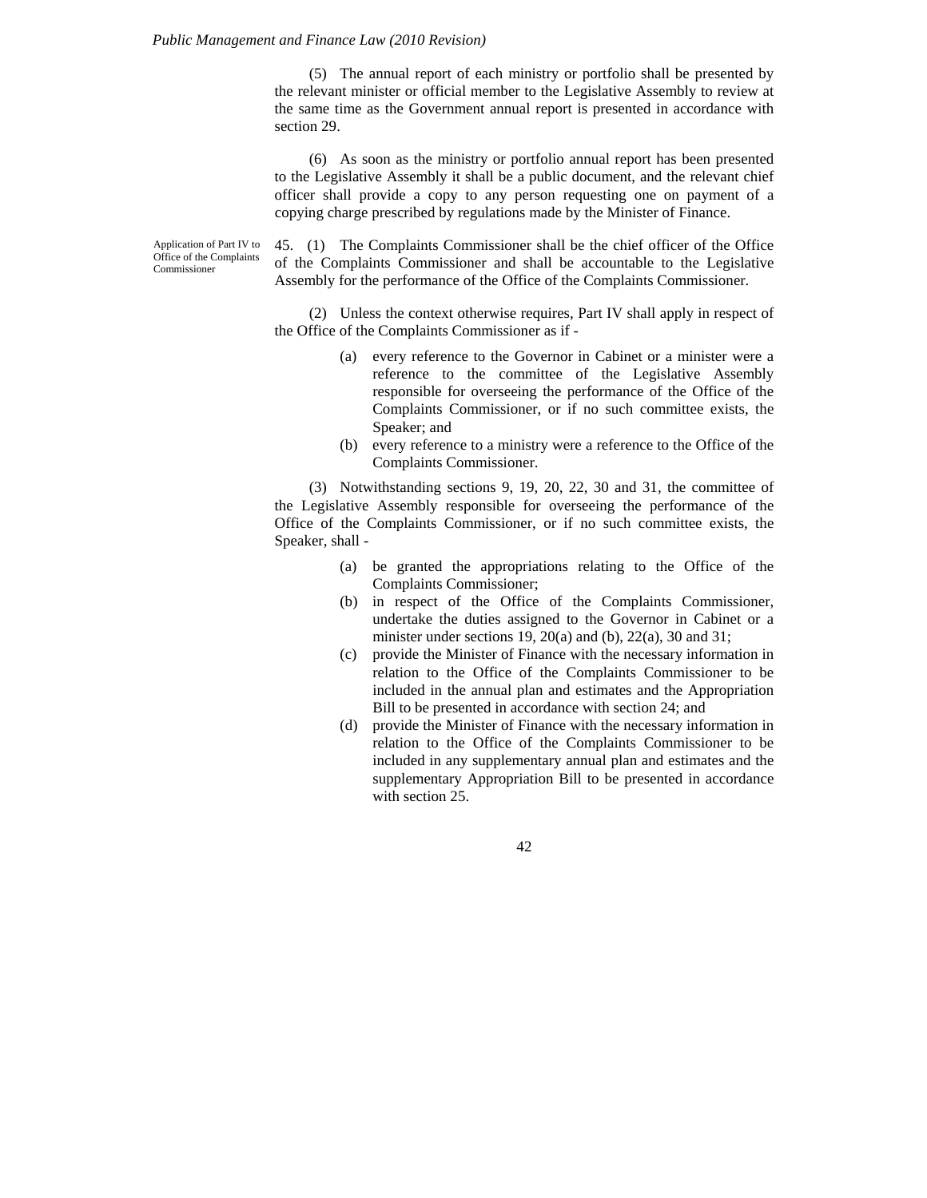(5) The annual report of each ministry or portfolio shall be presented by the relevant minister or official member to the Legislative Assembly to review at the same time as the Government annual report is presented in accordance with section 29.

(6) As soon as the ministry or portfolio annual report has been presented to the Legislative Assembly it shall be a public document, and the relevant chief officer shall provide a copy to any person requesting one on payment of a copying charge prescribed by regulations made by the Minister of Finance.

*Application of Part IV to Office of the Complaints Commissioner*

45. (1) The Complaints Commissioner shall be the chief officer of the Office of the Complaints Commissioner and shall be accountable to the Legislative Assembly for the performance of the Office of the Complaints Commissioner.

(2) Unless the context otherwise requires, Part IV shall apply in respect of the Office of the Complaints Commissioner as if -

- (a) every reference to the Governor in Cabinet or a minister were a reference to the committee of the Legislative Assembly responsible for overseeing the performance of the Office of the Complaints Commissioner, or if no such committee exists, the Speaker; and
- (b) every reference to a ministry were a reference to the Office of the Complaints Commissioner.

(3) Notwithstanding sections 9, 19, 20, 22, 30 and 31, the committee of the Legislative Assembly responsible for overseeing the performance of the Office of the Complaints Commissioner, or if no such committee exists, the Speaker, shall -

- (a) be granted the appropriations relating to the Office of the Complaints Commissioner;
- (b) in respect of the Office of the Complaints Commissioner, undertake the duties assigned to the Governor in Cabinet or a minister under sections 19, 20(a) and (b), 22(a), 30 and 31;
- (c) provide the Minister of Finance with the necessary information in relation to the Office of the Complaints Commissioner to be included in the annual plan and estimates and the Appropriation Bill to be presented in accordance with section 24; and
- (d) provide the Minister of Finance with the necessary information in relation to the Office of the Complaints Commissioner to be included in any supplementary annual plan and estimates and the supplementary Appropriation Bill to be presented in accordance with section 25.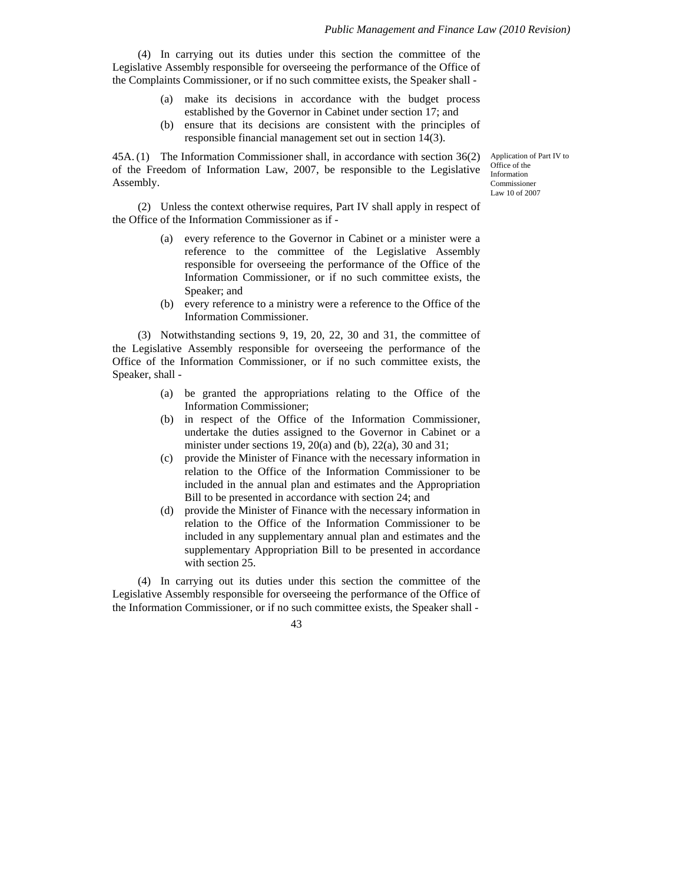(4) In carrying out its duties under this section the committee of the Legislative Assembly responsible for overseeing the performance of the Office of the Complaints Commissioner, or if no such committee exists, the Speaker shall -

(a) make its decisions in accordance with the budget process established by the Governor in Cabinet under section 17; and

(b) ensure that its decisions are consistent with the principles of responsible financial management set out in section 14(3).

*Application of Part IV to Office of the Information Commissioner*
*Law 10 of 2007*

45A. (1) The Information Commissioner shall, in accordance with section 36(2) of the Freedom of Information Law, 2007, be responsible to the Legislative Assembly.

(2) Unless the context otherwise requires, Part IV shall apply in respect of the Office of the Information Commissioner as if -

(a) every reference to the Governor in Cabinet or a minister were a reference to the committee of the Legislative Assembly responsible for overseeing the performance of the Office of the Information Commissioner, or if no such committee exists, the Speaker; and

(b) every reference to a ministry were a reference to the Office of the Information Commissioner.

(3) Notwithstanding sections 9, 19, 20, 22, 30 and 31, the committee of the Legislative Assembly responsible for overseeing the performance of the Office of the Information Commissioner, or if no such committee exists, the Speaker, shall -

(a) be granted the appropriations relating to the Office of the Information Commissioner;

(b) in respect of the Office of the Information Commissioner, undertake the duties assigned to the Governor in Cabinet or a minister under sections 19, 20(a) and (b), 22(a), 30 and 31;

(c) provide the Minister of Finance with the necessary information in relation to the Office of the Information Commissioner to be included in the annual plan and estimates and the Appropriation Bill to be presented in accordance with section 24; and

(d) provide the Minister of Finance with the necessary information in relation to the Office of the Information Commissioner to be included in any supplementary annual plan and estimates and the supplementary Appropriation Bill to be presented in accordance with section 25.

(4) In carrying out its duties under this section the committee of the Legislative Assembly responsible for overseeing the performance of the Office of the Information Commissioner, or if no such committee exists, the Speaker shall -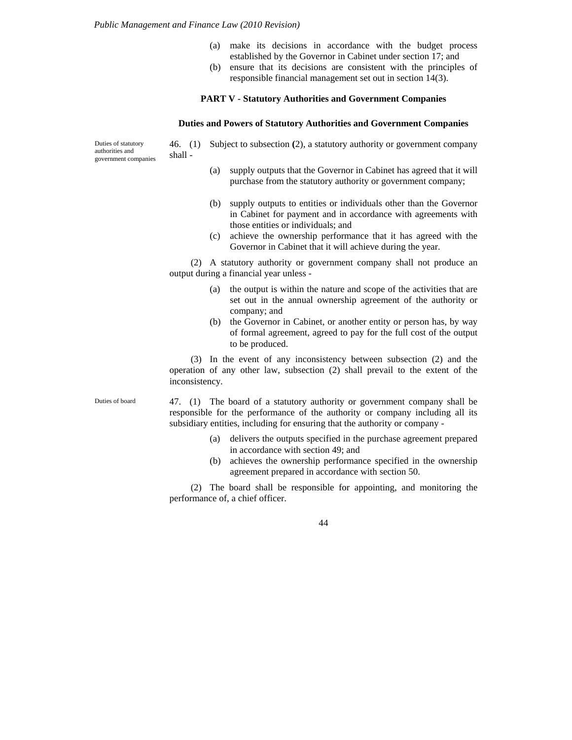(a) make its decisions in accordance with the budget process established by the Governor in Cabinet under section 17; and

(b) ensure that its decisions are consistent with the principles of responsible financial management set out in section 14(3).

## PART V - Statutory Authorities and Government Companies

### Duties and Powers of Statutory Authorities and Government Companies

*Duties of statutory authorities and government companies*

46. (1) Subject to subsection (2), a statutory authority or government company shall -

(a) supply outputs that the Governor in Cabinet has agreed that it will purchase from the statutory authority or government company;

(b) supply outputs to entities or individuals other than the Governor in Cabinet for payment and in accordance with agreements with those entities or individuals; and

(c) achieve the ownership performance that it has agreed with the Governor in Cabinet that it will achieve during the year.

(2) A statutory authority or government company shall not produce an output during a financial year unless -

(a) the output is within the nature and scope of the activities that are set out in the annual ownership agreement of the authority or company; and

(b) the Governor in Cabinet, or another entity or person has, by way of formal agreement, agreed to pay for the full cost of the output to be produced.

(3) In the event of any inconsistency between subsection (2) and the operation of any other law, subsection (2) shall prevail to the extent of the inconsistency.

*Duties of board*

47. (1) The board of a statutory authority or government company shall be responsible for the performance of the authority or company including all its subsidiary entities, including for ensuring that the authority or company -

(a) delivers the outputs specified in the purchase agreement prepared in accordance with section 49; and

(b) achieves the ownership performance specified in the ownership agreement prepared in accordance with section 50.

(2) The board shall be responsible for appointing, and monitoring the performance of, a chief officer.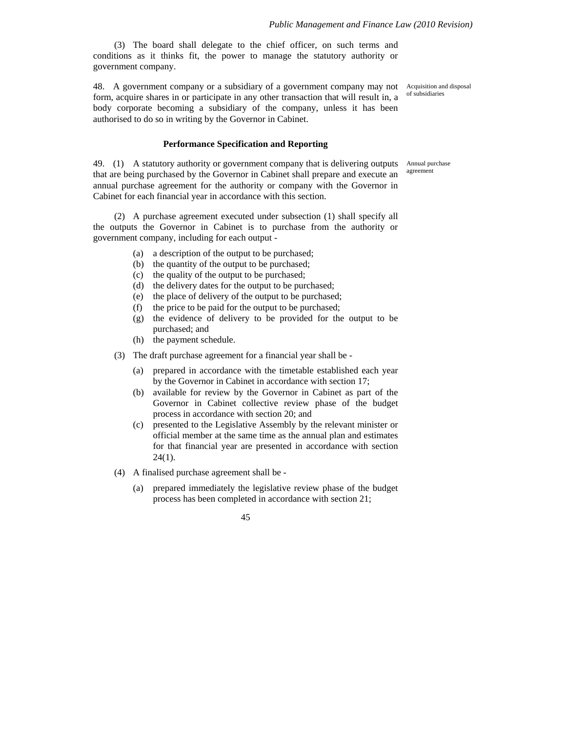(3) The board shall delegate to the chief officer, on such terms and conditions as it thinks fit, the power to manage the statutory authority or government company.

Acquisition and disposal of subsidiaries

48. A government company or a subsidiary of a government company may not form, acquire shares in or participate in any other transaction that will result in, a body corporate becoming a subsidiary of the company, unless it has been authorised to do so in writing by the Governor in Cabinet.

### Performance Specification and Reporting

Annual purchase agreement

49. (1) A statutory authority or government company that is delivering outputs that are being purchased by the Governor in Cabinet shall prepare and execute an annual purchase agreement for the authority or company with the Governor in Cabinet for each financial year in accordance with this section.

(2) A purchase agreement executed under subsection (1) shall specify all the outputs the Governor in Cabinet is to purchase from the authority or government company, including for each output -

- (a) a description of the output to be purchased;
- (b) the quantity of the output to be purchased;
- (c) the quality of the output to be purchased;
- (d) the delivery dates for the output to be purchased;
- (e) the place of delivery of the output to be purchased;
- (f) the price to be paid for the output to be purchased;
- (g) the evidence of delivery to be provided for the output to be purchased; and
- (h) the payment schedule.

(3) The draft purchase agreement for a financial year shall be -

- (a) prepared in accordance with the timetable established each year by the Governor in Cabinet in accordance with section 17;
- (b) available for review by the Governor in Cabinet as part of the Governor in Cabinet collective review phase of the budget process in accordance with section 20; and
- (c) presented to the Legislative Assembly by the relevant minister or official member at the same time as the annual plan and estimates for that financial year are presented in accordance with section 24(1).

(4) A finalised purchase agreement shall be -

- (a) prepared immediately the legislative review phase of the budget process has been completed in accordance with section 21;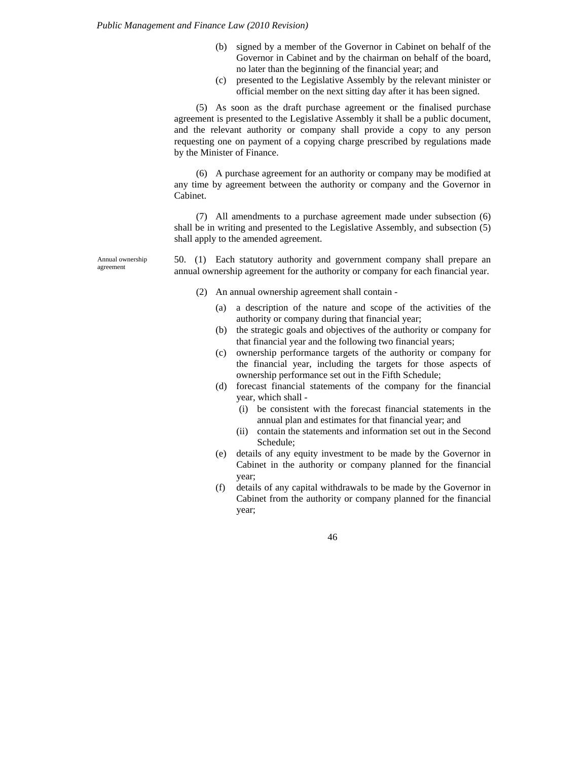(b) signed by a member of the Governor in Cabinet on behalf of the Governor in Cabinet and by the chairman on behalf of the board, no later than the beginning of the financial year; and

(c) presented to the Legislative Assembly by the relevant minister or official member on the next sitting day after it has been signed.

(5) As soon as the draft purchase agreement or the finalised purchase agreement is presented to the Legislative Assembly it shall be a public document, and the relevant authority or company shall provide a copy to any person requesting one on payment of a copying charge prescribed by regulations made by the Minister of Finance.

(6) A purchase agreement for an authority or company may be modified at any time by agreement between the authority or company and the Governor in Cabinet.

(7) All amendments to a purchase agreement made under subsection (6) shall be in writing and presented to the Legislative Assembly, and subsection (5) shall apply to the amended agreement.

Annual ownership agreement

50. (1) Each statutory authority and government company shall prepare an annual ownership agreement for the authority or company for each financial year.

(2) An annual ownership agreement shall contain -

(a) a description of the nature and scope of the activities of the authority or company during that financial year;

(b) the strategic goals and objectives of the authority or company for that financial year and the following two financial years;

(c) ownership performance targets of the authority or company for the financial year, including the targets for those aspects of ownership performance set out in the Fifth Schedule;

(d) forecast financial statements of the company for the financial year, which shall -

(i) be consistent with the forecast financial statements in the annual plan and estimates for that financial year; and

(ii) contain the statements and information set out in the Second Schedule;

(e) details of any equity investment to be made by the Governor in Cabinet in the authority or company planned for the financial year;

(f) details of any capital withdrawals to be made by the Governor in Cabinet from the authority or company planned for the financial year;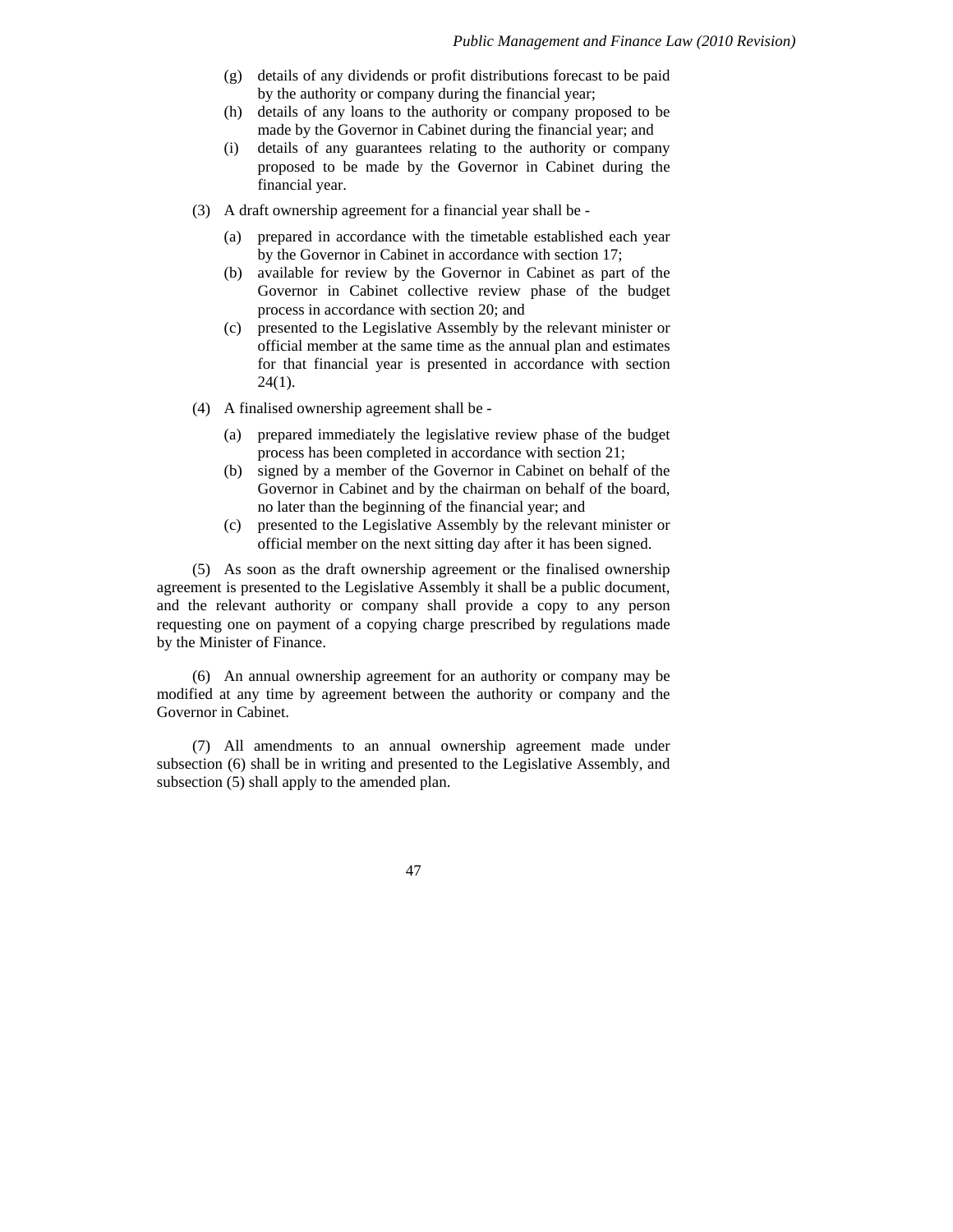(g) details of any dividends or profit distributions forecast to be paid by the authority or company during the financial year;

(h) details of any loans to the authority or company proposed to be made by the Governor in Cabinet during the financial year; and

(i) details of any guarantees relating to the authority or company proposed to be made by the Governor in Cabinet during the financial year.

(3) A draft ownership agreement for a financial year shall be -

(a) prepared in accordance with the timetable established each year by the Governor in Cabinet in accordance with section 17;

(b) available for review by the Governor in Cabinet as part of the Governor in Cabinet collective review phase of the budget process in accordance with section 20; and

(c) presented to the Legislative Assembly by the relevant minister or official member at the same time as the annual plan and estimates for that financial year is presented in accordance with section 24(1).

(4) A finalised ownership agreement shall be -

(a) prepared immediately the legislative review phase of the budget process has been completed in accordance with section 21;

(b) signed by a member of the Governor in Cabinet on behalf of the Governor in Cabinet and by the chairman on behalf of the board, no later than the beginning of the financial year; and

(c) presented to the Legislative Assembly by the relevant minister or official member on the next sitting day after it has been signed.

(5) As soon as the draft ownership agreement or the finalised ownership agreement is presented to the Legislative Assembly it shall be a public document, and the relevant authority or company shall provide a copy to any person requesting one on payment of a copying charge prescribed by regulations made by the Minister of Finance.

(6) An annual ownership agreement for an authority or company may be modified at any time by agreement between the authority or company and the Governor in Cabinet.

(7) All amendments to an annual ownership agreement made under subsection (6) shall be in writing and presented to the Legislative Assembly, and subsection (5) shall apply to the amended plan.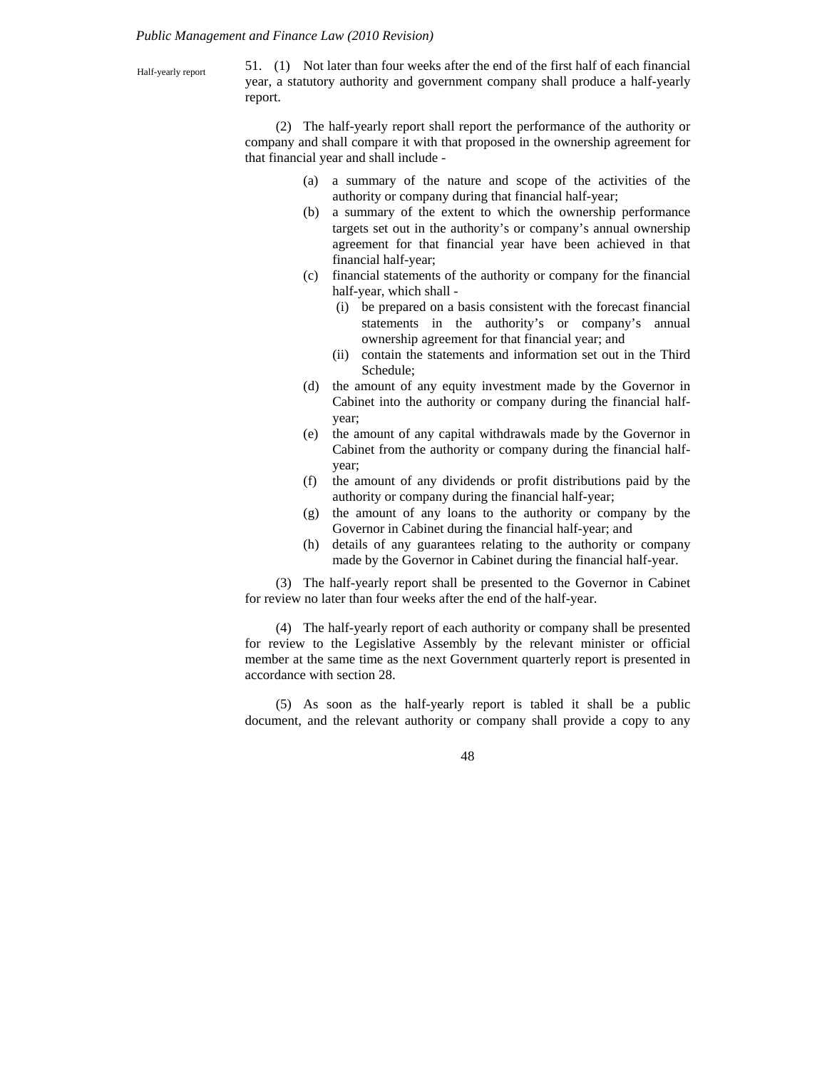Half-yearly report

51. (1) Not later than four weeks after the end of the first half of each financial year, a statutory authority and government company shall produce a half-yearly report.

(2) The half-yearly report shall report the performance of the authority or company and shall compare it with that proposed in the ownership agreement for that financial year and shall include -

- (a) a summary of the nature and scope of the activities of the authority or company during that financial half-year;
- (b) a summary of the extent to which the ownership performance targets set out in the authority's or company's annual ownership agreement for that financial year have been achieved in that financial half-year;
- (c) financial statements of the authority or company for the financial half-year, which shall -
  - (i) be prepared on a basis consistent with the forecast financial statements in the authority's or company's annual ownership agreement for that financial year; and
  - (ii) contain the statements and information set out in the Third Schedule;
- (d) the amount of any equity investment made by the Governor in Cabinet into the authority or company during the financial half-year;
- (e) the amount of any capital withdrawals made by the Governor in Cabinet from the authority or company during the financial half-year;
- (f) the amount of any dividends or profit distributions paid by the authority or company during the financial half-year;
- (g) the amount of any loans to the authority or company by the Governor in Cabinet during the financial half-year; and
- (h) details of any guarantees relating to the authority or company made by the Governor in Cabinet during the financial half-year.

(3) The half-yearly report shall be presented to the Governor in Cabinet for review no later than four weeks after the end of the half-year.

(4) The half-yearly report of each authority or company shall be presented for review to the Legislative Assembly by the relevant minister or official member at the same time as the next Government quarterly report is presented in accordance with section 28.

(5) As soon as the half-yearly report is tabled it shall be a public document, and the relevant authority or company shall provide a copy to any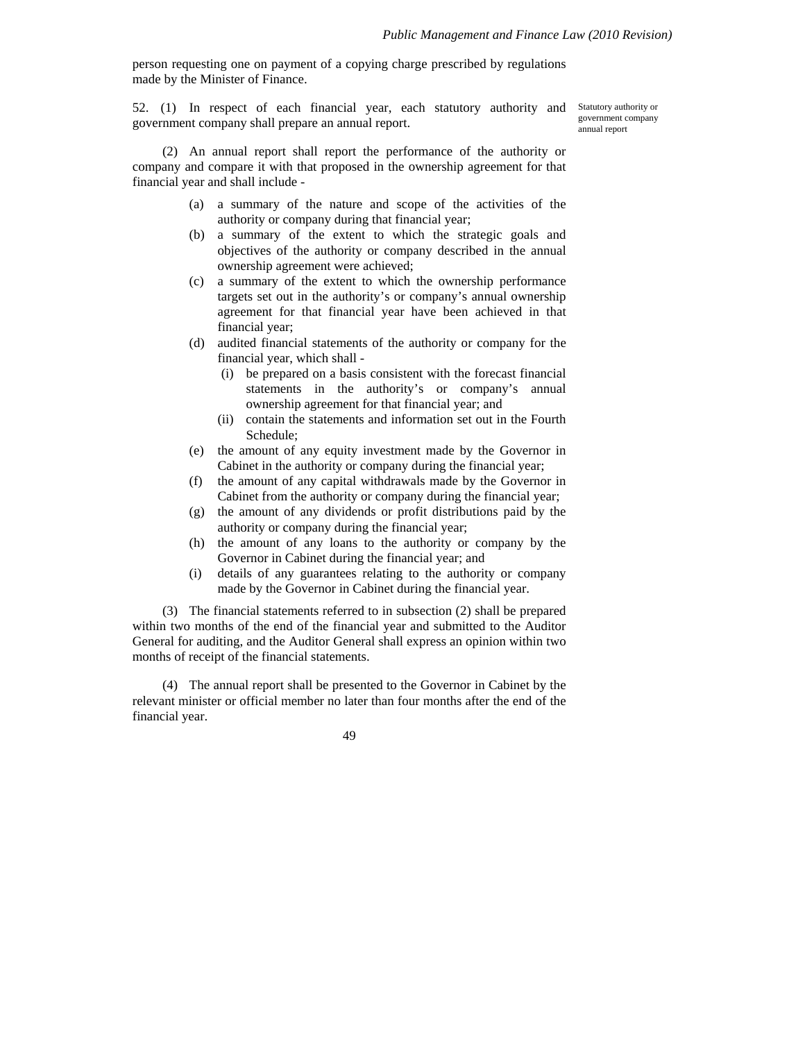person requesting one on payment of a copying charge prescribed by regulations made by the Minister of Finance.

Statutory authority or government company annual report

52. (1) In respect of each financial year, each statutory authority and government company shall prepare an annual report.

(2) An annual report shall report the performance of the authority or company and compare it with that proposed in the ownership agreement for that financial year and shall include -

(a) a summary of the nature and scope of the activities of the authority or company during that financial year;
(b) a summary of the extent to which the strategic goals and objectives of the authority or company described in the annual ownership agreement were achieved;
(c) a summary of the extent to which the ownership performance targets set out in the authority's or company's annual ownership agreement for that financial year have been achieved in that financial year;
(d) audited financial statements of the authority or company for the financial year, which shall -
  (i) be prepared on a basis consistent with the forecast financial statements in the authority's or company's annual ownership agreement for that financial year; and
  (ii) contain the statements and information set out in the Fourth Schedule;
(e) the amount of any equity investment made by the Governor in Cabinet in the authority or company during the financial year;
(f) the amount of any capital withdrawals made by the Governor in Cabinet from the authority or company during the financial year;
(g) the amount of any dividends or profit distributions paid by the authority or company during the financial year;
(h) the amount of any loans to the authority or company by the Governor in Cabinet during the financial year; and
(i) details of any guarantees relating to the authority or company made by the Governor in Cabinet during the financial year.

(3) The financial statements referred to in subsection (2) shall be prepared within two months of the end of the financial year and submitted to the Auditor General for auditing, and the Auditor General shall express an opinion within two months of receipt of the financial statements.

(4) The annual report shall be presented to the Governor in Cabinet by the relevant minister or official member no later than four months after the end of the financial year.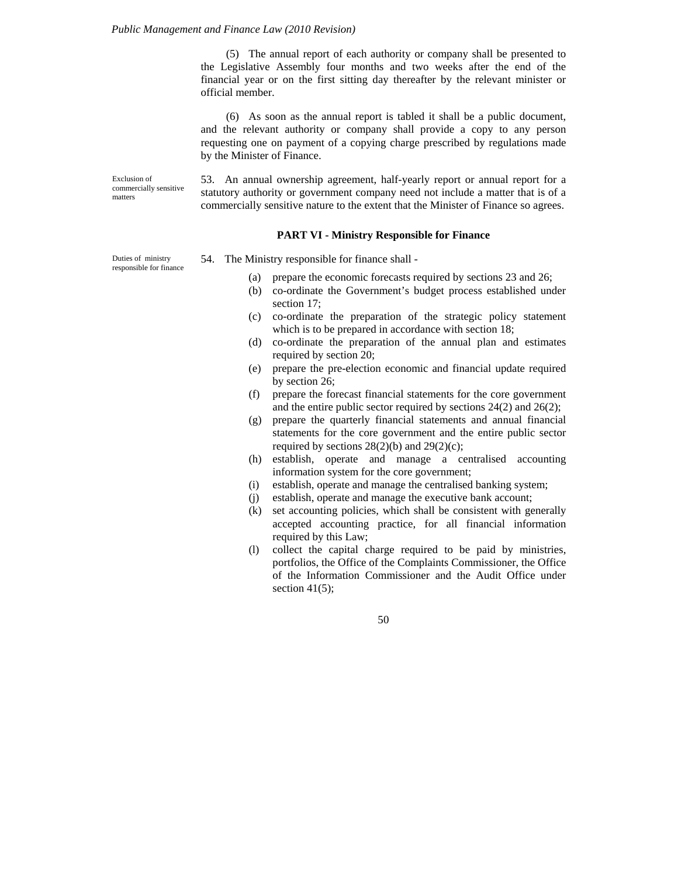(5) The annual report of each authority or company shall be presented to the Legislative Assembly four months and two weeks after the end of the financial year or on the first sitting day thereafter by the relevant minister or official member.

(6) As soon as the annual report is tabled it shall be a public document, and the relevant authority or company shall provide a copy to any person requesting one on payment of a copying charge prescribed by regulations made by the Minister of Finance.

*Exclusion of commercially sensitive matters*

53. An annual ownership agreement, half-yearly report or annual report for a statutory authority or government company need not include a matter that is of a commercially sensitive nature to the extent that the Minister of Finance so agrees.

## PART VI - Ministry Responsible for Finance

*Duties of ministry responsible for finance*

54. The Ministry responsible for finance shall -

(a) prepare the economic forecasts required by sections 23 and 26;

(b) co-ordinate the Government's budget process established under section 17;

(c) co-ordinate the preparation of the strategic policy statement which is to be prepared in accordance with section 18;

(d) co-ordinate the preparation of the annual plan and estimates required by section 20;

(e) prepare the pre-election economic and financial update required by section 26;

(f) prepare the forecast financial statements for the core government and the entire public sector required by sections 24(2) and 26(2);

(g) prepare the quarterly financial statements and annual financial statements for the core government and the entire public sector required by sections 28(2)(b) and 29(2)(c);

(h) establish, operate and manage a centralised accounting information system for the core government;

(i) establish, operate and manage the centralised banking system;

(j) establish, operate and manage the executive bank account;

(k) set accounting policies, which shall be consistent with generally accepted accounting practice, for all financial information required by this Law;

(l) collect the capital charge required to be paid by ministries, portfolios, the Office of the Complaints Commissioner, the Office of the Information Commissioner and the Audit Office under section 41(5);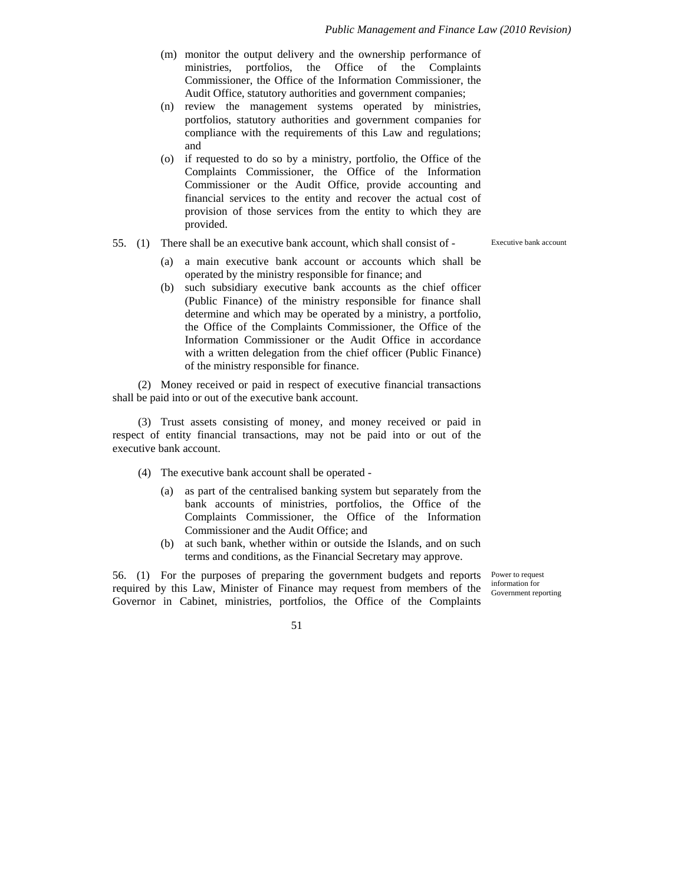(m) monitor the output delivery and the ownership performance of ministries, portfolios, the Office of the Complaints Commissioner, the Office of the Information Commissioner, the Audit Office, statutory authorities and government companies;

(n) review the management systems operated by ministries, portfolios, statutory authorities and government companies for compliance with the requirements of this Law and regulations; and

(o) if requested to do so by a ministry, portfolio, the Office of the Complaints Commissioner, the Office of the Information Commissioner or the Audit Office, provide accounting and financial services to the entity and recover the actual cost of provision of those services from the entity to which they are provided.

Executive bank account

55. (1) There shall be an executive bank account, which shall consist of -

(a) a main executive bank account or accounts which shall be operated by the ministry responsible for finance; and

(b) such subsidiary executive bank accounts as the chief officer (Public Finance) of the ministry responsible for finance shall determine and which may be operated by a ministry, a portfolio, the Office of the Complaints Commissioner, the Office of the Information Commissioner or the Audit Office in accordance with a written delegation from the chief officer (Public Finance) of the ministry responsible for finance.

(2) Money received or paid in respect of executive financial transactions shall be paid into or out of the executive bank account.

(3) Trust assets consisting of money, and money received or paid in respect of entity financial transactions, may not be paid into or out of the executive bank account.

(4) The executive bank account shall be operated -

(a) as part of the centralised banking system but separately from the bank accounts of ministries, portfolios, the Office of the Complaints Commissioner, the Office of the Information Commissioner and the Audit Office; and

(b) at such bank, whether within or outside the Islands, and on such terms and conditions, as the Financial Secretary may approve.

Power to request information for Government reporting

56. (1) For the purposes of preparing the government budgets and reports required by this Law, Minister of Finance may request from members of the Governor in Cabinet, ministries, portfolios, the Office of the Complaints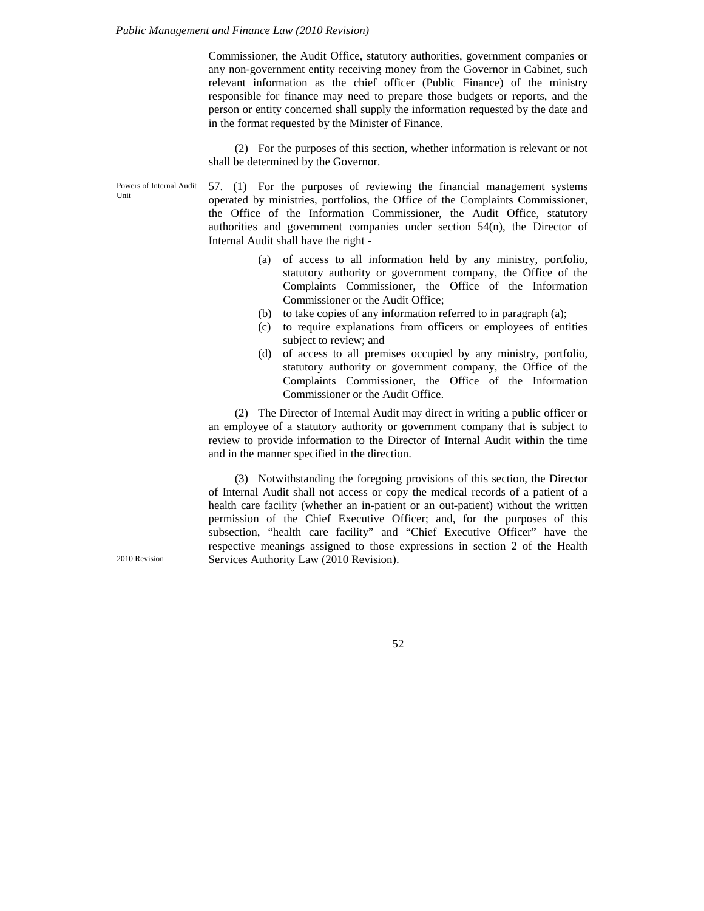Commissioner, the Audit Office, statutory authorities, government companies or any non-government entity receiving money from the Governor in Cabinet, such relevant information as the chief officer (Public Finance) of the ministry responsible for finance may need to prepare those budgets or reports, and the person or entity concerned shall supply the information requested by the date and in the format requested by the Minister of Finance.

(2) For the purposes of this section, whether information is relevant or not shall be determined by the Governor.

Powers of Internal Audit Unit

57. (1) For the purposes of reviewing the financial management systems operated by ministries, portfolios, the Office of the Complaints Commissioner, the Office of the Information Commissioner, the Audit Office, statutory authorities and government companies under section 54(n), the Director of Internal Audit shall have the right -

- (a) of access to all information held by any ministry, portfolio, statutory authority or government company, the Office of the Complaints Commissioner, the Office of the Information Commissioner or the Audit Office;
- (b) to take copies of any information referred to in paragraph (a);
- (c) to require explanations from officers or employees of entities subject to review; and
- (d) of access to all premises occupied by any ministry, portfolio, statutory authority or government company, the Office of the Complaints Commissioner, the Office of the Information Commissioner or the Audit Office.

(2) The Director of Internal Audit may direct in writing a public officer or an employee of a statutory authority or government company that is subject to review to provide information to the Director of Internal Audit within the time and in the manner specified in the direction.

(3) Notwithstanding the foregoing provisions of this section, the Director of Internal Audit shall not access or copy the medical records of a patient of a health care facility (whether an in-patient or an out-patient) without the written permission of the Chief Executive Officer; and, for the purposes of this subsection, "health care facility" and "Chief Executive Officer" have the respective meanings assigned to those expressions in section 2 of the Health Services Authority Law (2010 Revision).

2010 Revision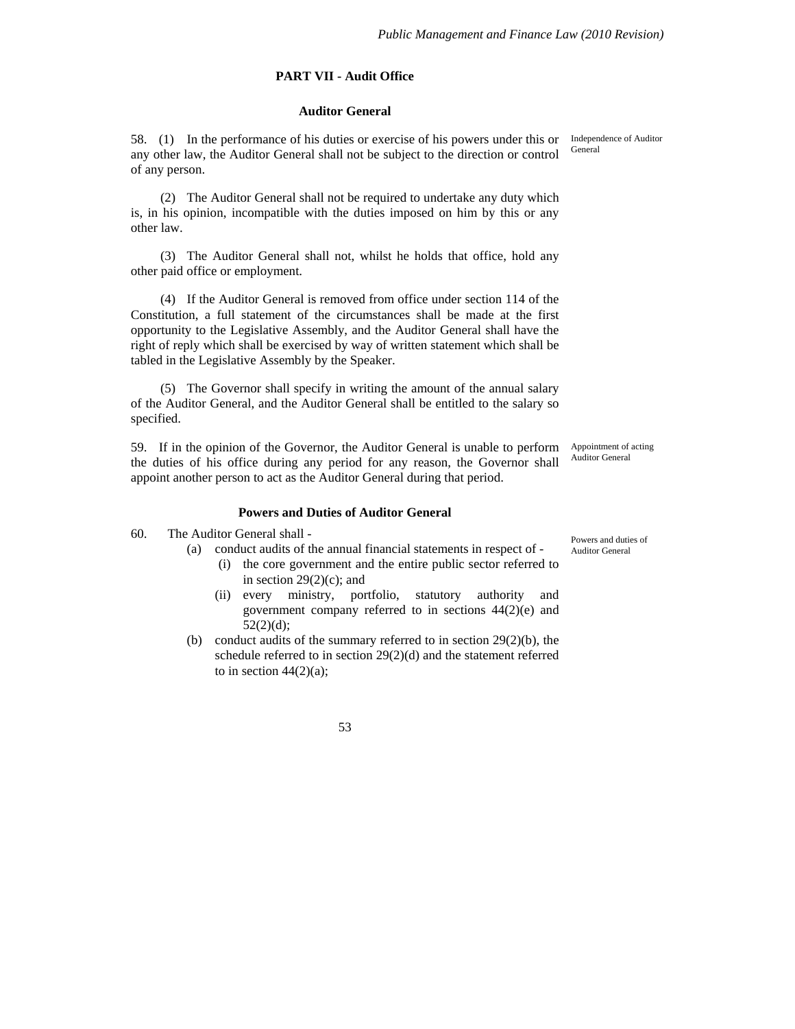## PART VII - Audit Office

### Auditor General

*Independence of Auditor General*

58. (1) In the performance of his duties or exercise of his powers under this or any other law, the Auditor General shall not be subject to the direction or control of any person.

(2) The Auditor General shall not be required to undertake any duty which is, in his opinion, incompatible with the duties imposed on him by this or any other law.

(3) The Auditor General shall not, whilst he holds that office, hold any other paid office or employment.

(4) If the Auditor General is removed from office under section 114 of the Constitution, a full statement of the circumstances shall be made at the first opportunity to the Legislative Assembly, and the Auditor General shall have the right of reply which shall be exercised by way of written statement which shall be tabled in the Legislative Assembly by the Speaker.

(5) The Governor shall specify in writing the amount of the annual salary of the Auditor General, and the Auditor General shall be entitled to the salary so specified.

*Appointment of acting Auditor General*

59. If in the opinion of the Governor, the Auditor General is unable to perform the duties of his office during any period for any reason, the Governor shall appoint another person to act as the Auditor General during that period.

### Powers and Duties of Auditor General

*Powers and duties of Auditor General*

60. The Auditor General shall -

   (a) conduct audits of the annual financial statements in respect of -

      (i) the core government and the entire public sector referred to in section 29(2)(c); and

      (ii) every ministry, portfolio, statutory authority and government company referred to in sections 44(2)(e) and 52(2)(d);

   (b) conduct audits of the summary referred to in section 29(2)(b), the schedule referred to in section 29(2)(d) and the statement referred to in section 44(2)(a);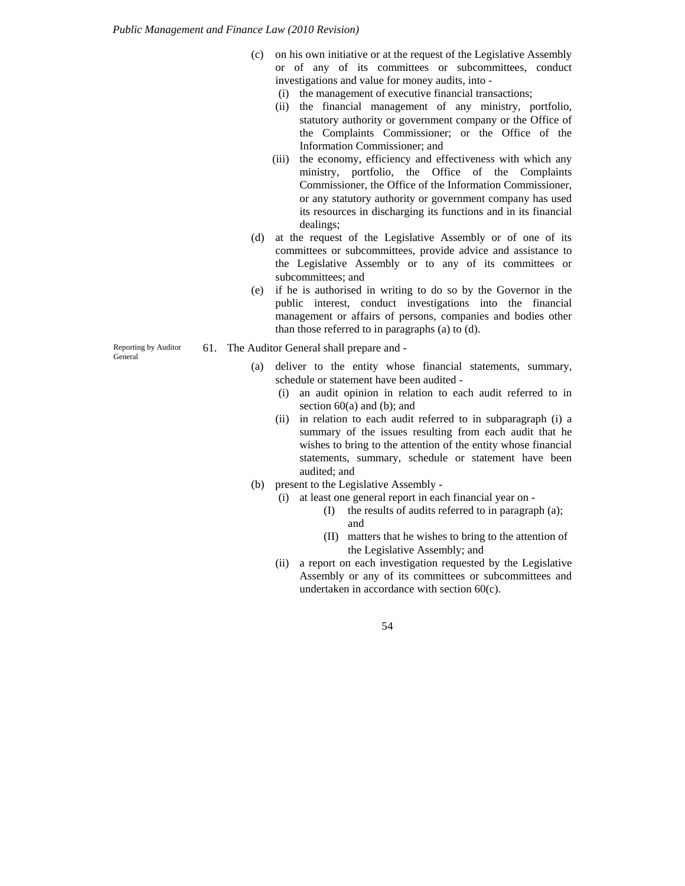(c) on his own initiative or at the request of the Legislative Assembly or of any of its committees or subcommittees, conduct investigations and value for money audits, into -

  (i) the management of executive financial transactions;

  (ii) the financial management of any ministry, portfolio, statutory authority or government company or the Office of the Complaints Commissioner; or the Office of the Information Commissioner; and

  (iii) the economy, efficiency and effectiveness with which any ministry, portfolio, the Office of the Complaints Commissioner, the Office of the Information Commissioner, or any statutory authority or government company has used its resources in discharging its functions and in its financial dealings;

(d) at the request of the Legislative Assembly or of one of its committees or subcommittees, provide advice and assistance to the Legislative Assembly or to any of its committees or subcommittees; and

(e) if he is authorised in writing to do so by the Governor in the public interest, conduct investigations into the financial management or affairs of persons, companies and bodies other than those referred to in paragraphs (a) to (d).

*Reporting by Auditor General*

61. The Auditor General shall prepare and -

(a) deliver to the entity whose financial statements, summary, schedule or statement have been audited -

  (i) an audit opinion in relation to each audit referred to in section 60(a) and (b); and

  (ii) in relation to each audit referred to in subparagraph (i) a summary of the issues resulting from each audit that he wishes to bring to the attention of the entity whose financial statements, summary, schedule or statement have been audited; and

(b) present to the Legislative Assembly -

  (i) at least one general report in each financial year on -

    (I) the results of audits referred to in paragraph (a); and

    (II) matters that he wishes to bring to the attention of the Legislative Assembly; and

  (ii) a report on each investigation requested by the Legislative Assembly or any of its committees or subcommittees and undertaken in accordance with section 60(c).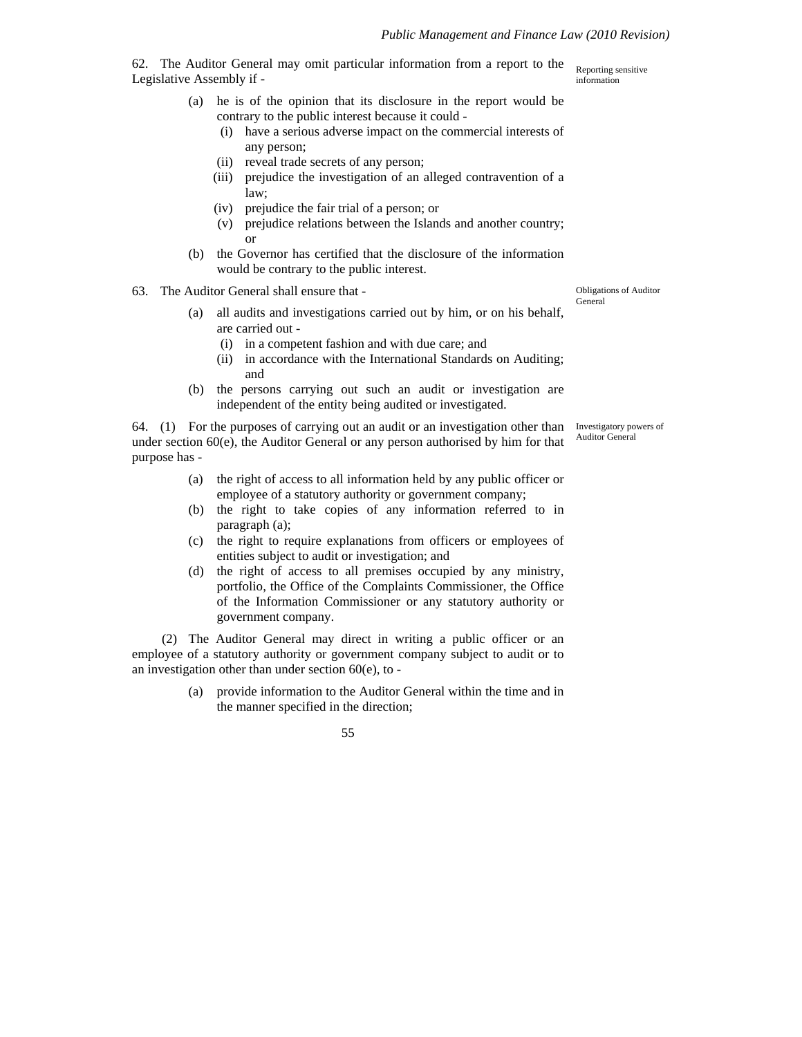62. The Auditor General may omit particular information from a report to the Legislative Assembly if -

*Reporting sensitive information*

- (a) he is of the opinion that its disclosure in the report would be contrary to the public interest because it could -
  - (i) have a serious adverse impact on the commercial interests of any person;
  - (ii) reveal trade secrets of any person;
  - (iii) prejudice the investigation of an alleged contravention of a law;
  - (iv) prejudice the fair trial of a person; or
  - (v) prejudice relations between the Islands and another country; or
- (b) the Governor has certified that the disclosure of the information would be contrary to the public interest.

63. The Auditor General shall ensure that -

*Obligations of Auditor General*

- (a) all audits and investigations carried out by him, or on his behalf, are carried out -
  - (i) in a competent fashion and with due care; and
  - (ii) in accordance with the International Standards on Auditing; and
- (b) the persons carrying out such an audit or investigation are independent of the entity being audited or investigated.

64. (1) For the purposes of carrying out an audit or an investigation other than under section 60(e), the Auditor General or any person authorised by him for that purpose has -

*Investigatory powers of Auditor General*

- (a) the right of access to all information held by any public officer or employee of a statutory authority or government company;
- (b) the right to take copies of any information referred to in paragraph (a);
- (c) the right to require explanations from officers or employees of entities subject to audit or investigation; and
- (d) the right of access to all premises occupied by any ministry, portfolio, the Office of the Complaints Commissioner, the Office of the Information Commissioner or any statutory authority or government company.

(2) The Auditor General may direct in writing a public officer or an employee of a statutory authority or government company subject to audit or to an investigation other than under section 60(e), to -

- (a) provide information to the Auditor General within the time and in the manner specified in the direction;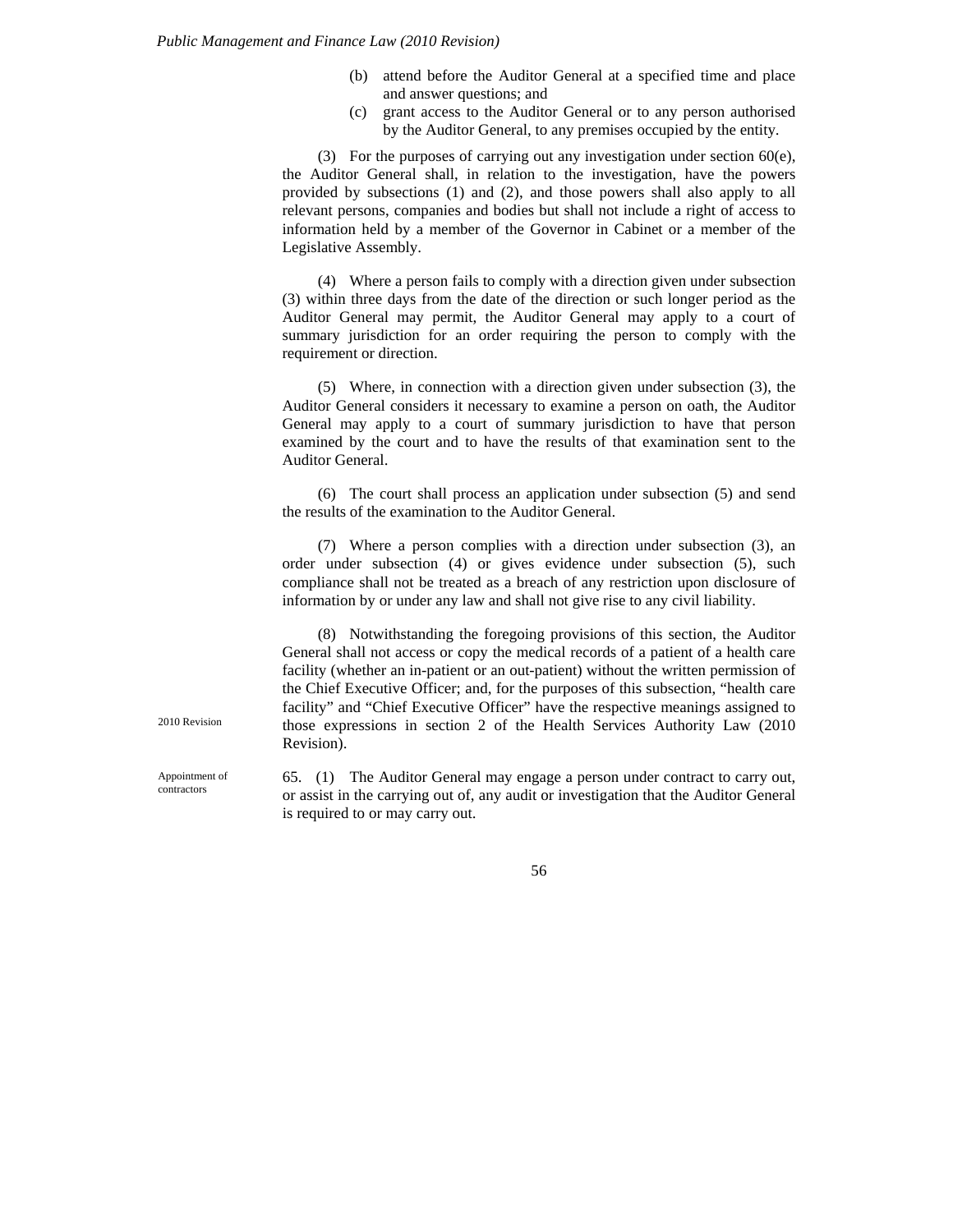(b) attend before the Auditor General at a specified time and place and answer questions; and

(c) grant access to the Auditor General or to any person authorised by the Auditor General, to any premises occupied by the entity.

(3) For the purposes of carrying out any investigation under section 60(e), the Auditor General shall, in relation to the investigation, have the powers provided by subsections (1) and (2), and those powers shall also apply to all relevant persons, companies and bodies but shall not include a right of access to information held by a member of the Governor in Cabinet or a member of the Legislative Assembly.

(4) Where a person fails to comply with a direction given under subsection (3) within three days from the date of the direction or such longer period as the Auditor General may permit, the Auditor General may apply to a court of summary jurisdiction for an order requiring the person to comply with the requirement or direction.

(5) Where, in connection with a direction given under subsection (3), the Auditor General considers it necessary to examine a person on oath, the Auditor General may apply to a court of summary jurisdiction to have that person examined by the court and to have the results of that examination sent to the Auditor General.

(6) The court shall process an application under subsection (5) and send the results of the examination to the Auditor General.

(7) Where a person complies with a direction under subsection (3), an order under subsection (4) or gives evidence under subsection (5), such compliance shall not be treated as a breach of any restriction upon disclosure of information by or under any law and shall not give rise to any civil liability.

(8) Notwithstanding the foregoing provisions of this section, the Auditor General shall not access or copy the medical records of a patient of a health care facility (whether an in-patient or an out-patient) without the written permission of the Chief Executive Officer; and, for the purposes of this subsection, "health care facility" and "Chief Executive Officer" have the respective meanings assigned to those expressions in section 2 of the Health Services Authority Law (2010 Revision).

2010 Revision

Appointment of contractors

65. (1) The Auditor General may engage a person under contract to carry out, or assist in the carrying out of, any audit or investigation that the Auditor General is required to or may carry out.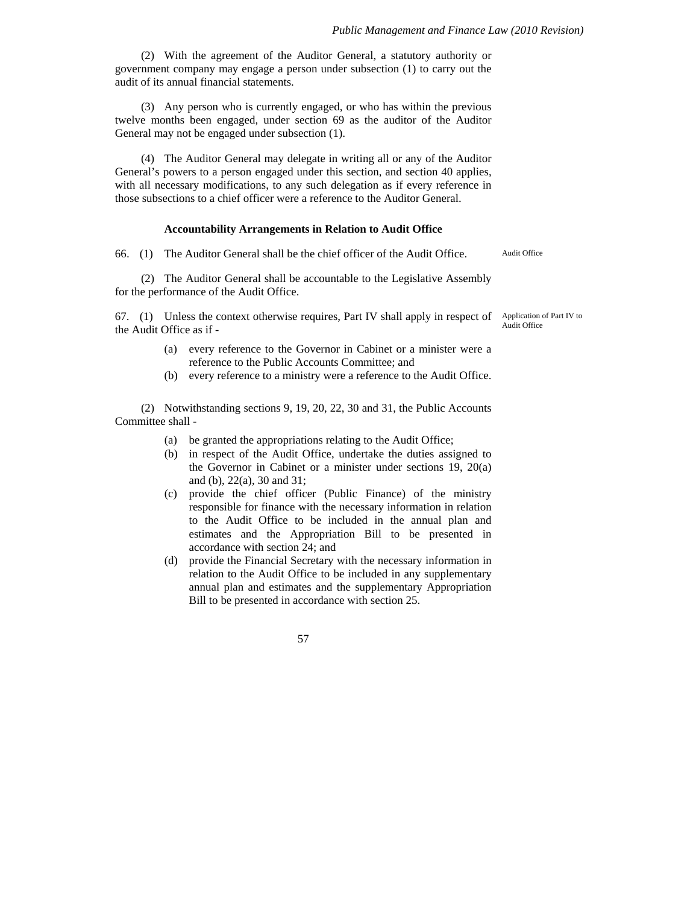(2) With the agreement of the Auditor General, a statutory authority or government company may engage a person under subsection (1) to carry out the audit of its annual financial statements.

(3) Any person who is currently engaged, or who has within the previous twelve months been engaged, under section 69 as the auditor of the Auditor General may not be engaged under subsection (1).

(4) The Auditor General may delegate in writing all or any of the Auditor General's powers to a person engaged under this section, and section 40 applies, with all necessary modifications, to any such delegation as if every reference in those subsections to a chief officer were a reference to the Auditor General.

#### Accountability Arrangements in Relation to Audit Office

Audit Office

66. (1) The Auditor General shall be the chief officer of the Audit Office.

(2) The Auditor General shall be accountable to the Legislative Assembly for the performance of the Audit Office.

Application of Part IV to Audit Office

67. (1) Unless the context otherwise requires, Part IV shall apply in respect of the Audit Office as if -

(a) every reference to the Governor in Cabinet or a minister were a reference to the Public Accounts Committee; and
(b) every reference to a ministry were a reference to the Audit Office.

(2) Notwithstanding sections 9, 19, 20, 22, 30 and 31, the Public Accounts Committee shall -

(a) be granted the appropriations relating to the Audit Office;
(b) in respect of the Audit Office, undertake the duties assigned to the Governor in Cabinet or a minister under sections 19, 20(a) and (b), 22(a), 30 and 31;
(c) provide the chief officer (Public Finance) of the ministry responsible for finance with the necessary information in relation to the Audit Office to be included in the annual plan and estimates and the Appropriation Bill to be presented in accordance with section 24; and
(d) provide the Financial Secretary with the necessary information in relation to the Audit Office to be included in any supplementary annual plan and estimates and the supplementary Appropriation Bill to be presented in accordance with section 25.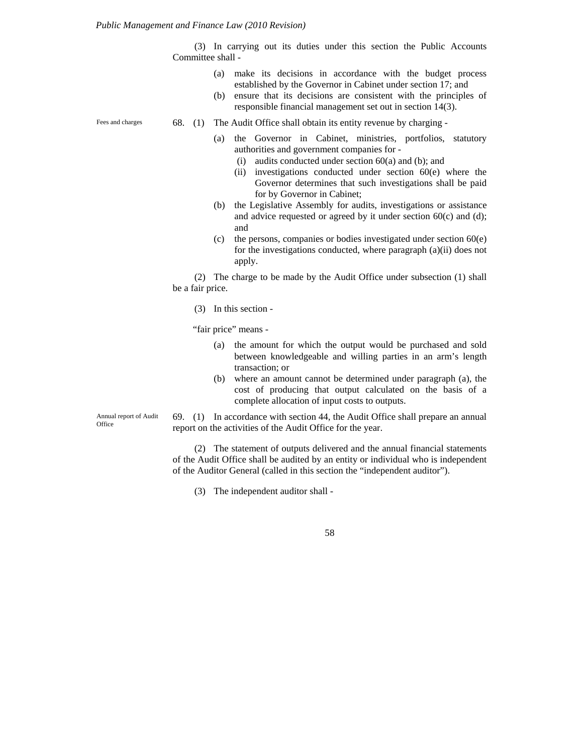(3) In carrying out its duties under this section the Public Accounts Committee shall -

- (a) make its decisions in accordance with the budget process established by the Governor in Cabinet under section 17; and
- (b) ensure that its decisions are consistent with the principles of responsible financial management set out in section 14(3).

Fees and charges

68. (1) The Audit Office shall obtain its entity revenue by charging -

- (a) the Governor in Cabinet, ministries, portfolios, statutory authorities and government companies for -
  - (i) audits conducted under section 60(a) and (b); and
  - (ii) investigations conducted under section 60(e) where the Governor determines that such investigations shall be paid for by Governor in Cabinet;
- (b) the Legislative Assembly for audits, investigations or assistance and advice requested or agreed by it under section 60(c) and (d); and
- (c) the persons, companies or bodies investigated under section 60(e) for the investigations conducted, where paragraph (a)(ii) does not apply.

(2) The charge to be made by the Audit Office under subsection (1) shall be a fair price.

(3) In this section -

"fair price" means -

- (a) the amount for which the output would be purchased and sold between knowledgeable and willing parties in an arm's length transaction; or
- (b) where an amount cannot be determined under paragraph (a), the cost of producing that output calculated on the basis of a complete allocation of input costs to outputs.

Annual report of Audit Office

69. (1) In accordance with section 44, the Audit Office shall prepare an annual report on the activities of the Audit Office for the year.

(2) The statement of outputs delivered and the annual financial statements of the Audit Office shall be audited by an entity or individual who is independent of the Auditor General (called in this section the "independent auditor").

(3) The independent auditor shall -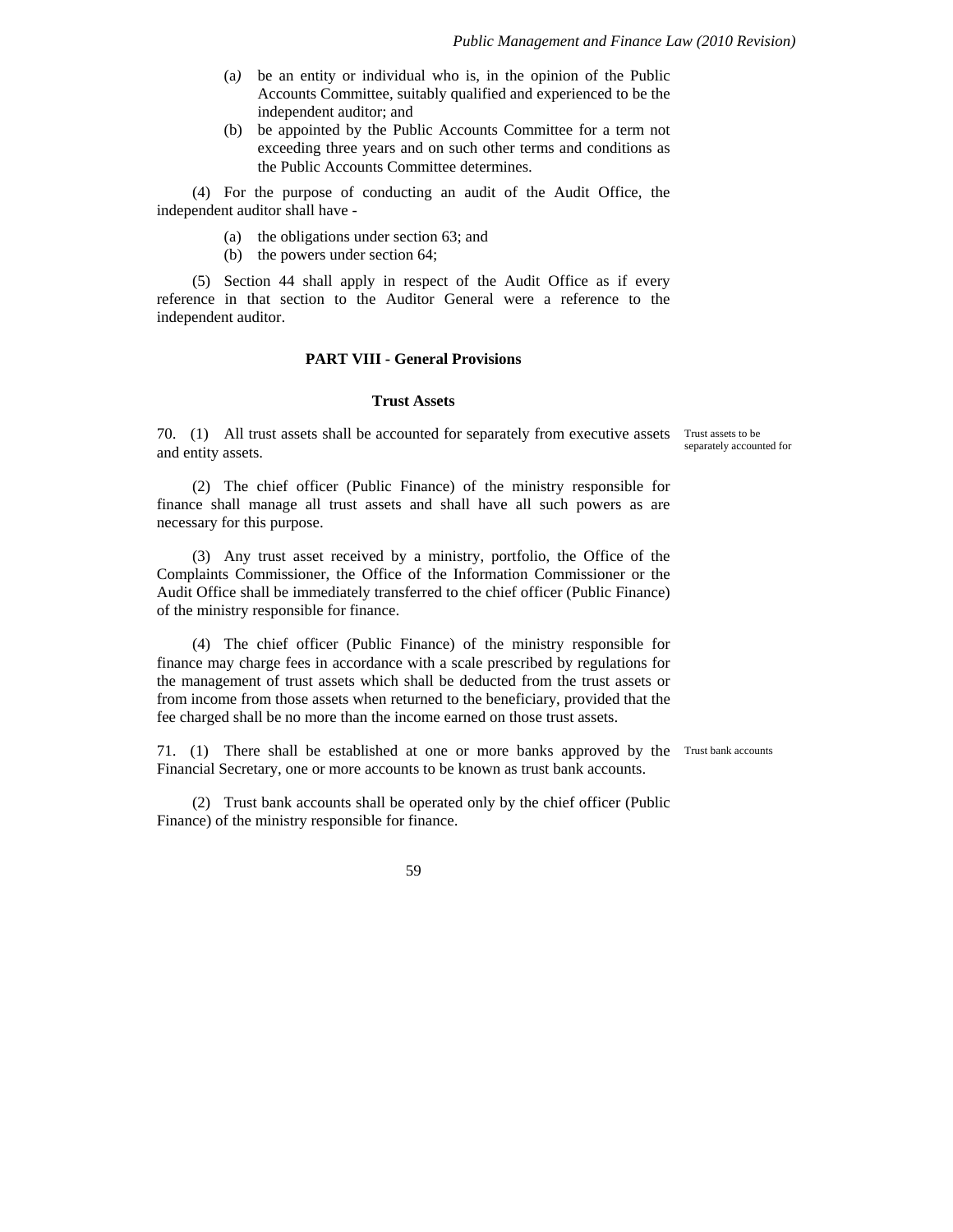(a) be an entity or individual who is, in the opinion of the Public Accounts Committee, suitably qualified and experienced to be the independent auditor; and

(b) be appointed by the Public Accounts Committee for a term not exceeding three years and on such other terms and conditions as the Public Accounts Committee determines.

(4) For the purpose of conducting an audit of the Audit Office, the independent auditor shall have -

(a) the obligations under section 63; and

(b) the powers under section 64;

(5) Section 44 shall apply in respect of the Audit Office as if every reference in that section to the Auditor General were a reference to the independent auditor.

## PART VIII - General Provisions

### Trust Assets

70. (1) All trust assets shall be accounted for separately from executive assets and entity assets.

*Trust assets to be separately accounted for*

(2) The chief officer (Public Finance) of the ministry responsible for finance shall manage all trust assets and shall have all such powers as are necessary for this purpose.

(3) Any trust asset received by a ministry, portfolio, the Office of the Complaints Commissioner, the Office of the Information Commissioner or the Audit Office shall be immediately transferred to the chief officer (Public Finance) of the ministry responsible for finance.

(4) The chief officer (Public Finance) of the ministry responsible for finance may charge fees in accordance with a scale prescribed by regulations for the management of trust assets which shall be deducted from the trust assets or from income from those assets when returned to the beneficiary, provided that the fee charged shall be no more than the income earned on those trust assets.

71. (1) There shall be established at one or more banks approved by the Financial Secretary, one or more accounts to be known as trust bank accounts.

*Trust bank accounts*

(2) Trust bank accounts shall be operated only by the chief officer (Public Finance) of the ministry responsible for finance.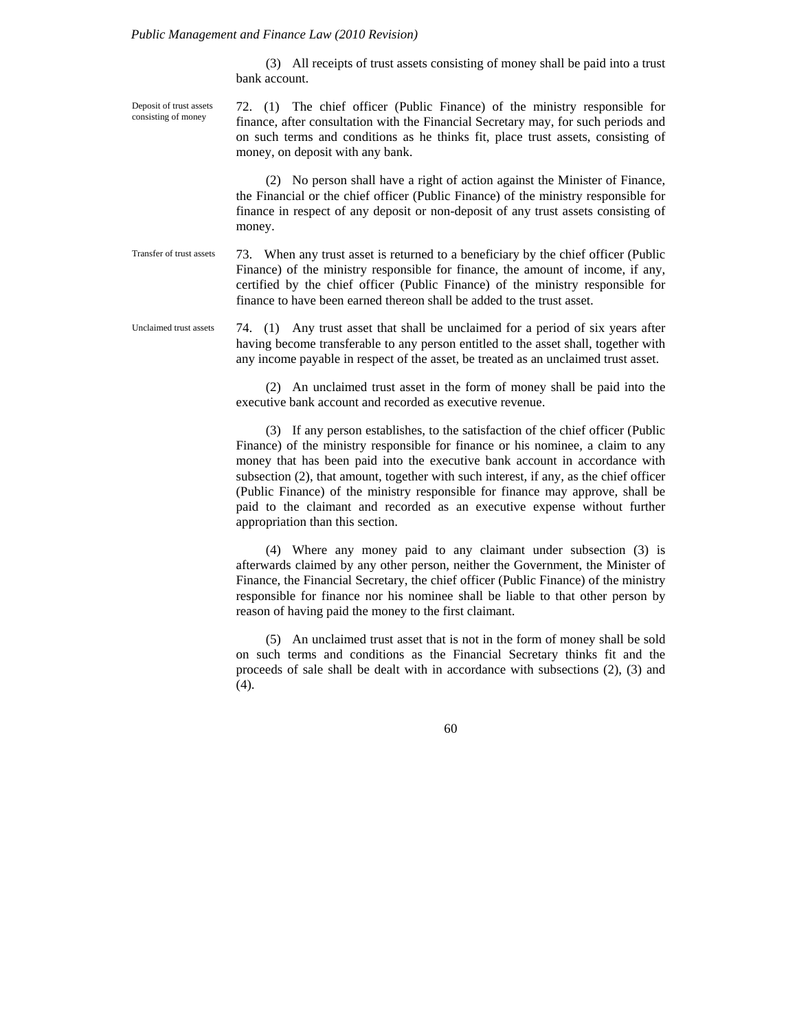(3) All receipts of trust assets consisting of money shall be paid into a trust bank account.

*Deposit of trust assets consisting of money*

72. (1) The chief officer (Public Finance) of the ministry responsible for finance, after consultation with the Financial Secretary may, for such periods and on such terms and conditions as he thinks fit, place trust assets, consisting of money, on deposit with any bank.

(2) No person shall have a right of action against the Minister of Finance, the Financial or the chief officer (Public Finance) of the ministry responsible for finance in respect of any deposit or non-deposit of any trust assets consisting of money.

*Transfer of trust assets*

73. When any trust asset is returned to a beneficiary by the chief officer (Public Finance) of the ministry responsible for finance, the amount of income, if any, certified by the chief officer (Public Finance) of the ministry responsible for finance to have been earned thereon shall be added to the trust asset.

*Unclaimed trust assets*

74. (1) Any trust asset that shall be unclaimed for a period of six years after having become transferable to any person entitled to the asset shall, together with any income payable in respect of the asset, be treated as an unclaimed trust asset.

(2) An unclaimed trust asset in the form of money shall be paid into the executive bank account and recorded as executive revenue.

(3) If any person establishes, to the satisfaction of the chief officer (Public Finance) of the ministry responsible for finance or his nominee, a claim to any money that has been paid into the executive bank account in accordance with subsection (2), that amount, together with such interest, if any, as the chief officer (Public Finance) of the ministry responsible for finance may approve, shall be paid to the claimant and recorded as an executive expense without further appropriation than this section.

(4) Where any money paid to any claimant under subsection (3) is afterwards claimed by any other person, neither the Government, the Minister of Finance, the Financial Secretary, the chief officer (Public Finance) of the ministry responsible for finance nor his nominee shall be liable to that other person by reason of having paid the money to the first claimant.

(5) An unclaimed trust asset that is not in the form of money shall be sold on such terms and conditions as the Financial Secretary thinks fit and the proceeds of sale shall be dealt with in accordance with subsections (2), (3) and (4).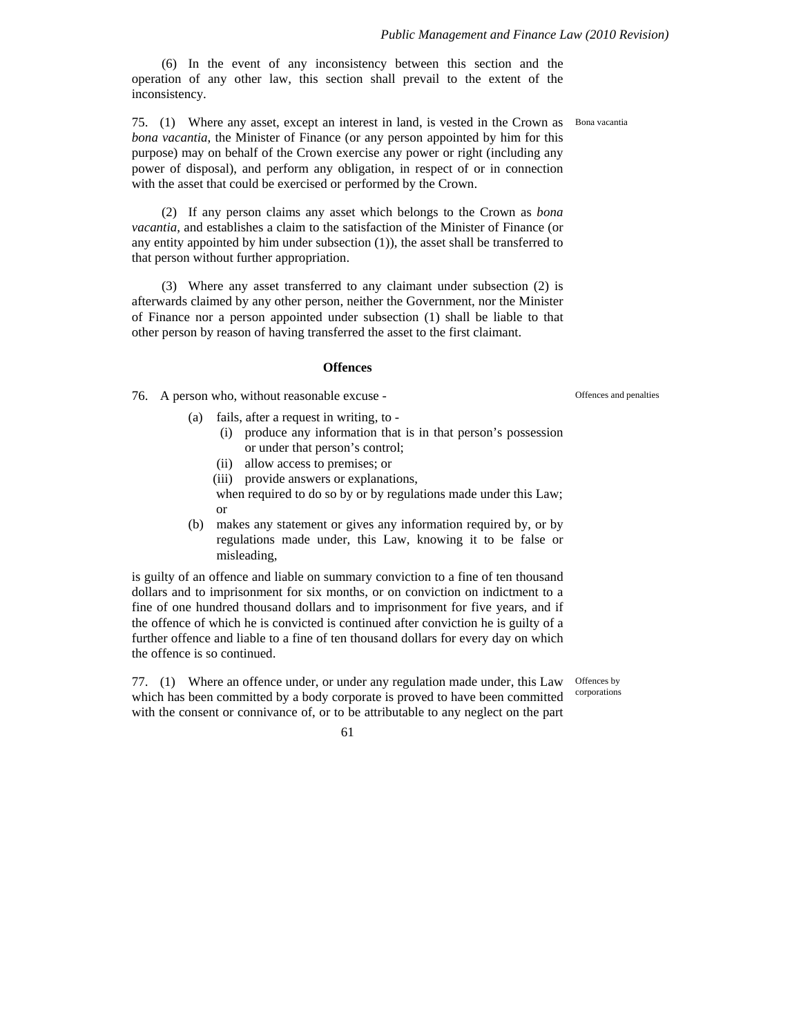(6) In the event of any inconsistency between this section and the operation of any other law, this section shall prevail to the extent of the inconsistency.

Bona vacantia

75. (1) Where any asset, except an interest in land, is vested in the Crown as *bona vacantia*, the Minister of Finance (or any person appointed by him for this purpose) may on behalf of the Crown exercise any power or right (including any power of disposal), and perform any obligation, in respect of or in connection with the asset that could be exercised or performed by the Crown.

(2) If any person claims any asset which belongs to the Crown as *bona vacantia*, and establishes a claim to the satisfaction of the Minister of Finance (or any entity appointed by him under subsection (1)), the asset shall be transferred to that person without further appropriation.

(3) Where any asset transferred to any claimant under subsection (2) is afterwards claimed by any other person, neither the Government, nor the Minister of Finance nor a person appointed under subsection (1) shall be liable to that other person by reason of having transferred the asset to the first claimant.

**Offences**

Offences and penalties

76. A person who, without reasonable excuse -

(a) fails, after a request in writing, to -
  (i) produce any information that is in that person's possession or under that person's control;
  (ii) allow access to premises; or
  (iii) provide answers or explanations,

  when required to do so by or by regulations made under this Law; or

(b) makes any statement or gives any information required by, or by regulations made under, this Law, knowing it to be false or misleading,

is guilty of an offence and liable on summary conviction to a fine of ten thousand dollars and to imprisonment for six months, or on conviction on indictment to a fine of one hundred thousand dollars and to imprisonment for five years, and if the offence of which he is convicted is continued after conviction he is guilty of a further offence and liable to a fine of ten thousand dollars for every day on which the offence is so continued.

Offences by corporations

77. (1) Where an offence under, or under any regulation made under, this Law which has been committed by a body corporate is proved to have been committed with the consent or connivance of, or to be attributable to any neglect on the part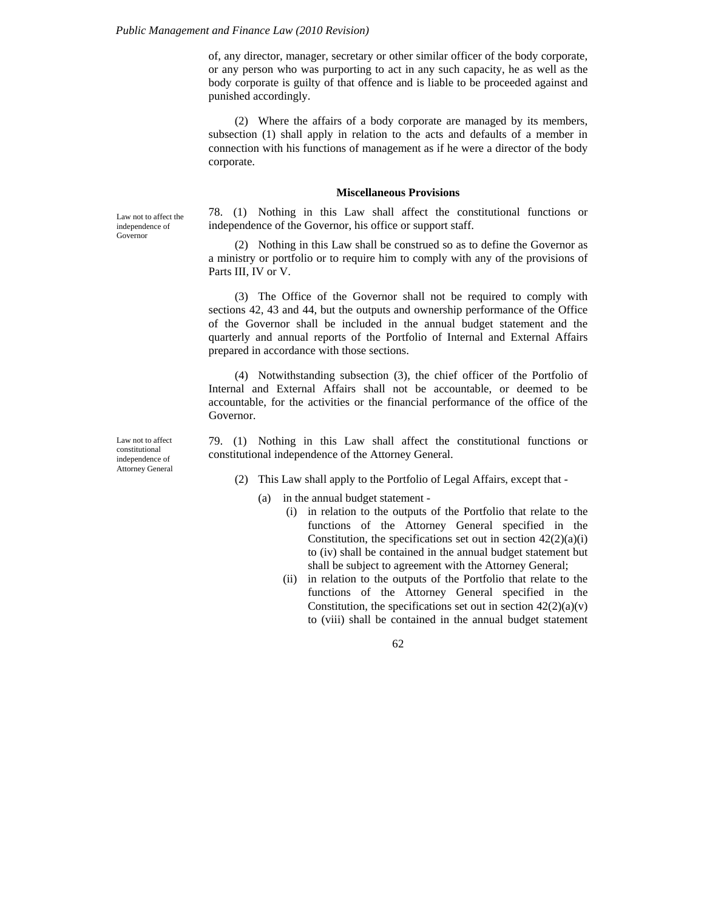of, any director, manager, secretary or other similar officer of the body corporate, or any person who was purporting to act in any such capacity, he as well as the body corporate is guilty of that offence and is liable to be proceeded against and punished accordingly.

(2) Where the affairs of a body corporate are managed by its members, subsection (1) shall apply in relation to the acts and defaults of a member in connection with his functions of management as if he were a director of the body corporate.

### Miscellaneous Provisions

*Law not to affect the independence of Governor*

78. (1) Nothing in this Law shall affect the constitutional functions or independence of the Governor, his office or support staff.

(2) Nothing in this Law shall be construed so as to define the Governor as a ministry or portfolio or to require him to comply with any of the provisions of Parts III, IV or V.

(3) The Office of the Governor shall not be required to comply with sections 42, 43 and 44, but the outputs and ownership performance of the Office of the Governor shall be included in the annual budget statement and the quarterly and annual reports of the Portfolio of Internal and External Affairs prepared in accordance with those sections.

(4) Notwithstanding subsection (3), the chief officer of the Portfolio of Internal and External Affairs shall not be accountable, or deemed to be accountable, for the activities or the financial performance of the office of the Governor.

*Law not to affect constitutional independence of Attorney General*

79. (1) Nothing in this Law shall affect the constitutional functions or constitutional independence of the Attorney General.

(2) This Law shall apply to the Portfolio of Legal Affairs, except that -

- (a) in the annual budget statement -
  - (i) in relation to the outputs of the Portfolio that relate to the functions of the Attorney General specified in the Constitution, the specifications set out in section 42(2)(a)(i) to (iv) shall be contained in the annual budget statement but shall be subject to agreement with the Attorney General;
  - (ii) in relation to the outputs of the Portfolio that relate to the functions of the Attorney General specified in the Constitution, the specifications set out in section 42(2)(a)(v) to (viii) shall be contained in the annual budget statement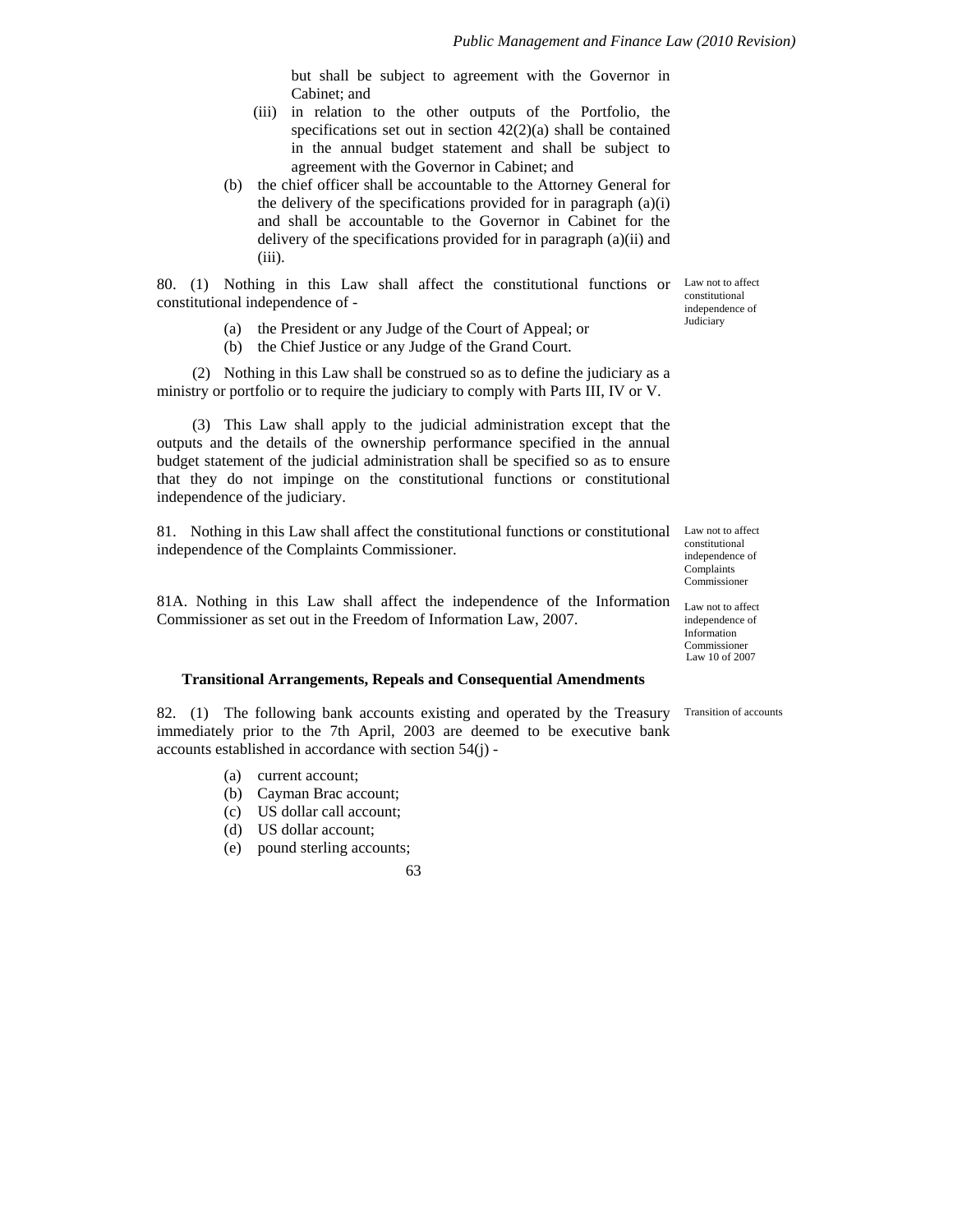but shall be subject to agreement with the Governor in Cabinet; and

(iii) in relation to the other outputs of the Portfolio, the specifications set out in section 42(2)(a) shall be contained in the annual budget statement and shall be subject to agreement with the Governor in Cabinet; and

(b) the chief officer shall be accountable to the Attorney General for the delivery of the specifications provided for in paragraph (a)(i) and shall be accountable to the Governor in Cabinet for the delivery of the specifications provided for in paragraph (a)(ii) and (iii).

*Law not to affect constitutional independence of Judiciary*

80. (1) Nothing in this Law shall affect the constitutional functions or constitutional independence of -

(a) the President or any Judge of the Court of Appeal; or
(b) the Chief Justice or any Judge of the Grand Court.

(2) Nothing in this Law shall be construed so as to define the judiciary as a ministry or portfolio or to require the judiciary to comply with Parts III, IV or V.

(3) This Law shall apply to the judicial administration except that the outputs and the details of the ownership performance specified in the annual budget statement of the judicial administration shall be specified so as to ensure that they do not impinge on the constitutional functions or constitutional independence of the judiciary.

*Law not to affect constitutional independence of Complaints Commissioner*

81. Nothing in this Law shall affect the constitutional functions or constitutional independence of the Complaints Commissioner.

*Law not to affect independence of Information Commissioner*
*Law 10 of 2007*

81A. Nothing in this Law shall affect the independence of the Information Commissioner as set out in the Freedom of Information Law, 2007.

**Transitional Arrangements, Repeals and Consequential Amendments**

*Transition of accounts*

82. (1) The following bank accounts existing and operated by the Treasury immediately prior to the 7th April, 2003 are deemed to be executive bank accounts established in accordance with section 54(j) -

(a) current account;
(b) Cayman Brac account;
(c) US dollar call account;
(d) US dollar account;
(e) pound sterling accounts;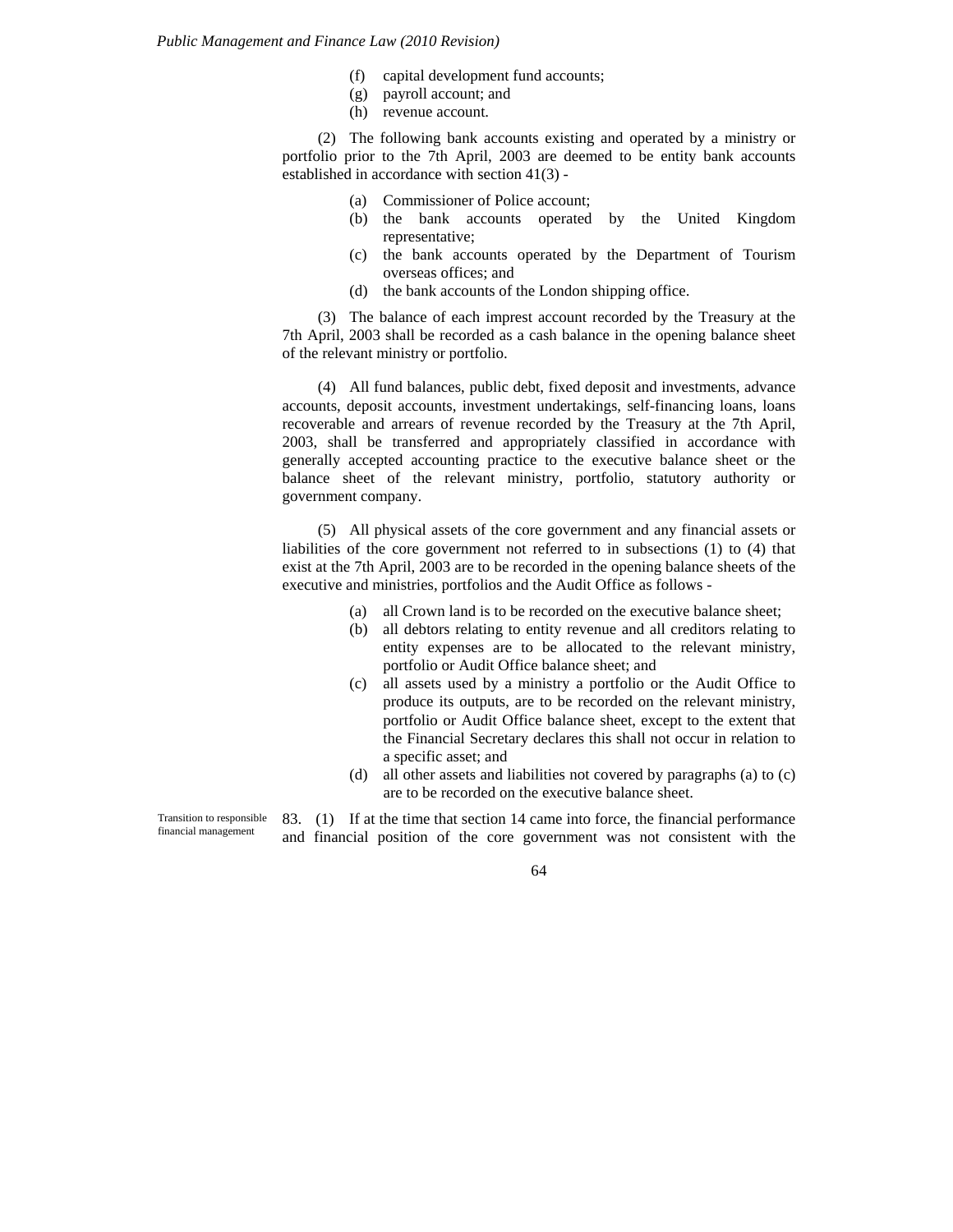(f) capital development fund accounts;
(g) payroll account; and
(h) revenue account.

(2) The following bank accounts existing and operated by a ministry or portfolio prior to the 7th April, 2003 are deemed to be entity bank accounts established in accordance with section 41(3) -

(a) Commissioner of Police account;
(b) the bank accounts operated by the United Kingdom representative;
(c) the bank accounts operated by the Department of Tourism overseas offices; and
(d) the bank accounts of the London shipping office.

(3) The balance of each imprest account recorded by the Treasury at the 7th April, 2003 shall be recorded as a cash balance in the opening balance sheet of the relevant ministry or portfolio.

(4) All fund balances, public debt, fixed deposit and investments, advance accounts, deposit accounts, investment undertakings, self-financing loans, loans recoverable and arrears of revenue recorded by the Treasury at the 7th April, 2003, shall be transferred and appropriately classified in accordance with generally accepted accounting practice to the executive balance sheet or the balance sheet of the relevant ministry, portfolio, statutory authority or government company.

(5) All physical assets of the core government and any financial assets or liabilities of the core government not referred to in subsections (1) to (4) that exist at the 7th April, 2003 are to be recorded in the opening balance sheets of the executive and ministries, portfolios and the Audit Office as follows -

(a) all Crown land is to be recorded on the executive balance sheet;
(b) all debtors relating to entity revenue and all creditors relating to entity expenses are to be allocated to the relevant ministry, portfolio or Audit Office balance sheet; and
(c) all assets used by a ministry a portfolio or the Audit Office to produce its outputs, are to be recorded on the relevant ministry, portfolio or Audit Office balance sheet, except to the extent that the Financial Secretary declares this shall not occur in relation to a specific asset; and
(d) all other assets and liabilities not covered by paragraphs (a) to (c) are to be recorded on the executive balance sheet.

Transition to responsible financial management

83. (1) If at the time that section 14 came into force, the financial performance and financial position of the core government was not consistent with the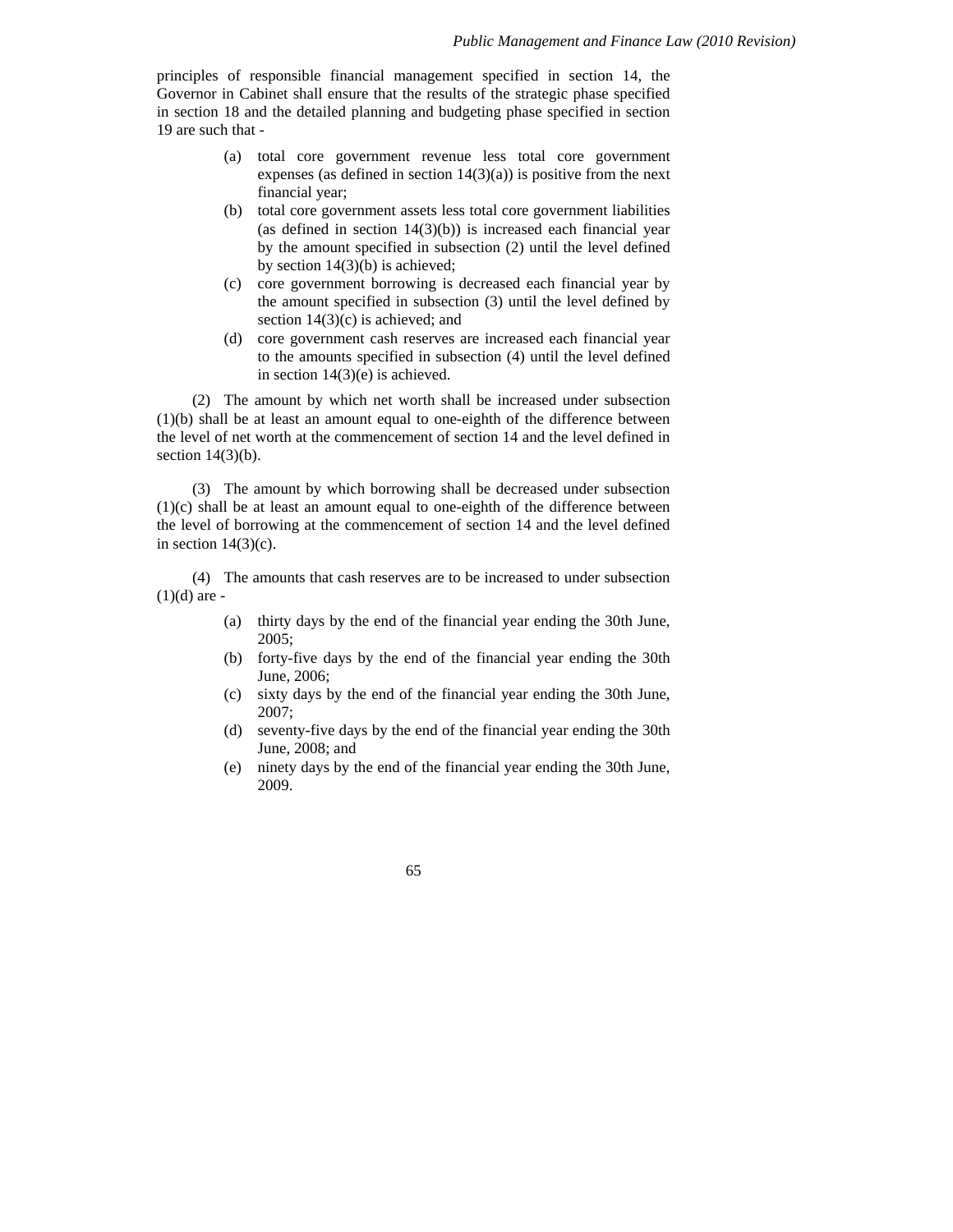principles of responsible financial management specified in section 14, the Governor in Cabinet shall ensure that the results of the strategic phase specified in section 18 and the detailed planning and budgeting phase specified in section 19 are such that -

- (a) total core government revenue less total core government expenses (as defined in section 14(3)(a)) is positive from the next financial year;
- (b) total core government assets less total core government liabilities (as defined in section 14(3)(b)) is increased each financial year by the amount specified in subsection (2) until the level defined by section 14(3)(b) is achieved;
- (c) core government borrowing is decreased each financial year by the amount specified in subsection (3) until the level defined by section 14(3)(c) is achieved; and
- (d) core government cash reserves are increased each financial year to the amounts specified in subsection (4) until the level defined in section 14(3)(e) is achieved.

(2) The amount by which net worth shall be increased under subsection (1)(b) shall be at least an amount equal to one-eighth of the difference between the level of net worth at the commencement of section 14 and the level defined in section 14(3)(b).

(3) The amount by which borrowing shall be decreased under subsection (1)(c) shall be at least an amount equal to one-eighth of the difference between the level of borrowing at the commencement of section 14 and the level defined in section 14(3)(c).

(4) The amounts that cash reserves are to be increased to under subsection (1)(d) are -

- (a) thirty days by the end of the financial year ending the 30th June, 2005;
- (b) forty-five days by the end of the financial year ending the 30th June, 2006;
- (c) sixty days by the end of the financial year ending the 30th June, 2007;
- (d) seventy-five days by the end of the financial year ending the 30th June, 2008; and
- (e) ninety days by the end of the financial year ending the 30th June, 2009.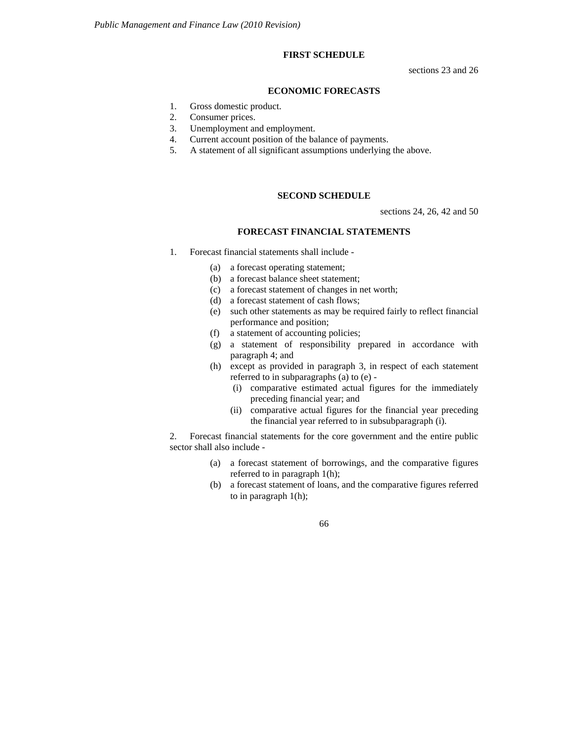## FIRST SCHEDULE

sections 23 and 26

### ECONOMIC FORECASTS

1. Gross domestic product.
2. Consumer prices.
3. Unemployment and employment.
4. Current account position of the balance of payments.
5. A statement of all significant assumptions underlying the above.

## SECOND SCHEDULE

sections 24, 26, 42 and 50

### FORECAST FINANCIAL STATEMENTS

1. Forecast financial statements shall include -

   (a) a forecast operating statement;
   (b) a forecast balance sheet statement;
   (c) a forecast statement of changes in net worth;
   (d) a forecast statement of cash flows;
   (e) such other statements as may be required fairly to reflect financial performance and position;
   (f) a statement of accounting policies;
   (g) a statement of responsibility prepared in accordance with paragraph 4; and
   (h) except as provided in paragraph 3, in respect of each statement referred to in subparagraphs (a) to (e) -
      (i) comparative estimated actual figures for the immediately preceding financial year; and
      (ii) comparative actual figures for the financial year preceding the financial year referred to in subsubparagraph (i).

2. Forecast financial statements for the core government and the entire public sector shall also include -

   (a) a forecast statement of borrowings, and the comparative figures referred to in paragraph 1(h);
   (b) a forecast statement of loans, and the comparative figures referred to in paragraph 1(h);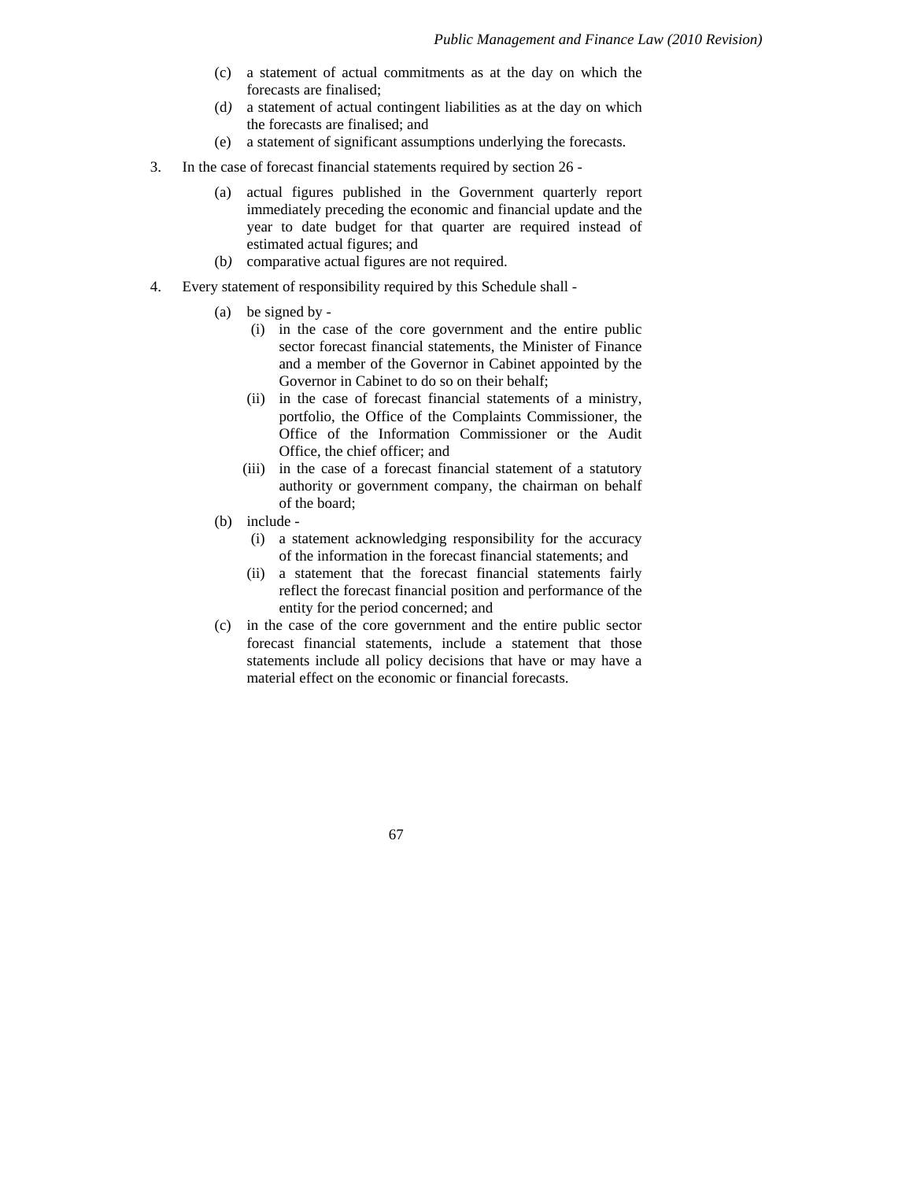(c) a statement of actual commitments as at the day on which the forecasts are finalised;

(d) a statement of actual contingent liabilities as at the day on which the forecasts are finalised; and

(e) a statement of significant assumptions underlying the forecasts.

3. In the case of forecast financial statements required by section 26 -

   (a) actual figures published in the Government quarterly report immediately preceding the economic and financial update and the year to date budget for that quarter are required instead of estimated actual figures; and

   (b) comparative actual figures are not required.

4. Every statement of responsibility required by this Schedule shall -

   (a) be signed by -

      (i) in the case of the core government and the entire public sector forecast financial statements, the Minister of Finance and a member of the Governor in Cabinet appointed by the Governor in Cabinet to do so on their behalf;

      (ii) in the case of forecast financial statements of a ministry, portfolio, the Office of the Complaints Commissioner, the Office of the Information Commissioner or the Audit Office, the chief officer; and

      (iii) in the case of a forecast financial statement of a statutory authority or government company, the chairman on behalf of the board;

   (b) include -

      (i) a statement acknowledging responsibility for the accuracy of the information in the forecast financial statements; and

      (ii) a statement that the forecast financial statements fairly reflect the forecast financial position and performance of the entity for the period concerned; and

   (c) in the case of the core government and the entire public sector forecast financial statements, include a statement that those statements include all policy decisions that have or may have a material effect on the economic or financial forecasts.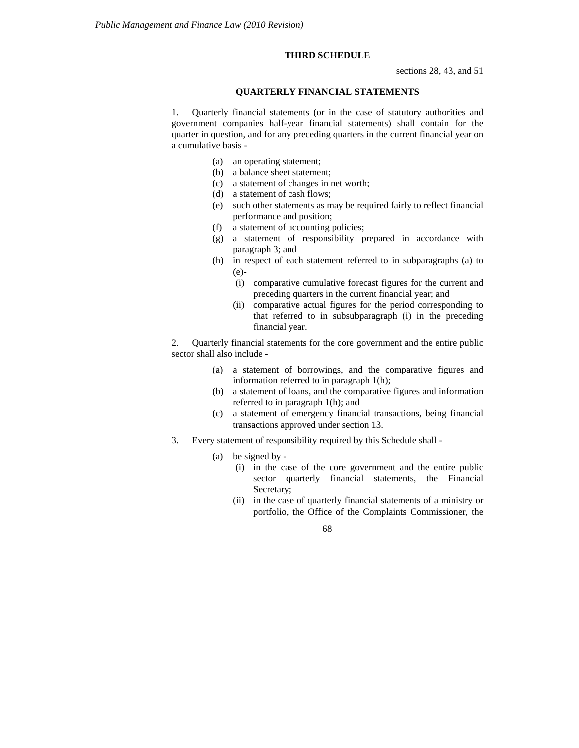## THIRD SCHEDULE

sections 28, 43, and 51

### QUARTERLY FINANCIAL STATEMENTS

1. Quarterly financial statements (or in the case of statutory authorities and government companies half-year financial statements) shall contain for the quarter in question, and for any preceding quarters in the current financial year on a cumulative basis -

   (a) an operating statement;
   (b) a balance sheet statement;
   (c) a statement of changes in net worth;
   (d) a statement of cash flows;
   (e) such other statements as may be required fairly to reflect financial performance and position;
   (f) a statement of accounting policies;
   (g) a statement of responsibility prepared in accordance with paragraph 3; and
   (h) in respect of each statement referred to in subparagraphs (a) to (e)-
      (i) comparative cumulative forecast figures for the current and preceding quarters in the current financial year; and
      (ii) comparative actual figures for the period corresponding to that referred to in subsubparagraph (i) in the preceding financial year.

2. Quarterly financial statements for the core government and the entire public sector shall also include -

   (a) a statement of borrowings, and the comparative figures and information referred to in paragraph 1(h);
   (b) a statement of loans, and the comparative figures and information referred to in paragraph 1(h); and
   (c) a statement of emergency financial transactions, being financial transactions approved under section 13.

3. Every statement of responsibility required by this Schedule shall -

   (a) be signed by -
      (i) in the case of the core government and the entire public sector quarterly financial statements, the Financial Secretary;
      (ii) in the case of quarterly financial statements of a ministry or portfolio, the Office of the Complaints Commissioner, the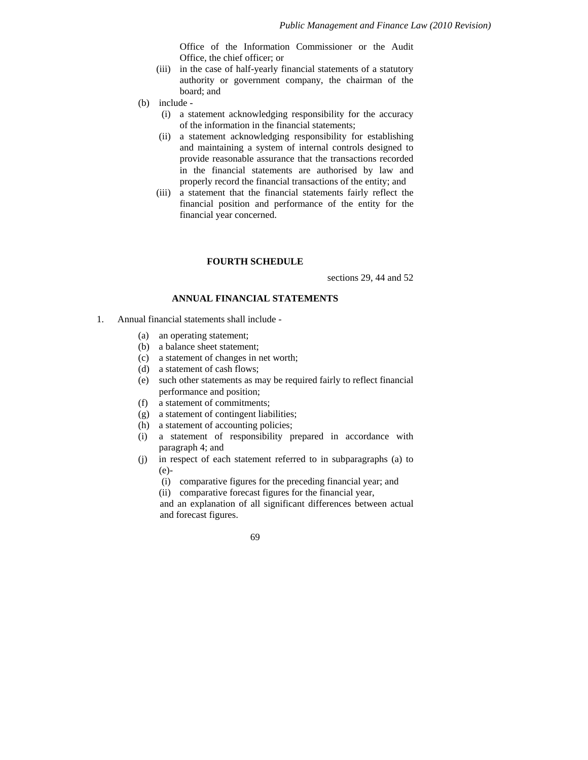Office of the Information Commissioner or the Audit Office, the chief officer; or

(iii) in the case of half-yearly financial statements of a statutory authority or government company, the chairman of the board; and

(b) include -

(i) a statement acknowledging responsibility for the accuracy of the information in the financial statements;

(ii) a statement acknowledging responsibility for establishing and maintaining a system of internal controls designed to provide reasonable assurance that the transactions recorded in the financial statements are authorised by law and properly record the financial transactions of the entity; and

(iii) a statement that the financial statements fairly reflect the financial position and performance of the entity for the financial year concerned.

**FOURTH SCHEDULE**

sections 29, 44 and 52

**ANNUAL FINANCIAL STATEMENTS**

1. Annual financial statements shall include -

(a) an operating statement;

(b) a balance sheet statement;

(c) a statement of changes in net worth;

(d) a statement of cash flows;

(e) such other statements as may be required fairly to reflect financial performance and position;

(f) a statement of commitments;

(g) a statement of contingent liabilities;

(h) a statement of accounting policies;

(i) a statement of responsibility prepared in accordance with paragraph 4; and

(j) in respect of each statement referred to in subparagraphs (a) to (e)-

(i) comparative figures for the preceding financial year; and

(ii) comparative forecast figures for the financial year,

and an explanation of all significant differences between actual and forecast figures.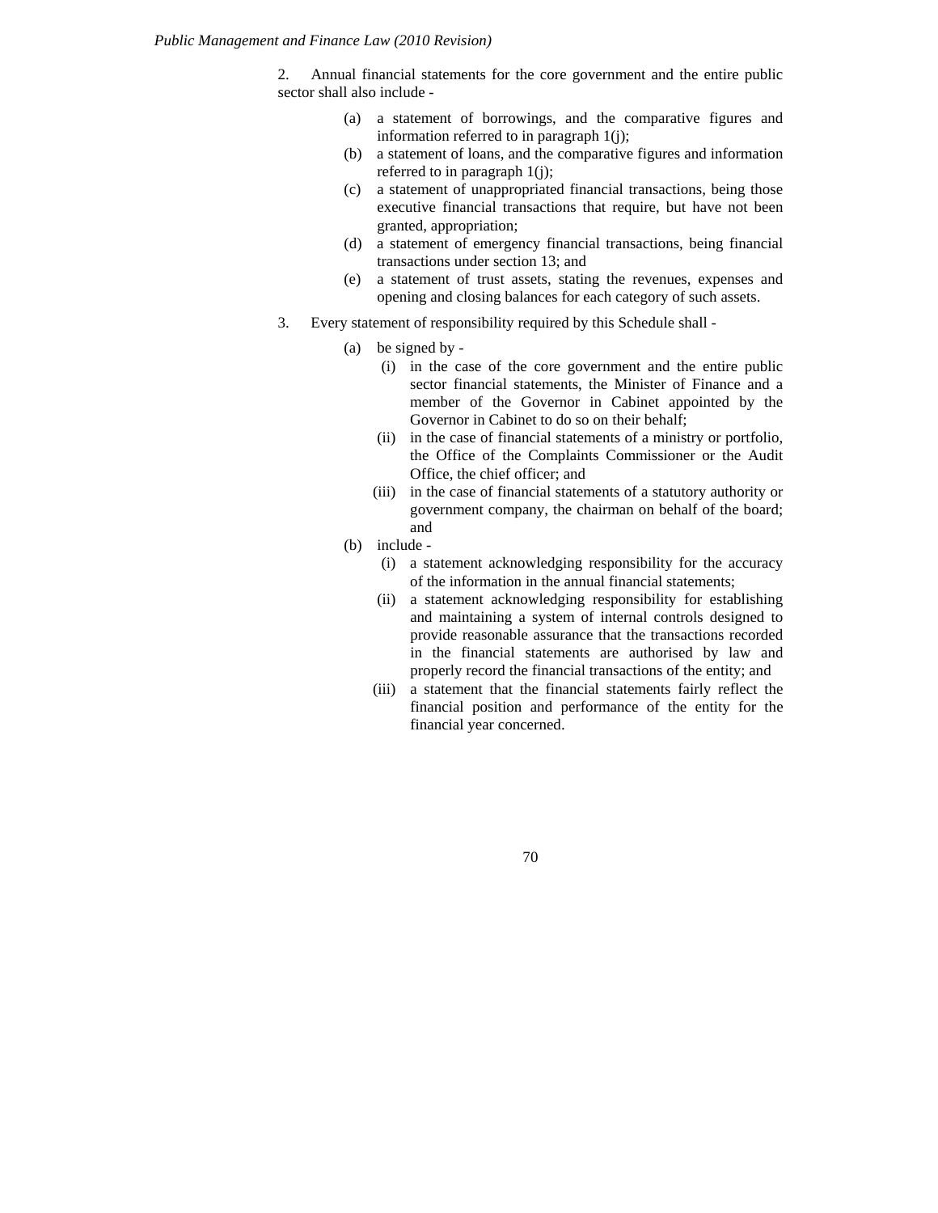2. Annual financial statements for the core government and the entire public sector shall also include -

(a) a statement of borrowings, and the comparative figures and information referred to in paragraph 1(j);

(b) a statement of loans, and the comparative figures and information referred to in paragraph 1(j);

(c) a statement of unappropriated financial transactions, being those executive financial transactions that require, but have not been granted, appropriation;

(d) a statement of emergency financial transactions, being financial transactions under section 13; and

(e) a statement of trust assets, stating the revenues, expenses and opening and closing balances for each category of such assets.

3. Every statement of responsibility required by this Schedule shall -

(a) be signed by -

(i) in the case of the core government and the entire public sector financial statements, the Minister of Finance and a member of the Governor in Cabinet appointed by the Governor in Cabinet to do so on their behalf;

(ii) in the case of financial statements of a ministry or portfolio, the Office of the Complaints Commissioner or the Audit Office, the chief officer; and

(iii) in the case of financial statements of a statutory authority or government company, the chairman on behalf of the board; and

(b) include -

(i) a statement acknowledging responsibility for the accuracy of the information in the annual financial statements;

(ii) a statement acknowledging responsibility for establishing and maintaining a system of internal controls designed to provide reasonable assurance that the transactions recorded in the financial statements are authorised by law and properly record the financial transactions of the entity; and

(iii) a statement that the financial statements fairly reflect the financial position and performance of the entity for the financial year concerned.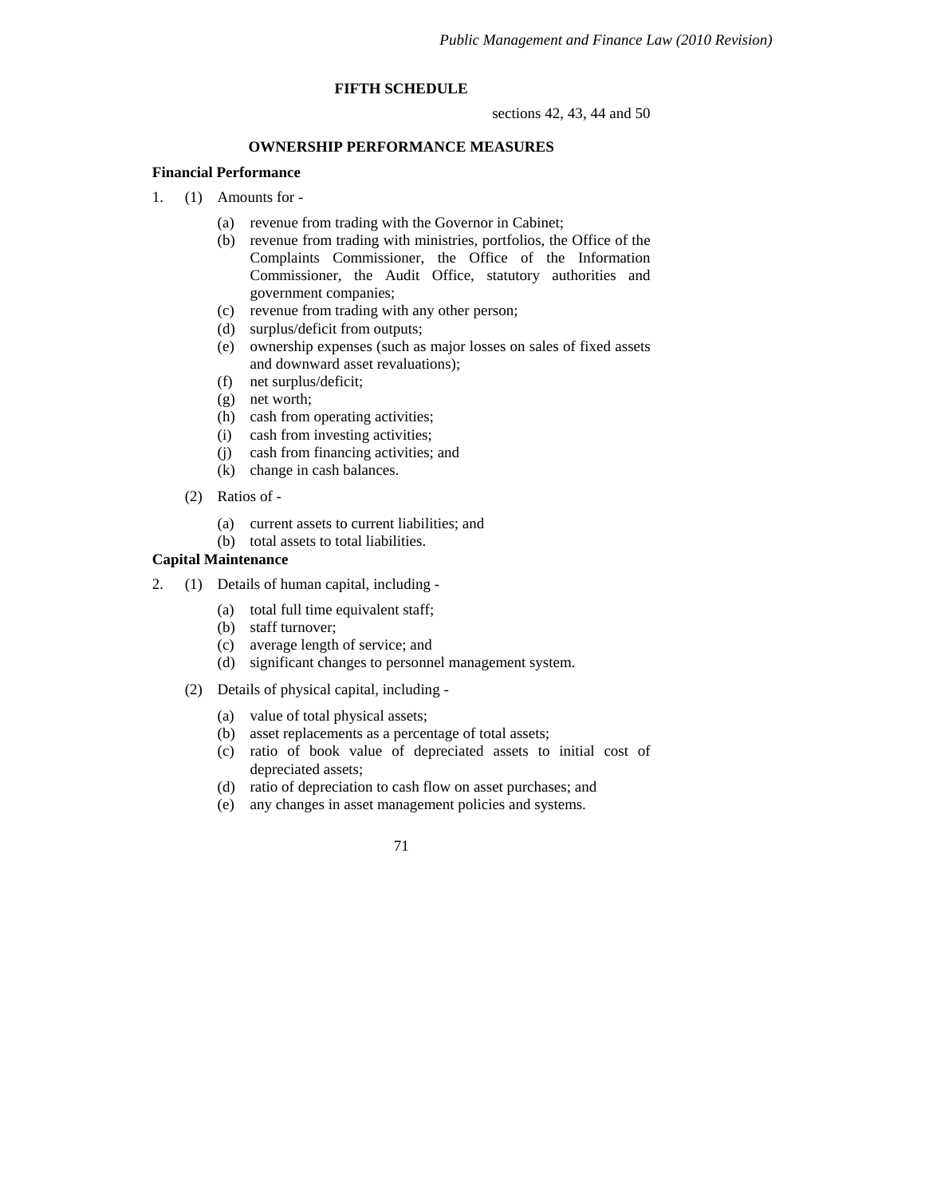## FIFTH SCHEDULE

sections 42, 43, 44 and 50

### OWNERSHIP PERFORMANCE MEASURES

**Financial Performance**

1. (1) Amounts for -

    (a) revenue from trading with the Governor in Cabinet;

    (b) revenue from trading with ministries, portfolios, the Office of the Complaints Commissioner, the Office of the Information Commissioner, the Audit Office, statutory authorities and government companies;

    (c) revenue from trading with any other person;

    (d) surplus/deficit from outputs;

    (e) ownership expenses (such as major losses on sales of fixed assets and downward asset revaluations);

    (f) net surplus/deficit;

    (g) net worth;

    (h) cash from operating activities;

    (i) cash from investing activities;

    (j) cash from financing activities; and

    (k) change in cash balances.

   (2) Ratios of -

    (a) current assets to current liabilities; and

    (b) total assets to total liabilities.

**Capital Maintenance**

2. (1) Details of human capital, including -

    (a) total full time equivalent staff;

    (b) staff turnover;

    (c) average length of service; and

    (d) significant changes to personnel management system.

   (2) Details of physical capital, including -

    (a) value of total physical assets;

    (b) asset replacements as a percentage of total assets;

    (c) ratio of book value of depreciated assets to initial cost of depreciated assets;

    (d) ratio of depreciation to cash flow on asset purchases; and

    (e) any changes in asset management policies and systems.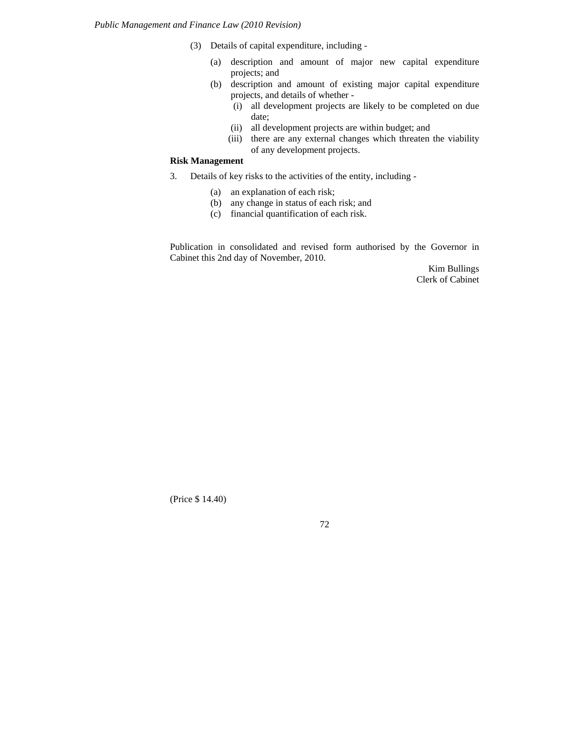(3) Details of capital expenditure, including -

   (a) description and amount of major new capital expenditure projects; and
   (b) description and amount of existing major capital expenditure projects, and details of whether -
      (i) all development projects are likely to be completed on due date;
      (ii) all development projects are within budget; and
      (iii) there are any external changes which threaten the viability of any development projects.

**Risk Management**

3. Details of key risks to the activities of the entity, including -

   (a) an explanation of each risk;
   (b) any change in status of each risk; and
   (c) financial quantification of each risk.

Publication in consolidated and revised form authorised by the Governor in Cabinet this 2nd day of November, 2010.

Kim Bullings
Clerk of Cabinet

(Price $ 14.40)